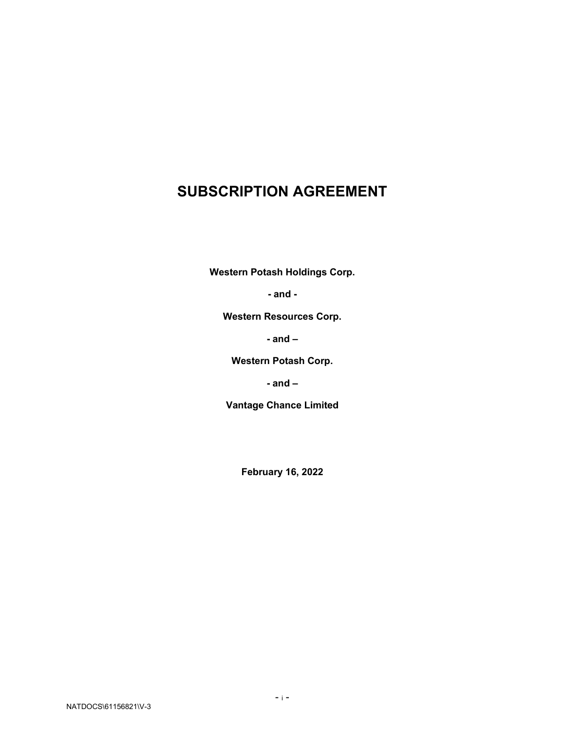# SUBSCRIPTION AGREEMENT

**Western Potash Holdings Corp.**

**- and -**

**Western Resources Corp.**

**- and –**

**Western Potash Corp.**

**- and –**

**Vantage Chance Limited**

**February 16, 2022**

NATDOCS\61156821\V-3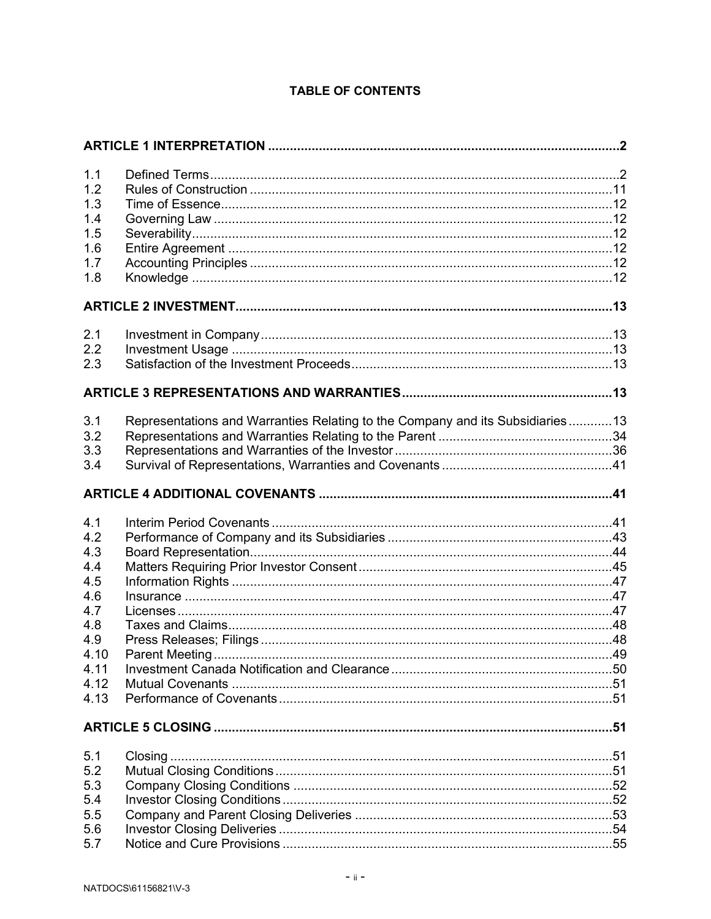# TABLE OF CONTENTS

| | | |
|---|---|---|
| **ARTICLE 1 INTERPRETATION** | | **2** |
| 1.1 | Defined Terms | 2 |
| 1.2 | Rules of Construction | 11 |
| 1.3 | Time of Essence | 12 |
| 1.4 | Governing Law | 12 |
| 1.5 | Severability | 12 |
| 1.6 | Entire Agreement | 12 |
| 1.7 | Accounting Principles | 12 |
| 1.8 | Knowledge | 12 |
| **ARTICLE 2 INVESTMENT** | | **13** |
| 2.1 | Investment in Company | 13 |
| 2.2 | Investment Usage | 13 |
| 2.3 | Satisfaction of the Investment Proceeds | 13 |
| **ARTICLE 3 REPRESENTATIONS AND WARRANTIES** | | **13** |
| 3.1 | Representations and Warranties Relating to the Company and its Subsidiaries | 13 |
| 3.2 | Representations and Warranties Relating to the Parent | 34 |
| 3.3 | Representations and Warranties of the Investor | 36 |
| 3.4 | Survival of Representations, Warranties and Covenants | 41 |
| **ARTICLE 4 ADDITIONAL COVENANTS** | | **41** |
| 4.1 | Interim Period Covenants | 41 |
| 4.2 | Performance of Company and its Subsidiaries | 43 |
| 4.3 | Board Representation | 44 |
| 4.4 | Matters Requiring Prior Investor Consent | 45 |
| 4.5 | Information Rights | 47 |
| 4.6 | Insurance | 47 |
| 4.7 | Licenses | 47 |
| 4.8 | Taxes and Claims | 48 |
| 4.9 | Press Releases; Filings | 48 |
| 4.10 | Parent Meeting | 49 |
| 4.11 | Investment Canada Notification and Clearance | 50 |
| 4.12 | Mutual Covenants | 51 |
| 4.13 | Performance of Covenants | 51 |
| **ARTICLE 5 CLOSING** | | **51** |
| 5.1 | Closing | 51 |
| 5.2 | Mutual Closing Conditions | 51 |
| 5.3 | Company Closing Conditions | 52 |
| 5.4 | Investor Closing Conditions | 52 |
| 5.5 | Company and Parent Closing Deliveries | 53 |
| 5.6 | Investor Closing Deliveries | 54 |
| 5.7 | Notice and Cure Provisions | 55 |

NATDOCS\61156821\V-3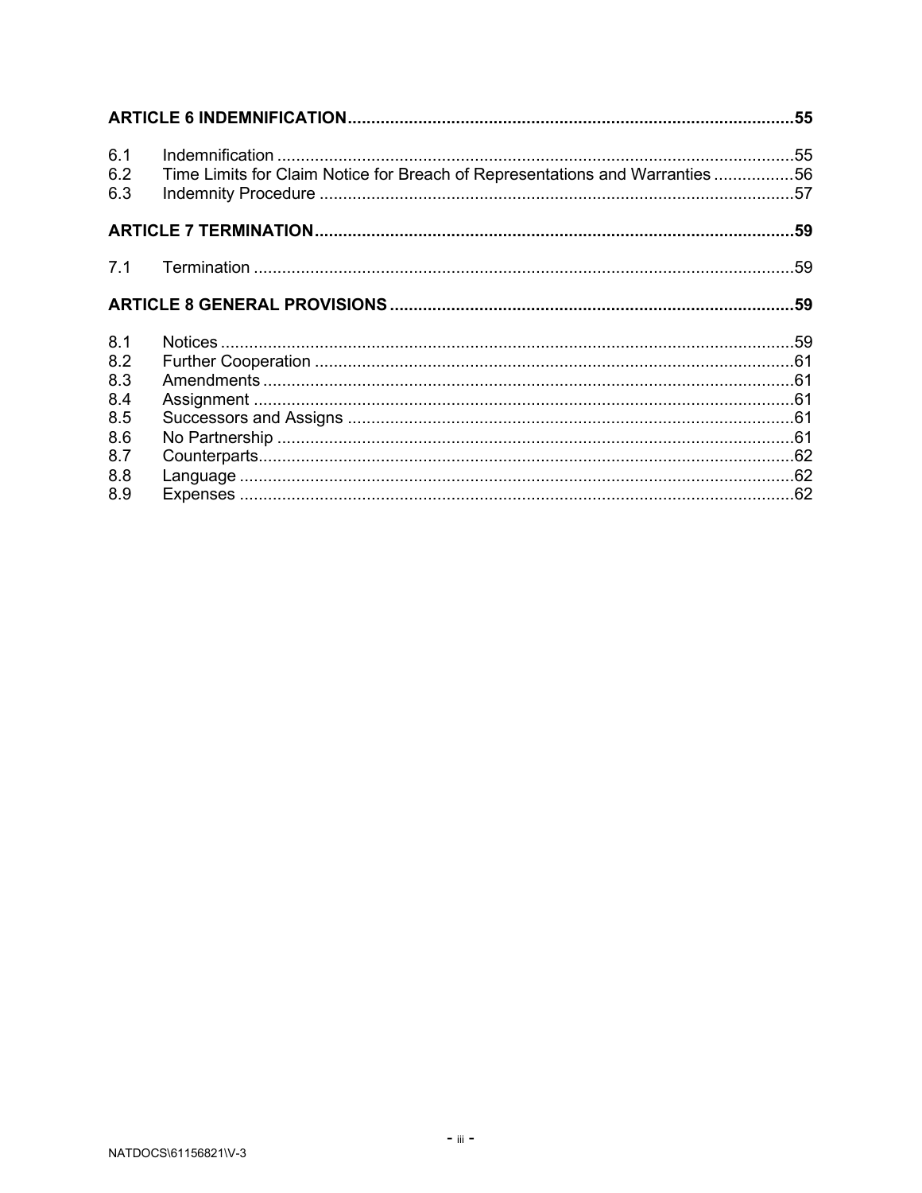| | | |
|---|---|---|
| **ARTICLE 6 INDEMNIFICATION** | | **55** |
| 6.1 | Indemnification | 55 |
| 6.2 | Time Limits for Claim Notice for Breach of Representations and Warranties | 56 |
| 6.3 | Indemnity Procedure | 57 |
| **ARTICLE 7 TERMINATION** | | **59** |
| 7.1 | Termination | 59 |
| **ARTICLE 8 GENERAL PROVISIONS** | | **59** |
| 8.1 | Notices | 59 |
| 8.2 | Further Cooperation | 61 |
| 8.3 | Amendments | 61 |
| 8.4 | Assignment | 61 |
| 8.5 | Successors and Assigns | 61 |
| 8.6 | No Partnership | 61 |
| 8.7 | Counterparts | 62 |
| 8.8 | Language | 62 |
| 8.9 | Expenses | 62 |

NATDOCS\61156821\V-3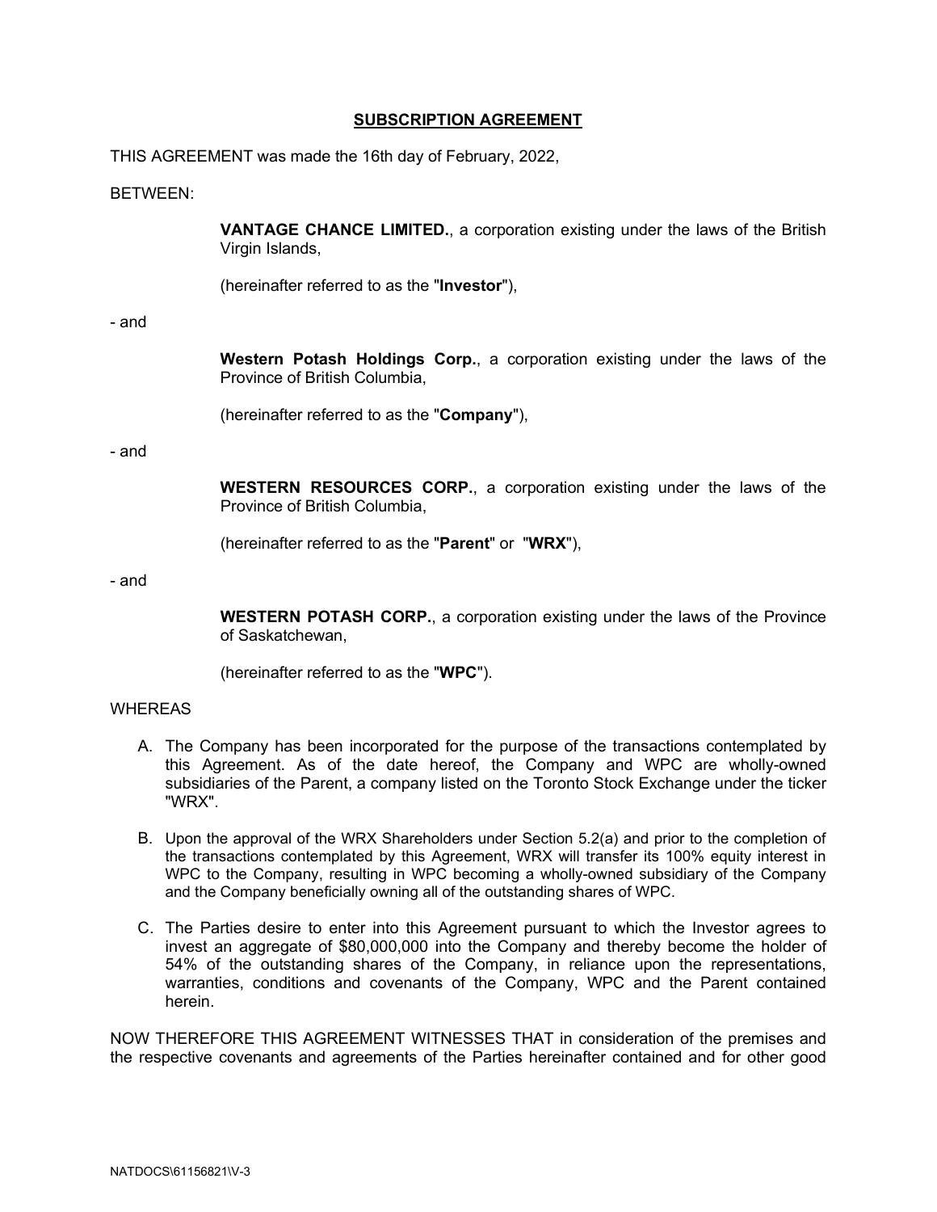## **SUBSCRIPTION AGREEMENT**

THIS AGREEMENT was made the 16th day of February, 2022,

BETWEEN:

> **VANTAGE CHANCE LIMITED.**, a corporation existing under the laws of the British Virgin Islands,
>
> (hereinafter referred to as the "**Investor**"),

- and

> **Western Potash Holdings Corp.**, a corporation existing under the laws of the Province of British Columbia,
>
> (hereinafter referred to as the "**Company**"),

- and

> **WESTERN RESOURCES CORP.**, a corporation existing under the laws of the Province of British Columbia,
>
> (hereinafter referred to as the "**Parent**" or "**WRX**"),

- and

> **WESTERN POTASH CORP.**, a corporation existing under the laws of the Province of Saskatchewan,
>
> (hereinafter referred to as the "**WPC**").

WHEREAS

A. The Company has been incorporated for the purpose of the transactions contemplated by this Agreement. As of the date hereof, the Company and WPC are wholly-owned subsidiaries of the Parent, a company listed on the Toronto Stock Exchange under the ticker "WRX".

B. Upon the approval of the WRX Shareholders under Section 5.2(a) and prior to the completion of the transactions contemplated by this Agreement, WRX will transfer its 100% equity interest in WPC to the Company, resulting in WPC becoming a wholly-owned subsidiary of the Company and the Company beneficially owning all of the outstanding shares of WPC.

C. The Parties desire to enter into this Agreement pursuant to which the Investor agrees to invest an aggregate of $80,000,000 into the Company and thereby become the holder of 54% of the outstanding shares of the Company, in reliance upon the representations, warranties, conditions and covenants of the Company, WPC and the Parent contained herein.

NOW THEREFORE THIS AGREEMENT WITNESSES THAT in consideration of the premises and the respective covenants and agreements of the Parties hereinafter contained and for other good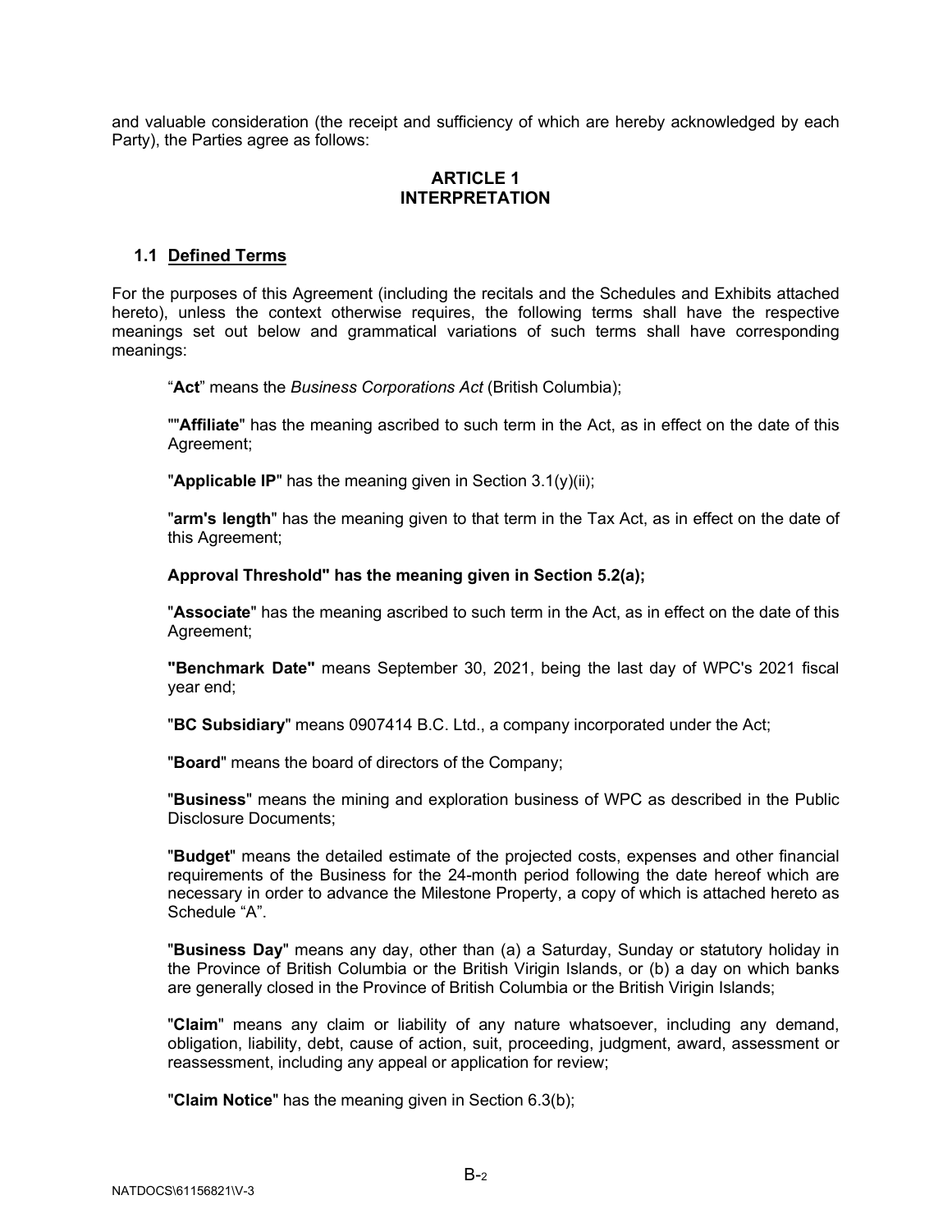and valuable consideration (the receipt and sufficiency of which are hereby acknowledged by each Party), the Parties agree as follows:

## ARTICLE 1
## INTERPRETATION

### 1.1 Defined Terms

For the purposes of this Agreement (including the recitals and the Schedules and Exhibits attached hereto), unless the context otherwise requires, the following terms shall have the respective meanings set out below and grammatical variations of such terms shall have corresponding meanings:

"**Act**" means the *Business Corporations Act* (British Columbia);

""**Affiliate**" has the meaning ascribed to such term in the Act, as in effect on the date of this Agreement;

"**Applicable IP**" has the meaning given in Section 3.1(y)(ii);

"**arm's length**" has the meaning given to that term in the Tax Act, as in effect on the date of this Agreement;

**Approval Threshold" has the meaning given in Section 5.2(a);**

"**Associate**" has the meaning ascribed to such term in the Act, as in effect on the date of this Agreement;

**"Benchmark Date"** means September 30, 2021, being the last day of WPC's 2021 fiscal year end;

"**BC Subsidiary**" means 0907414 B.C. Ltd., a company incorporated under the Act;

"**Board**" means the board of directors of the Company;

"**Business**" means the mining and exploration business of WPC as described in the Public Disclosure Documents;

"**Budget**" means the detailed estimate of the projected costs, expenses and other financial requirements of the Business for the 24-month period following the date hereof which are necessary in order to advance the Milestone Property, a copy of which is attached hereto as Schedule "A".

"**Business Day**" means any day, other than (a) a Saturday, Sunday or statutory holiday in the Province of British Columbia or the British Virigin Islands, or (b) a day on which banks are generally closed in the Province of British Columbia or the British Virgin Islands;

"**Claim**" means any claim or liability of any nature whatsoever, including any demand, obligation, liability, debt, cause of action, suit, proceeding, judgment, award, assessment or reassessment, including any appeal or application for review;

"**Claim Notice**" has the meaning given in Section 6.3(b);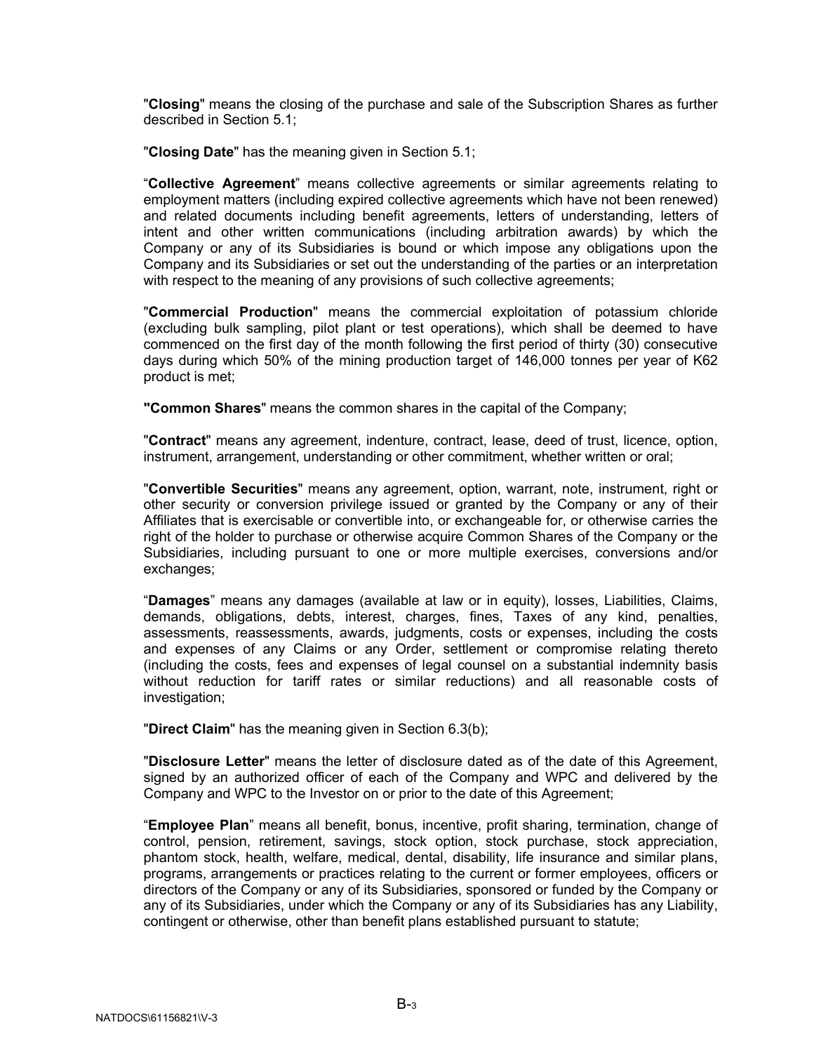"**Closing**" means the closing of the purchase and sale of the Subscription Shares as further described in Section 5.1;

"**Closing Date**" has the meaning given in Section 5.1;

"**Collective Agreement**" means collective agreements or similar agreements relating to employment matters (including expired collective agreements which have not been renewed) and related documents including benefit agreements, letters of understanding, letters of intent and other written communications (including arbitration awards) by which the Company or any of its Subsidiaries is bound or which impose any obligations upon the Company and its Subsidiaries or set out the understanding of the parties or an interpretation with respect to the meaning of any provisions of such collective agreements;

"**Commercial Production**" means the commercial exploitation of potassium chloride (excluding bulk sampling, pilot plant or test operations), which shall be deemed to have commenced on the first day of the month following the first period of thirty (30) consecutive days during which 50% of the mining production target of 146,000 tonnes per year of K62 product is met;

"**Common Shares**" means the common shares in the capital of the Company;

"**Contract**" means any agreement, indenture, contract, lease, deed of trust, licence, option, instrument, arrangement, understanding or other commitment, whether written or oral;

"**Convertible Securities**" means any agreement, option, warrant, note, instrument, right or other security or conversion privilege issued or granted by the Company or any of their Affiliates that is exercisable or convertible into, or exchangeable for, or otherwise carries the right of the holder to purchase or otherwise acquire Common Shares of the Company or the Subsidiaries, including pursuant to one or more multiple exercises, conversions and/or exchanges;

"**Damages**" means any damages (available at law or in equity), losses, Liabilities, Claims, demands, obligations, debts, interest, charges, fines, Taxes of any kind, penalties, assessments, reassessments, awards, judgments, costs or expenses, including the costs and expenses of any Claims or any Order, settlement or compromise relating thereto (including the costs, fees and expenses of legal counsel on a substantial indemnity basis without reduction for tariff rates or similar reductions) and all reasonable costs of investigation;

"**Direct Claim**" has the meaning given in Section 6.3(b);

"**Disclosure Letter**" means the letter of disclosure dated as of the date of this Agreement, signed by an authorized officer of each of the Company and WPC and delivered by the Company and WPC to the Investor on or prior to the date of this Agreement;

"**Employee Plan**" means all benefit, bonus, incentive, profit sharing, termination, change of control, pension, retirement, savings, stock option, stock purchase, stock appreciation, phantom stock, health, welfare, medical, dental, disability, life insurance and similar plans, programs, arrangements or practices relating to the current or former employees, officers or directors of the Company or any of its Subsidiaries, sponsored or funded by the Company or any of its Subsidiaries, under which the Company or any of its Subsidiaries has any Liability, contingent or otherwise, other than benefit plans established pursuant to statute;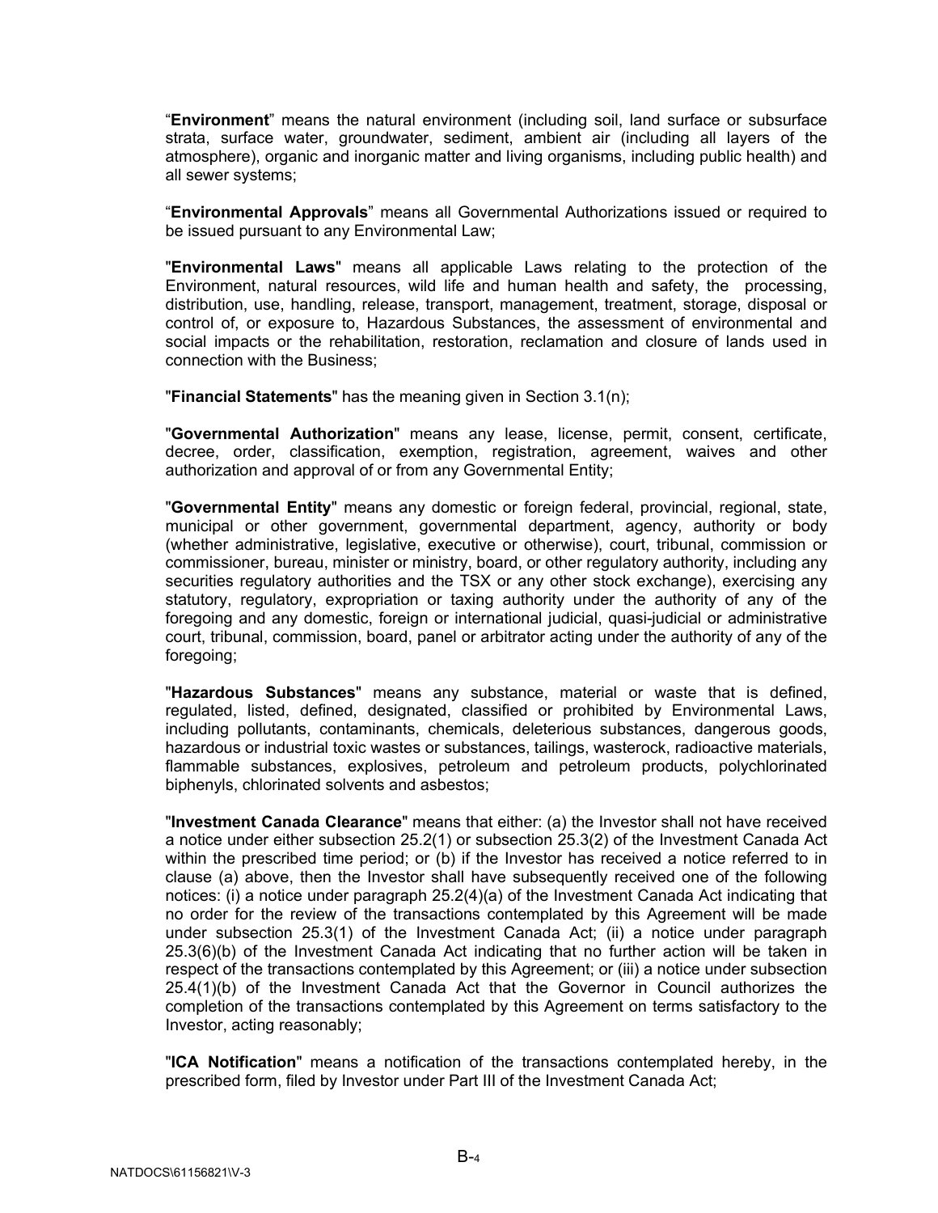"**Environment**" means the natural environment (including soil, land surface or subsurface strata, surface water, groundwater, sediment, ambient air (including all layers of the atmosphere), organic and inorganic matter and living organisms, including public health) and all sewer systems;

"**Environmental Approvals**" means all Governmental Authorizations issued or required to be issued pursuant to any Environmental Law;

"**Environmental Laws**" means all applicable Laws relating to the protection of the Environment, natural resources, wild life and human health and safety, the processing, distribution, use, handling, release, transport, management, treatment, storage, disposal or control of, or exposure to, Hazardous Substances, the assessment of environmental and social impacts or the rehabilitation, restoration, reclamation and closure of lands used in connection with the Business;

"**Financial Statements**" has the meaning given in Section 3.1(n);

"**Governmental Authorization**" means any lease, license, permit, consent, certificate, decree, order, classification, exemption, registration, agreement, waives and other authorization and approval of or from any Governmental Entity;

"**Governmental Entity**" means any domestic or foreign federal, provincial, regional, state, municipal or other government, governmental department, agency, authority or body (whether administrative, legislative, executive or otherwise), court, tribunal, commission or commissioner, bureau, minister or ministry, board, or other regulatory authority, including any securities regulatory authorities and the TSX or any other stock exchange), exercising any statutory, regulatory, expropriation or taxing authority under the authority of any of the foregoing and any domestic, foreign or international judicial, quasi-judicial or administrative court, tribunal, commission, board, panel or arbitrator acting under the authority of any of the foregoing;

"**Hazardous Substances**" means any substance, material or waste that is defined, regulated, listed, defined, designated, classified or prohibited by Environmental Laws, including pollutants, contaminants, chemicals, deleterious substances, dangerous goods, hazardous or industrial toxic wastes or substances, tailings, wasterock, radioactive materials, flammable substances, explosives, petroleum and petroleum products, polychlorinated biphenyls, chlorinated solvents and asbestos;

"**Investment Canada Clearance**" means that either: (a) the Investor shall not have received a notice under either subsection 25.2(1) or subsection 25.3(2) of the Investment Canada Act within the prescribed time period; or (b) if the Investor has received a notice referred to in clause (a) above, then the Investor shall have subsequently received one of the following notices: (i) a notice under paragraph 25.2(4)(a) of the Investment Canada Act indicating that no order for the review of the transactions contemplated by this Agreement will be made under subsection 25.3(1) of the Investment Canada Act; (ii) a notice under paragraph 25.3(6)(b) of the Investment Canada Act indicating that no further action will be taken in respect of the transactions contemplated by this Agreement; or (iii) a notice under subsection 25.4(1)(b) of the Investment Canada Act that the Governor in Council authorizes the completion of the transactions contemplated by this Agreement on terms satisfactory to the Investor, acting reasonably;

"**ICA Notification**" means a notification of the transactions contemplated hereby, in the prescribed form, filed by Investor under Part III of the Investment Canada Act;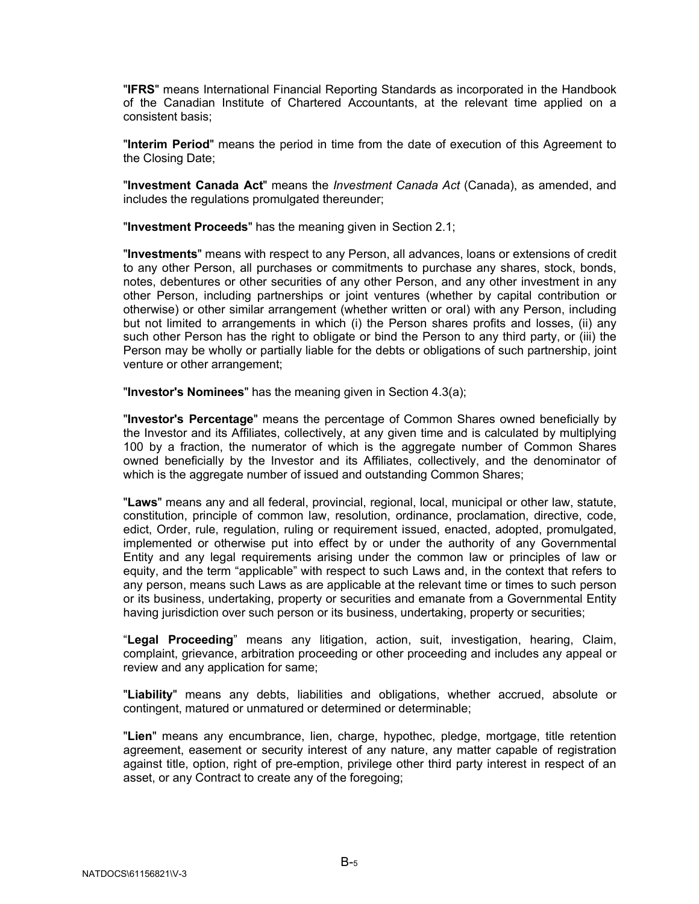"**IFRS**" means International Financial Reporting Standards as incorporated in the Handbook of the Canadian Institute of Chartered Accountants, at the relevant time applied on a consistent basis;

"**Interim Period**" means the period in time from the date of execution of this Agreement to the Closing Date;

"**Investment Canada Act**" means the *Investment Canada Act* (Canada), as amended, and includes the regulations promulgated thereunder;

"**Investment Proceeds**" has the meaning given in Section 2.1;

"**Investments**" means with respect to any Person, all advances, loans or extensions of credit to any other Person, all purchases or commitments to purchase any shares, stock, bonds, notes, debentures or other securities of any other Person, and any other investment in any other Person, including partnerships or joint ventures (whether by capital contribution or otherwise) or other similar arrangement (whether written or oral) with any Person, including but not limited to arrangements in which (i) the Person shares profits and losses, (ii) any such other Person has the right to obligate or bind the Person to any third party, or (iii) the Person may be wholly or partially liable for the debts or obligations of such partnership, joint venture or other arrangement;

"**Investor's Nominees**" has the meaning given in Section 4.3(a);

"**Investor's Percentage**" means the percentage of Common Shares owned beneficially by the Investor and its Affiliates, collectively, at any given time and is calculated by multiplying 100 by a fraction, the numerator of which is the aggregate number of Common Shares owned beneficially by the Investor and its Affiliates, collectively, and the denominator of which is the aggregate number of issued and outstanding Common Shares;

"**Laws**" means any and all federal, provincial, regional, local, municipal or other law, statute, constitution, principle of common law, resolution, ordinance, proclamation, directive, code, edict, Order, rule, regulation, ruling or requirement issued, enacted, adopted, promulgated, implemented or otherwise put into effect by or under the authority of any Governmental Entity and any legal requirements arising under the common law or principles of law or equity, and the term "applicable" with respect to such Laws and, in the context that refers to any person, means such Laws as are applicable at the relevant time or times to such person or its business, undertaking, property or securities and emanate from a Governmental Entity having jurisdiction over such person or its business, undertaking, property or securities;

"**Legal Proceeding**" means any litigation, action, suit, investigation, hearing, Claim, complaint, grievance, arbitration proceeding or other proceeding and includes any appeal or review and any application for same;

"**Liability**" means any debts, liabilities and obligations, whether accrued, absolute or contingent, matured or unmatured or determined or determinable;

"**Lien**" means any encumbrance, lien, charge, hypothec, pledge, mortgage, title retention agreement, easement or security interest of any nature, any matter capable of registration against title, option, right of pre-emption, privilege other third party interest in respect of an asset, or any Contract to create any of the foregoing;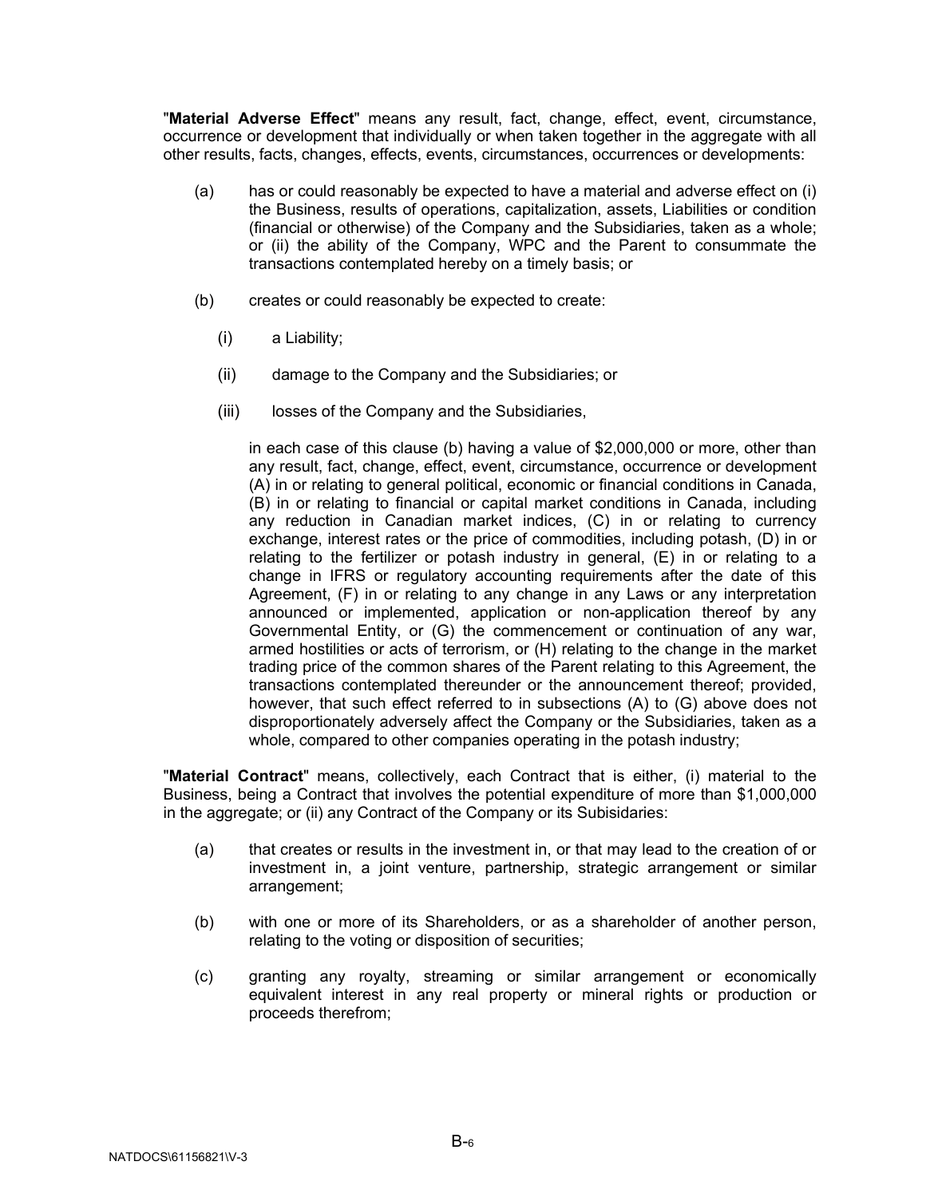"**Material Adverse Effect**" means any result, fact, change, effect, event, circumstance, occurrence or development that individually or when taken together in the aggregate with all other results, facts, changes, effects, events, circumstances, occurrences or developments:

(a) has or could reasonably be expected to have a material and adverse effect on (i) the Business, results of operations, capitalization, assets, Liabilities or condition (financial or otherwise) of the Company and the Subsidiaries, taken as a whole; or (ii) the ability of the Company, WPC and the Parent to consummate the transactions contemplated hereby on a timely basis; or

(b) creates or could reasonably be expected to create:

  (i) a Liability;

  (ii) damage to the Company and the Subsidiaries; or

  (iii) losses of the Company and the Subsidiaries,

  in each case of this clause (b) having a value of $2,000,000 or more, other than any result, fact, change, effect, event, circumstance, occurrence or development (A) in or relating to general political, economic or financial conditions in Canada, (B) in or relating to financial or capital market conditions in Canada, including any reduction in Canadian market indices, (C) in or relating to currency exchange, interest rates or the price of commodities, including potash, (D) in or relating to the fertilizer or potash industry in general, (E) in or relating to a change in IFRS or regulatory accounting requirements after the date of this Agreement, (F) in or relating to any change in any Laws or any interpretation announced or implemented, application or non-application thereof by any Governmental Entity, or (G) the commencement or continuation of any war, armed hostilities or acts of terrorism, or (H) relating to the change in the market trading price of the common shares of the Parent relating to this Agreement, the transactions contemplated thereunder or the announcement thereof; provided, however, that such effect referred to in subsections (A) to (G) above does not disproportionately adversely affect the Company or the Subsidiaries, taken as a whole, compared to other companies operating in the potash industry;

"**Material Contract**" means, collectively, each Contract that is either, (i) material to the Business, being a Contract that involves the potential expenditure of more than $1,000,000 in the aggregate; or (ii) any Contract of the Company or its Subisidaries:

(a) that creates or results in the investment in, or that may lead to the creation of or investment in, a joint venture, partnership, strategic arrangement or similar arrangement;

(b) with one or more of its Shareholders, or as a shareholder of another person, relating to the voting or disposition of securities;

(c) granting any royalty, streaming or similar arrangement or economically equivalent interest in any real property or mineral rights or production or proceeds therefrom;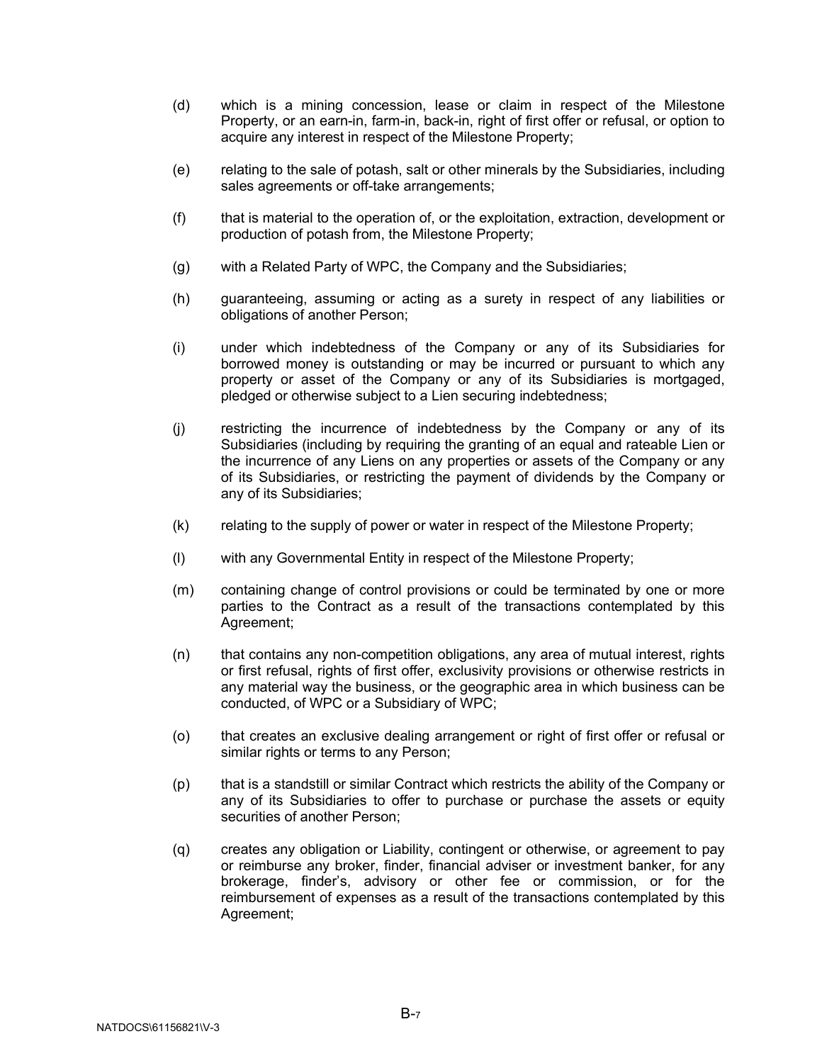(d) which is a mining concession, lease or claim in respect of the Milestone Property, or an earn-in, farm-in, back-in, right of first offer or refusal, or option to acquire any interest in respect of the Milestone Property;

(e) relating to the sale of potash, salt or other minerals by the Subsidiaries, including sales agreements or off-take arrangements;

(f) that is material to the operation of, or the exploitation, extraction, development or production of potash from, the Milestone Property;

(g) with a Related Party of WPC, the Company and the Subsidiaries;

(h) guaranteeing, assuming or acting as a surety in respect of any liabilities or obligations of another Person;

(i) under which indebtedness of the Company or any of its Subsidiaries for borrowed money is outstanding or may be incurred or pursuant to which any property or asset of the Company or any of its Subsidiaries is mortgaged, pledged or otherwise subject to a Lien securing indebtedness;

(j) restricting the incurrence of indebtedness by the Company or any of its Subsidiaries (including by requiring the granting of an equal and rateable Lien or the incurrence of any Liens on any properties or assets of the Company or any of its Subsidiaries, or restricting the payment of dividends by the Company or any of its Subsidiaries;

(k) relating to the supply of power or water in respect of the Milestone Property;

(l) with any Governmental Entity in respect of the Milestone Property;

(m) containing change of control provisions or could be terminated by one or more parties to the Contract as a result of the transactions contemplated by this Agreement;

(n) that contains any non-competition obligations, any area of mutual interest, rights or first refusal, rights of first offer, exclusivity provisions or otherwise restricts in any material way the business, or the geographic area in which business can be conducted, of WPC or a Subsidiary of WPC;

(o) that creates an exclusive dealing arrangement or right of first offer or refusal or similar rights or terms to any Person;

(p) that is a standstill or similar Contract which restricts the ability of the Company or any of its Subsidiaries to offer to purchase or purchase the assets or equity securities of another Person;

(q) creates any obligation or Liability, contingent or otherwise, or agreement to pay or reimburse any broker, finder, financial adviser or investment banker, for any brokerage, finder's, advisory or other fee or commission, or for the reimbursement of expenses as a result of the transactions contemplated by this Agreement;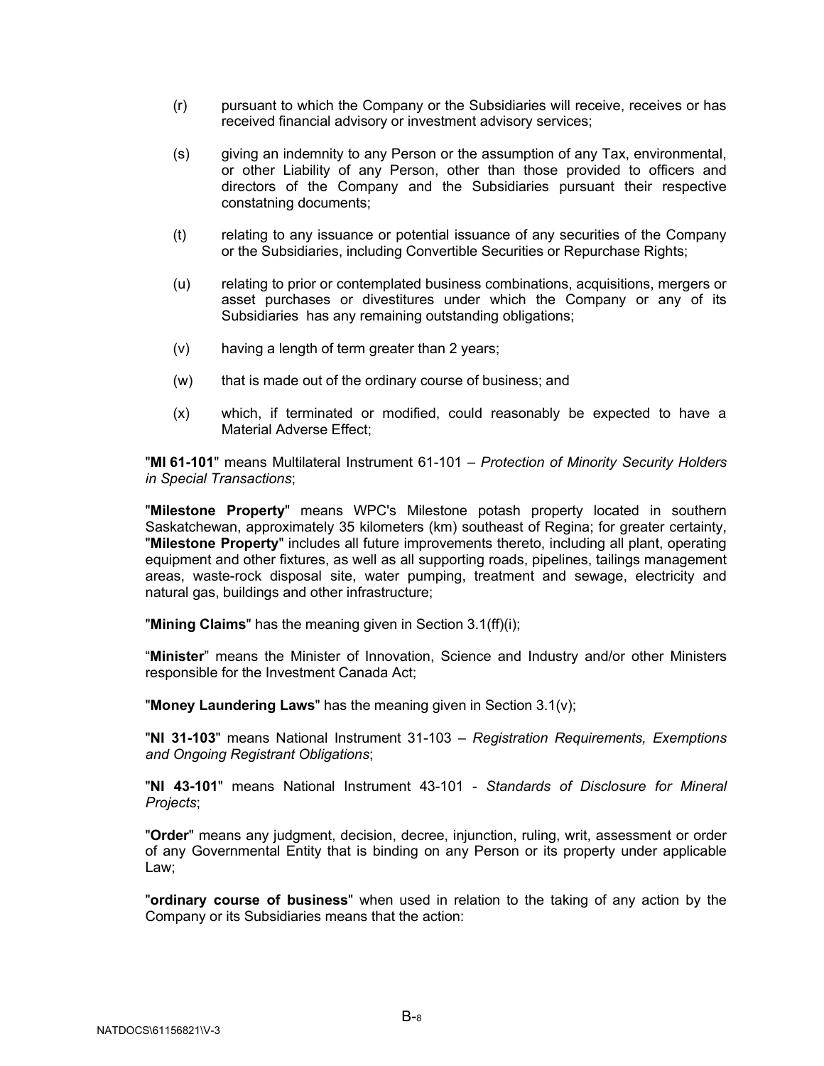(r) pursuant to which the Company or the Subsidiaries will receive, receives or has received financial advisory or investment advisory services;

(s) giving an indemnity to any Person or the assumption of any Tax, environmental, or other Liability of any Person, other than those provided to officers and directors of the Company and the Subsidiaries pursuant their respective constatning documents;

(t) relating to any issuance or potential issuance of any securities of the Company or the Subsidiaries, including Convertible Securities or Repurchase Rights;

(u) relating to prior or contemplated business combinations, acquisitions, mergers or asset purchases or divestitures under which the Company or any of its Subsidiaries has any remaining outstanding obligations;

(v) having a length of term greater than 2 years;

(w) that is made out of the ordinary course of business; and

(x) which, if terminated or modified, could reasonably be expected to have a Material Adverse Effect;

"**MI 61-101**" means Multilateral Instrument 61-101 – *Protection of Minority Security Holders in Special Transactions*;

"**Milestone Property**" means WPC's Milestone potash property located in southern Saskatchewan, approximately 35 kilometers (km) southeast of Regina; for greater certainty, "**Milestone Property**" includes all future improvements thereto, including all plant, operating equipment and other fixtures, as well as all supporting roads, pipelines, tailings management areas, waste-rock disposal site, water pumping, treatment and sewage, electricity and natural gas, buildings and other infrastructure;

"**Mining Claims**" has the meaning given in Section 3.1(ff)(i);

"**Minister**" means the Minister of Innovation, Science and Industry and/or other Ministers responsible for the Investment Canada Act;

"**Money Laundering Laws**" has the meaning given in Section 3.1(v);

"**NI 31-103**" means National Instrument 31-103 – *Registration Requirements, Exemptions and Ongoing Registrant Obligations*;

"**NI 43-101**" means National Instrument 43-101 - *Standards of Disclosure for Mineral Projects*;

"**Order**" means any judgment, decision, decree, injunction, ruling, writ, assessment or order of any Governmental Entity that is binding on any Person or its property under applicable Law;

"**ordinary course of business**" when used in relation to the taking of any action by the Company or its Subsidiaries means that the action: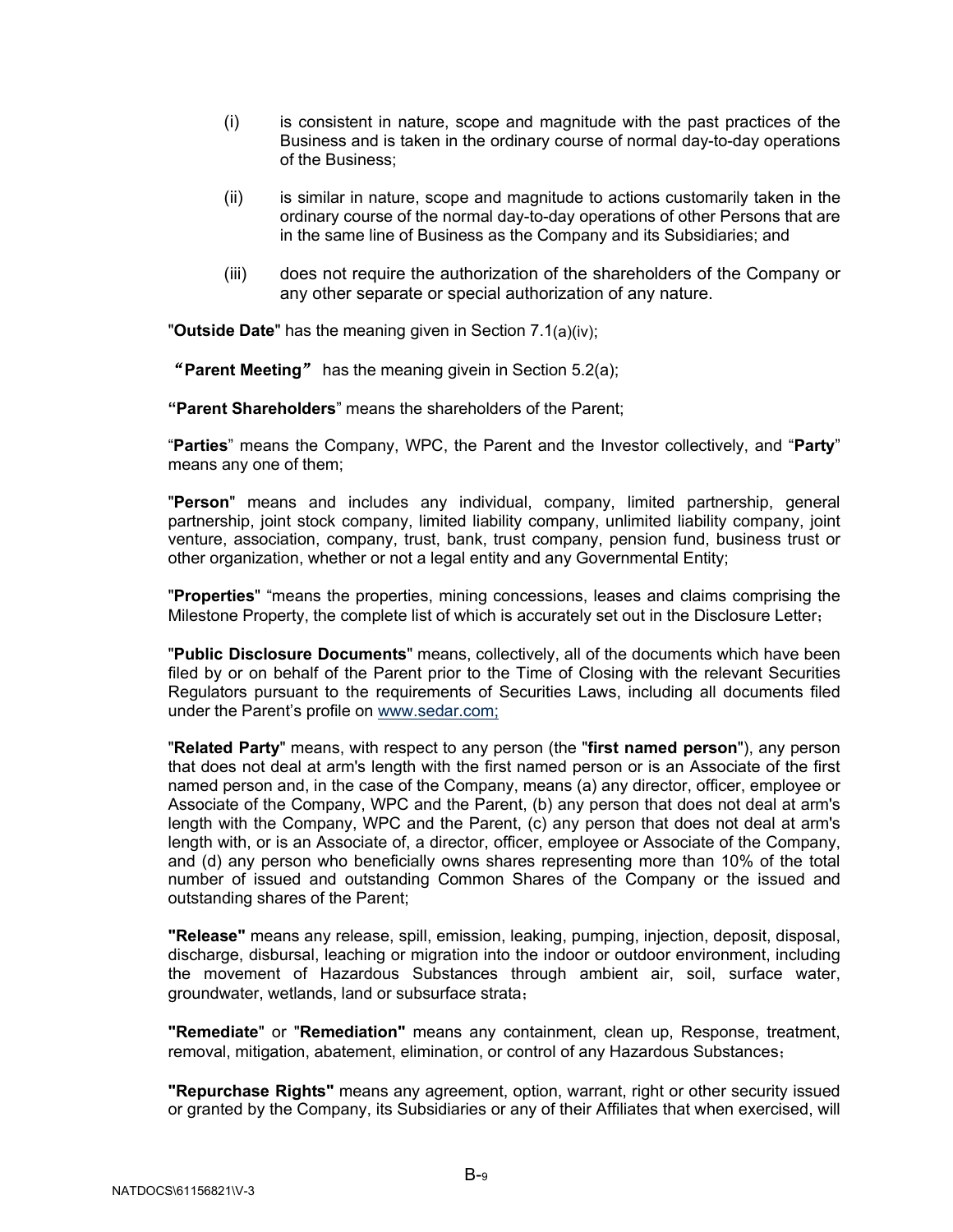(i) is consistent in nature, scope and magnitude with the past practices of the Business and is taken in the ordinary course of normal day-to-day operations of the Business;

(ii) is similar in nature, scope and magnitude to actions customarily taken in the ordinary course of the normal day-to-day operations of other Persons that are in the same line of Business as the Company and its Subsidiaries; and

(iii) does not require the authorization of the shareholders of the Company or any other separate or special authorization of any nature.

"**Outside Date**" has the meaning given in Section 7.1(a)(iv);

“**Parent Meeting**” has the meaning givein in Section 5.2(a);

"**Parent Shareholders**" means the shareholders of the Parent;

"**Parties**" means the Company, WPC, the Parent and the Investor collectively, and "**Party**" means any one of them;

"**Person**" means and includes any individual, company, limited partnership, general partnership, joint stock company, limited liability company, unlimited liability company, joint venture, association, company, trust, bank, trust company, pension fund, business trust or other organization, whether or not a legal entity and any Governmental Entity;

"**Properties**" "means the properties, mining concessions, leases and claims comprising the Milestone Property, the complete list of which is accurately set out in the Disclosure Letter；

"**Public Disclosure Documents**" means, collectively, all of the documents which have been filed by or on behalf of the Parent prior to the Time of Closing with the relevant Securities Regulators pursuant to the requirements of Securities Laws, including all documents filed under the Parent's profile on www.sedar.com;

"**Related Party**" means, with respect to any person (the "**first named person**"), any person that does not deal at arm's length with the first named person or is an Associate of the first named person and, in the case of the Company, means (a) any director, officer, employee or Associate of the Company, WPC and the Parent, (b) any person that does not deal at arm's length with the Company, WPC and the Parent, (c) any person that does not deal at arm's length with, or is an Associate of, a director, officer, employee or Associate of the Company, and (d) any person who beneficially owns shares representing more than 10% of the total number of issued and outstanding Common Shares of the Company or the issued and outstanding shares of the Parent;

**"Release"** means any release, spill, emission, leaking, pumping, injection, deposit, disposal, discharge, disbursal, leaching or migration into the indoor or outdoor environment, including the movement of Hazardous Substances through ambient air, soil, surface water, groundwater, wetlands, land or subsurface strata；

**"Remediate"** or "**Remediation"** means any containment, clean up, Response, treatment, removal, mitigation, abatement, elimination, or control of any Hazardous Substances；

**"Repurchase Rights"** means any agreement, option, warrant, right or other security issued or granted by the Company, its Subsidiaries or any of their Affiliates that when exercised, will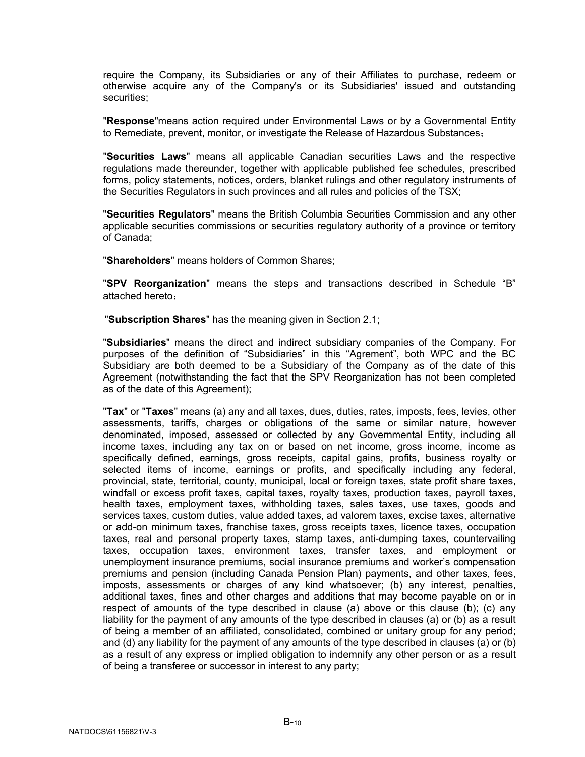require the Company, its Subsidiaries or any of their Affiliates to purchase, redeem or otherwise acquire any of the Company's or its Subsidiaries' issued and outstanding securities;

"**Response**"means action required under Environmental Laws or by a Governmental Entity to Remediate, prevent, monitor, or investigate the Release of Hazardous Substances；

"**Securities Laws**" means all applicable Canadian securities Laws and the respective regulations made thereunder, together with applicable published fee schedules, prescribed forms, policy statements, notices, orders, blanket rulings and other regulatory instruments of the Securities Regulators in such provinces and all rules and policies of the TSX;

"**Securities Regulators**" means the British Columbia Securities Commission and any other applicable securities commissions or securities regulatory authority of a province or territory of Canada;

"**Shareholders**" means holders of Common Shares;

"**SPV Reorganization**" means the steps and transactions described in Schedule "B" attached hereto；

"**Subscription Shares**" has the meaning given in Section 2.1;

"**Subsidiaries**" means the direct and indirect subsidiary companies of the Company. For purposes of the definition of "Subsidiaries" in this "Agrement", both WPC and the BC Subsidiary are both deemed to be a Subsidiary of the Company as of the date of this Agreement (notwithstanding the fact that the SPV Reorganization has not been completed as of the date of this Agreement);

"**Tax**" or "**Taxes**" means (a) any and all taxes, dues, duties, rates, imposts, fees, levies, other assessments, tariffs, charges or obligations of the same or similar nature, however denominated, imposed, assessed or collected by any Governmental Entity, including all income taxes, including any tax on or based on net income, gross income, income as specifically defined, earnings, gross receipts, capital gains, profits, business royalty or selected items of income, earnings or profits, and specifically including any federal, provincial, state, territorial, county, municipal, local or foreign taxes, state profit share taxes, windfall or excess profit taxes, capital taxes, royalty taxes, production taxes, payroll taxes, health taxes, employment taxes, withholding taxes, sales taxes, use taxes, goods and services taxes, custom duties, value added taxes, ad valorem taxes, excise taxes, alternative or add-on minimum taxes, franchise taxes, gross receipts taxes, licence taxes, occupation taxes, real and personal property taxes, stamp taxes, anti-dumping taxes, countervailing taxes, occupation taxes, environment taxes, transfer taxes, and employment or unemployment insurance premiums, social insurance premiums and worker's compensation premiums and pension (including Canada Pension Plan) payments, and other taxes, fees, imposts, assessments or charges of any kind whatsoever; (b) any interest, penalties, additional taxes, fines and other charges and additions that may become payable on or in respect of amounts of the type described in clause (a) above or this clause (b); (c) any liability for the payment of any amounts of the type described in clauses (a) or (b) as a result of being a member of an affiliated, consolidated, combined or unitary group for any period; and (d) any liability for the payment of any amounts of the type described in clauses (a) or (b) as a result of any express or implied obligation to indemnify any other person or as a result of being a transferee or successor in interest to any party;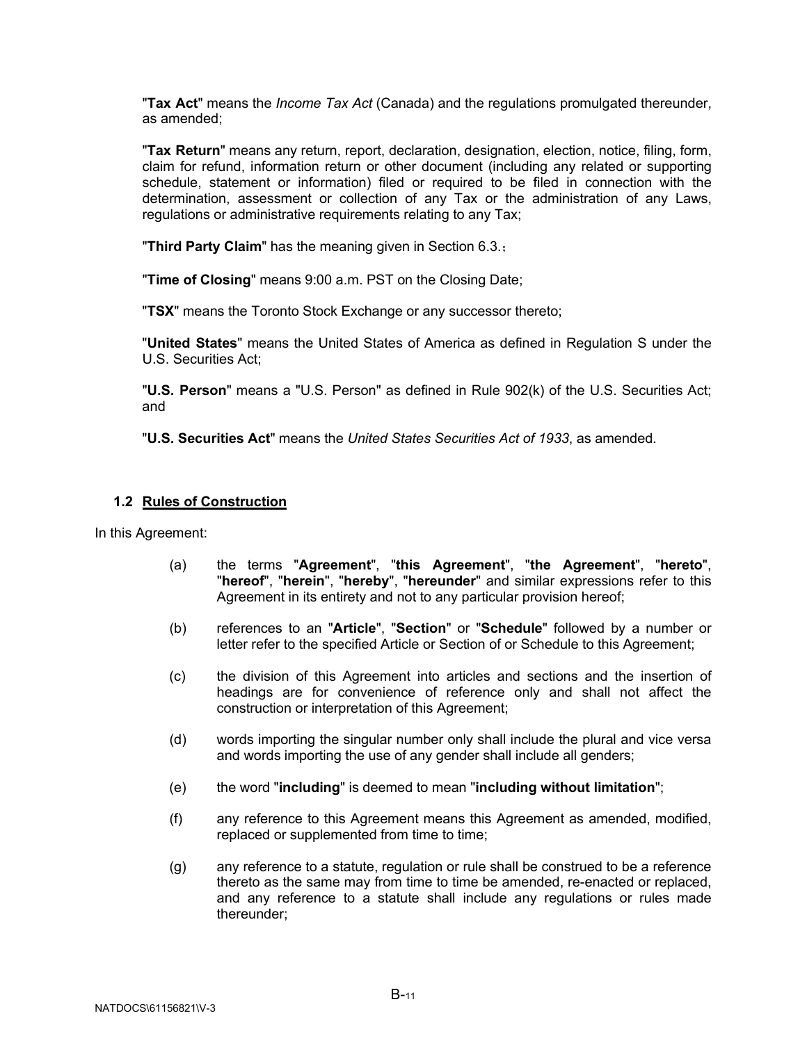"**Tax Act**" means the *Income Tax Act* (Canada) and the regulations promulgated thereunder, as amended;

"**Tax Return**" means any return, report, declaration, designation, election, notice, filing, form, claim for refund, information return or other document (including any related or supporting schedule, statement or information) filed or required to be filed in connection with the determination, assessment or collection of any Tax or the administration of any Laws, regulations or administrative requirements relating to any Tax;

"**Third Party Claim**" has the meaning given in Section 6.3.;

"**Time of Closing**" means 9:00 a.m. PST on the Closing Date;

"**TSX**" means the Toronto Stock Exchange or any successor thereto;

"**United States**" means the United States of America as defined in Regulation S under the U.S. Securities Act;

"**U.S. Person**" means a "U.S. Person" as defined in Rule 902(k) of the U.S. Securities Act; and

"**U.S. Securities Act**" means the *United States Securities Act of 1933*, as amended.

## 1.2 Rules of Construction

In this Agreement:

(a) the terms "**Agreement**", "**this Agreement**", "**the Agreement**", "**hereto**", "**hereof**", "**herein**", "**hereby**", "**hereunder**" and similar expressions refer to this Agreement in its entirety and not to any particular provision hereof;

(b) references to an "**Article**", "**Section**" or "**Schedule**" followed by a number or letter refer to the specified Article or Section of or Schedule to this Agreement;

(c) the division of this Agreement into articles and sections and the insertion of headings are for convenience of reference only and shall not affect the construction or interpretation of this Agreement;

(d) words importing the singular number only shall include the plural and vice versa and words importing the use of any gender shall include all genders;

(e) the word "**including**" is deemed to mean "**including without limitation**";

(f) any reference to this Agreement means this Agreement as amended, modified, replaced or supplemented from time to time;

(g) any reference to a statute, regulation or rule shall be construed to be a reference thereto as the same may from time to time be amended, re-enacted or replaced, and any reference to a statute shall include any regulations or rules made thereunder;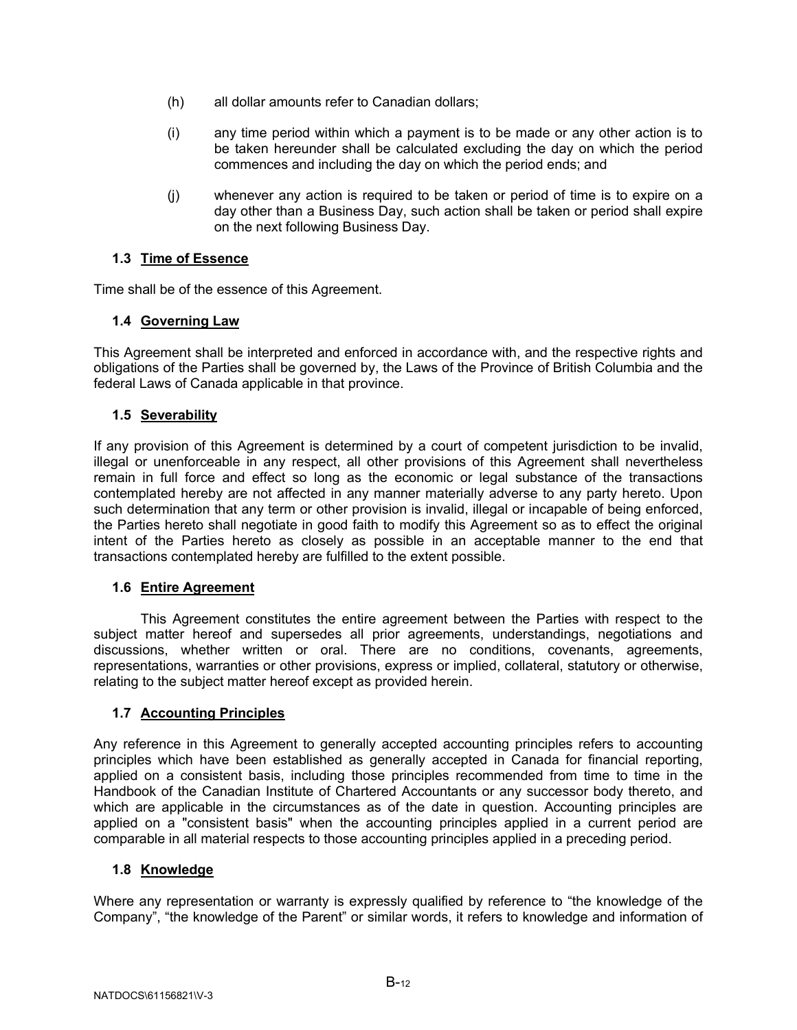(h) all dollar amounts refer to Canadian dollars;

(i) any time period within which a payment is to be made or any other action is to be taken hereunder shall be calculated excluding the day on which the period commences and including the day on which the period ends; and

(j) whenever any action is required to be taken or period of time is to expire on a day other than a Business Day, such action shall be taken or period shall expire on the next following Business Day.

### 1.3 Time of Essence

Time shall be of the essence of this Agreement.

### 1.4 Governing Law

This Agreement shall be interpreted and enforced in accordance with, and the respective rights and obligations of the Parties shall be governed by, the Laws of the Province of British Columbia and the federal Laws of Canada applicable in that province.

### 1.5 Severability

If any provision of this Agreement is determined by a court of competent jurisdiction to be invalid, illegal or unenforceable in any respect, all other provisions of this Agreement shall nevertheless remain in full force and effect so long as the economic or legal substance of the transactions contemplated hereby are not affected in any manner materially adverse to any party hereto. Upon such determination that any term or other provision is invalid, illegal or incapable of being enforced, the Parties hereto shall negotiate in good faith to modify this Agreement so as to effect the original intent of the Parties hereto as closely as possible in an acceptable manner to the end that transactions contemplated hereby are fulfilled to the extent possible.

### 1.6 Entire Agreement

This Agreement constitutes the entire agreement between the Parties with respect to the subject matter hereof and supersedes all prior agreements, understandings, negotiations and discussions, whether written or oral. There are no conditions, covenants, agreements, representations, warranties or other provisions, express or implied, collateral, statutory or otherwise, relating to the subject matter hereof except as provided herein.

### 1.7 Accounting Principles

Any reference in this Agreement to generally accepted accounting principles refers to accounting principles which have been established as generally accepted in Canada for financial reporting, applied on a consistent basis, including those principles recommended from time to time in the Handbook of the Canadian Institute of Chartered Accountants or any successor body thereto, and which are applicable in the circumstances as of the date in question. Accounting principles are applied on a "consistent basis" when the accounting principles applied in a current period are comparable in all material respects to those accounting principles applied in a preceding period.

### 1.8 Knowledge

Where any representation or warranty is expressly qualified by reference to “the knowledge of the Company”, “the knowledge of the Parent” or similar words, it refers to knowledge and information of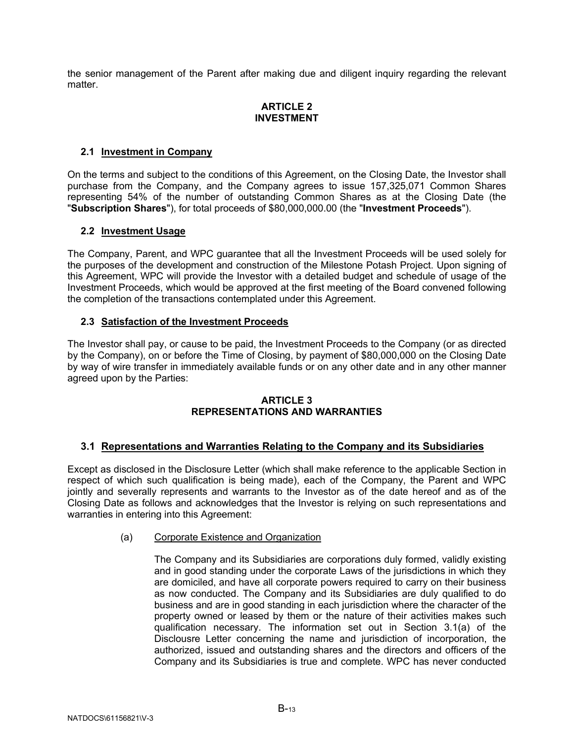the senior management of the Parent after making due and diligent inquiry regarding the relevant matter.

## ARTICLE 2
## INVESTMENT

### 2.1 Investment in Company

On the terms and subject to the conditions of this Agreement, on the Closing Date, the Investor shall purchase from the Company, and the Company agrees to issue 157,325,071 Common Shares representing 54% of the number of outstanding Common Shares as at the Closing Date (the "**Subscription Shares**"), for total proceeds of $80,000,000.00 (the "**Investment Proceeds**").

### 2.2 Investment Usage

The Company, Parent, and WPC guarantee that all the Investment Proceeds will be used solely for the purposes of the development and construction of the Milestone Potash Project. Upon signing of this Agreement, WPC will provide the Investor with a detailed budget and schedule of usage of the Investment Proceeds, which would be approved at the first meeting of the Board convened following the completion of the transactions contemplated under this Agreement.

### 2.3 Satisfaction of the Investment Proceeds

The Investor shall pay, or cause to be paid, the Investment Proceeds to the Company (or as directed by the Company), on or before the Time of Closing, by payment of $80,000,000 on the Closing Date by way of wire transfer in immediately available funds or on any other date and in any other manner agreed upon by the Parties:

## ARTICLE 3
## REPRESENTATIONS AND WARRANTIES

### 3.1 Representations and Warranties Relating to the Company and its Subsidiaries

Except as disclosed in the Disclosure Letter (which shall make reference to the applicable Section in respect of which such qualification is being made), each of the Company, the Parent and WPC jointly and severally represents and warrants to the Investor as of the date hereof and as of the Closing Date as follows and acknowledges that the Investor is relying on such representations and warranties in entering into this Agreement:

(a) Corporate Existence and Organization

The Company and its Subsidiaries are corporations duly formed, validly existing and in good standing under the corporate Laws of the jurisdictions in which they are domiciled, and have all corporate powers required to carry on their business as now conducted. The Company and its Subsidiaries are duly qualified to do business and are in good standing in each jurisdiction where the character of the property owned or leased by them or the nature of their activities makes such qualification necessary. The information set out in Section 3.1(a) of the Disclousre Letter concerning the name and jurisdiction of incorporation, the authorized, issued and outstanding shares and the directors and officers of the Company and its Subsidiaries is true and complete. WPC has never conducted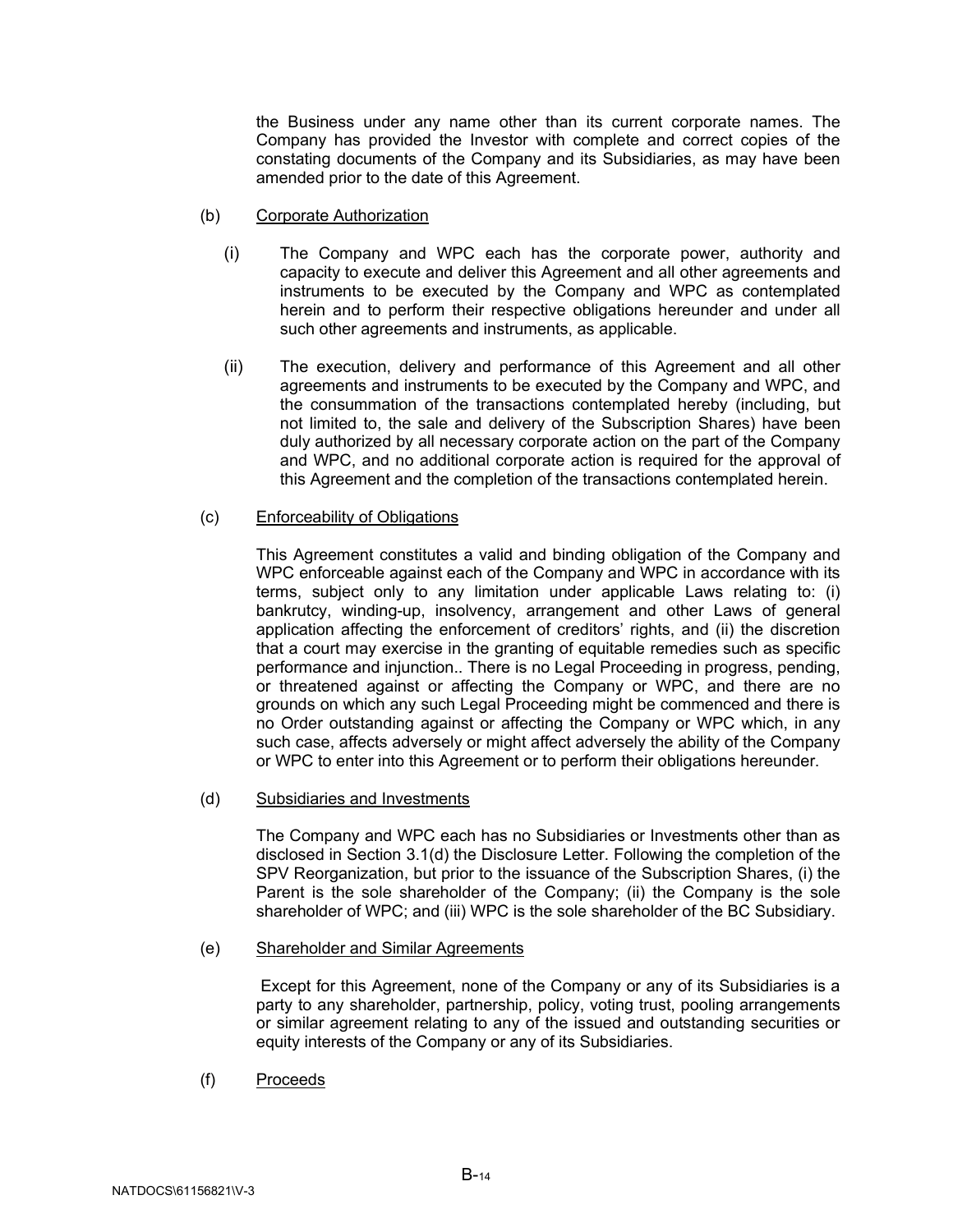the Business under any name other than its current corporate names. The Company has provided the Investor with complete and correct copies of the constating documents of the Company and its Subsidiaries, as may have been amended prior to the date of this Agreement.

(b) Corporate Authorization

(i) The Company and WPC each has the corporate power, authority and capacity to execute and deliver this Agreement and all other agreements and instruments to be executed by the Company and WPC as contemplated herein and to perform their respective obligations hereunder and under all such other agreements and instruments, as applicable.

(ii) The execution, delivery and performance of this Agreement and all other agreements and instruments to be executed by the Company and WPC, and the consummation of the transactions contemplated hereby (including, but not limited to, the sale and delivery of the Subscription Shares) have been duly authorized by all necessary corporate action on the part of the Company and WPC, and no additional corporate action is required for the approval of this Agreement and the completion of the transactions contemplated herein.

(c) Enforceability of Obligations

This Agreement constitutes a valid and binding obligation of the Company and WPC enforceable against each of the Company and WPC in accordance with its terms, subject only to any limitation under applicable Laws relating to: (i) bankruptcy, winding-up, insolvency, arrangement and other Laws of general application affecting the enforcement of creditors' rights, and (ii) the discretion that a court may exercise in the granting of equitable remedies such as specific performance and injunction.. There is no Legal Proceeding in progress, pending, or threatened against or affecting the Company or WPC, and there are no grounds on which any such Legal Proceeding might be commenced and there is no Order outstanding against or affecting the Company or WPC which, in any such case, affects adversely or might affect adversely the ability of the Company or WPC to enter into this Agreement or to perform their obligations hereunder.

(d) Subsidiaries and Investments

The Company and WPC each has no Subsidiaries or Investments other than as disclosed in Section 3.1(d) the Disclosure Letter. Following the completion of the SPV Reorganization, but prior to the issuance of the Subscription Shares, (i) the Parent is the sole shareholder of the Company; (ii) the Company is the sole shareholder of WPC; and (iii) WPC is the sole shareholder of the BC Subsidiary.

(e) Shareholder and Similar Agreements

Except for this Agreement, none of the Company or any of its Subsidiaries is a party to any shareholder, partnership, policy, voting trust, pooling arrangements or similar agreement relating to any of the issued and outstanding securities or equity interests of the Company or any of its Subsidiaries.

(f) Proceeds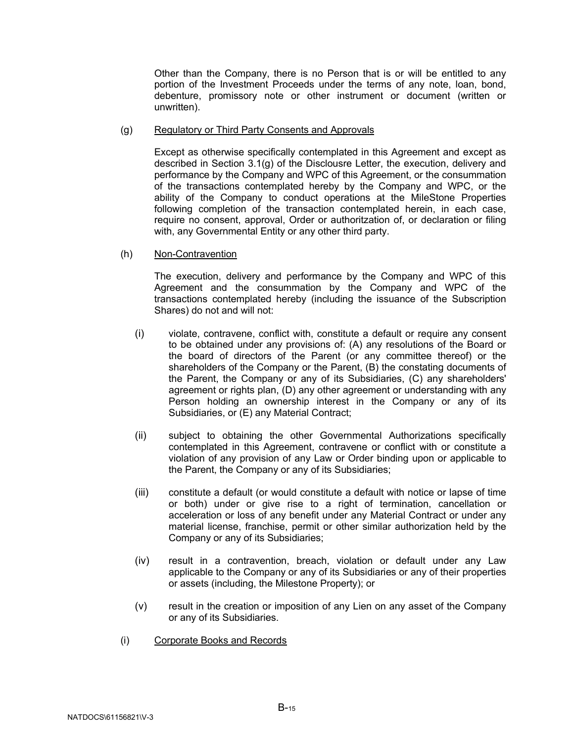Other than the Company, there is no Person that is or will be entitled to any portion of the Investment Proceeds under the terms of any note, loan, bond, debenture, promissory note or other instrument or document (written or unwritten).

(g) <u>Regulatory or Third Party Consents and Approvals</u>

Except as otherwise specifically contemplated in this Agreement and except as described in Section 3.1(g) of the Disclousre Letter, the execution, delivery and performance by the Company and WPC of this Agreement, or the consummation of the transactions contemplated hereby by the Company and WPC, or the ability of the Company to conduct operations at the MileStone Properties following completion of the transaction contemplated herein, in each case, require no consent, approval, Order or authoritzation of, or declaration or filing with, any Governmental Entity or any other third party.

(h) <u>Non-Contravention</u>

The execution, delivery and performance by the Company and WPC of this Agreement and the consummation by the Company and WPC of the transactions contemplated hereby (including the issuance of the Subscription Shares) do not and will not:

(i) violate, contravene, conflict with, constitute a default or require any consent to be obtained under any provisions of: (A) any resolutions of the Board or the board of directors of the Parent (or any committee thereof) or the shareholders of the Company or the Parent, (B) the constating documents of the Parent, the Company or any of its Subsidiaries, (C) any shareholders' agreement or rights plan, (D) any other agreement or understanding with any Person holding an ownership interest in the Company or any of its Subsidiaries, or (E) any Material Contract;

(ii) subject to obtaining the other Governmental Authorizations specifically contemplated in this Agreement, contravene or conflict with or constitute a violation of any provision of any Law or Order binding upon or applicable to the Parent, the Company or any of its Subsidiaries;

(iii) constitute a default (or would constitute a default with notice or lapse of time or both) under or give rise to a right of termination, cancellation or acceleration or loss of any benefit under any Material Contract or under any material license, franchise, permit or other similar authorization held by the Company or any of its Subsidiaries;

(iv) result in a contravention, breach, violation or default under any Law applicable to the Company or any of its Subsidiaries or any of their properties or assets (including, the Milestone Property); or

(v) result in the creation or imposition of any Lien on any asset of the Company or any of its Subsidiaries.

(i) <u>Corporate Books and Records</u>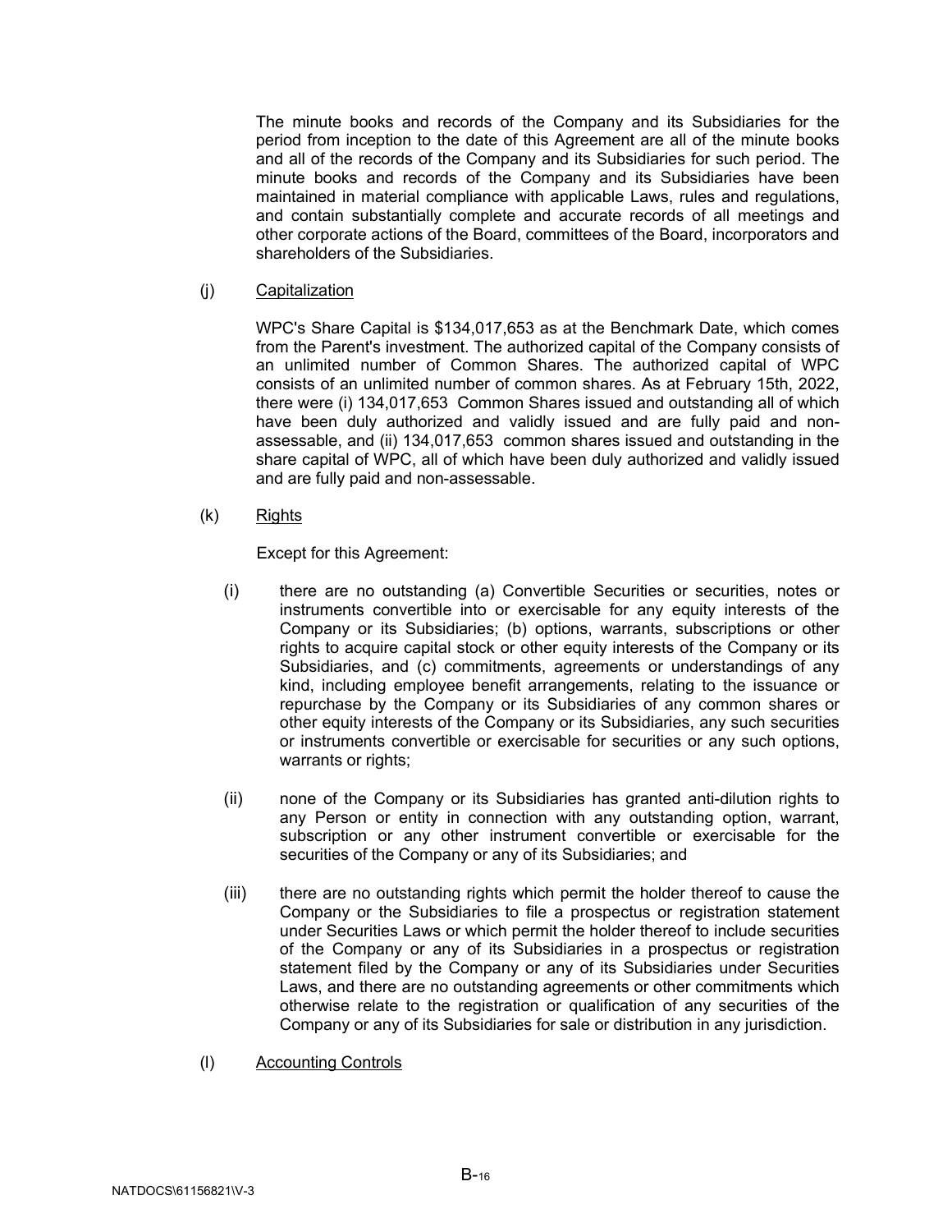The minute books and records of the Company and its Subsidiaries for the period from inception to the date of this Agreement are all of the minute books and all of the records of the Company and its Subsidiaries for such period. The minute books and records of the Company and its Subsidiaries have been maintained in material compliance with applicable Laws, rules and regulations, and contain substantially complete and accurate records of all meetings and other corporate actions of the Board, committees of the Board, incorporators and shareholders of the Subsidiaries.

(j) Capitalization

WPC's Share Capital is $134,017,653 as at the Benchmark Date, which comes from the Parent's investment. The authorized capital of the Company consists of an unlimited number of Common Shares. The authorized capital of WPC consists of an unlimited number of common shares. As at February 15th, 2022, there were (i) 134,017,653 Common Shares issued and outstanding all of which have been duly authorized and validly issued and are fully paid and non-assessable, and (ii) 134,017,653 common shares issued and outstanding in the share capital of WPC, all of which have been duly authorized and validly issued and are fully paid and non-assessable.

(k) Rights

Except for this Agreement:

(i) there are no outstanding (a) Convertible Securities or securities, notes or instruments convertible into or exercisable for any equity interests of the Company or its Subsidiaries; (b) options, warrants, subscriptions or other rights to acquire capital stock or other equity interests of the Company or its Subsidiaries, and (c) commitments, agreements or understandings of any kind, including employee benefit arrangements, relating to the issuance or repurchase by the Company or its Subsidiaries of any common shares or other equity interests of the Company or its Subsidiaries, any such securities or instruments convertible or exercisable for securities or any such options, warrants or rights;

(ii) none of the Company or its Subsidiaries has granted anti-dilution rights to any Person or entity in connection with any outstanding option, warrant, subscription or any other instrument convertible or exercisable for the securities of the Company or any of its Subsidiaries; and

(iii) there are no outstanding rights which permit the holder thereof to cause the Company or the Subsidiaries to file a prospectus or registration statement under Securities Laws or which permit the holder thereof to include securities of the Company or any of its Subsidiaries in a prospectus or registration statement filed by the Company or any of its Subsidiaries under Securities Laws, and there are no outstanding agreements or other commitments which otherwise relate to the registration or qualification of any securities of the Company or any of its Subsidiaries for sale or distribution in any jurisdiction.

(l) Accounting Controls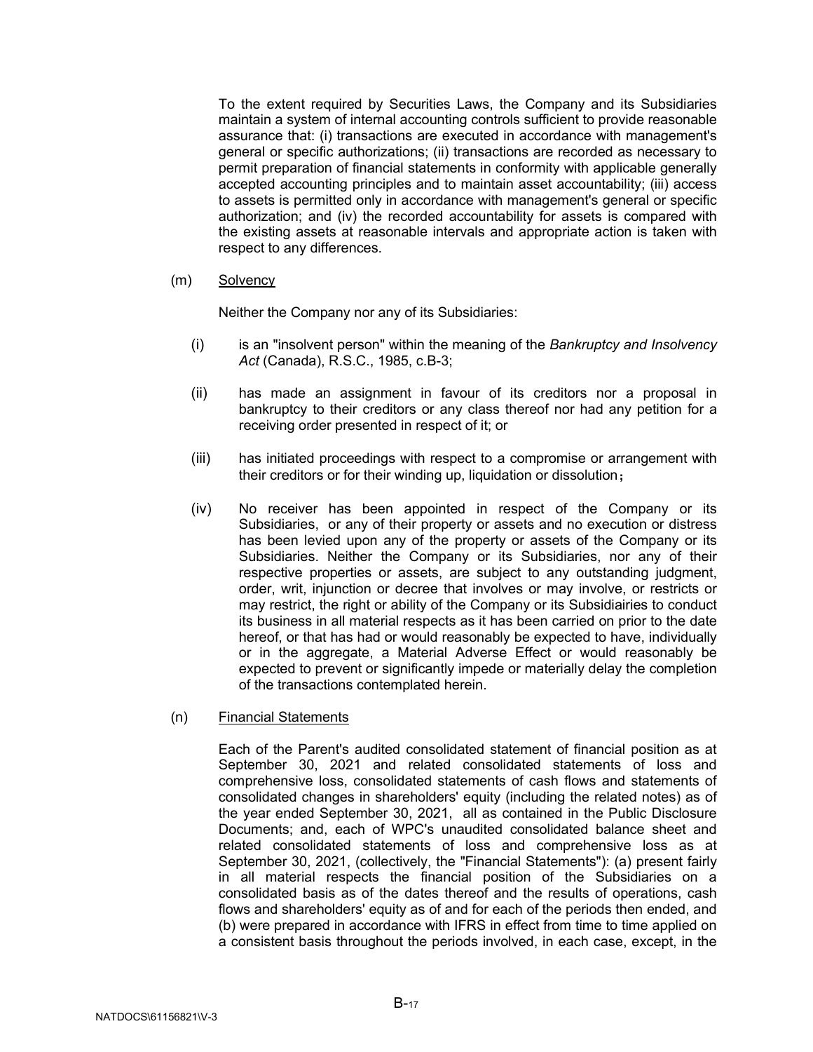To the extent required by Securities Laws, the Company and its Subsidiaries maintain a system of internal accounting controls sufficient to provide reasonable assurance that: (i) transactions are executed in accordance with management's general or specific authorizations; (ii) transactions are recorded as necessary to permit preparation of financial statements in conformity with applicable generally accepted accounting principles and to maintain asset accountability; (iii) access to assets is permitted only in accordance with management's general or specific authorization; and (iv) the recorded accountability for assets is compared with the existing assets at reasonable intervals and appropriate action is taken with respect to any differences.

(m) Solvency

Neither the Company nor any of its Subsidiaries:

(i) is an "insolvent person" within the meaning of the *Bankruptcy and Insolvency Act* (Canada), R.S.C., 1985, c.B-3;

(ii) has made an assignment in favour of its creditors nor a proposal in bankruptcy to their creditors or any class thereof nor had any petition for a receiving order presented in respect of it; or

(iii) has initiated proceedings with respect to a compromise or arrangement with their creditors or for their winding up, liquidation or dissolution；

(iv) No receiver has been appointed in respect of the Company or its Subsidiaries, or any of their property or assets and no execution or distress has been levied upon any of the property or assets of the Company or its Subsidiaries. Neither the Company or its Subsidiaries, nor any of their respective properties or assets, are subject to any outstanding judgment, order, writ, injunction or decree that involves or may involve, or restricts or may restrict, the right or ability of the Company or its Subsidiairies to conduct its business in all material respects as it has been carried on prior to the date hereof, or that has had or would reasonably be expected to have, individually or in the aggregate, a Material Adverse Effect or would reasonably be expected to prevent or significantly impede or materially delay the completion of the transactions contemplated herein.

(n) Financial Statements

Each of the Parent's audited consolidated statement of financial position as at September 30, 2021 and related consolidated statements of loss and comprehensive loss, consolidated statements of cash flows and statements of consolidated changes in shareholders' equity (including the related notes) as of the year ended September 30, 2021, all as contained in the Public Disclosure Documents; and, each of WPC's unaudited consolidated balance sheet and related consolidated statements of loss and comprehensive loss as at September 30, 2021, (collectively, the "Financial Statements"): (a) present fairly in all material respects the financial position of the Subsidiaries on a consolidated basis as of the dates thereof and the results of operations, cash flows and shareholders' equity as of and for each of the periods then ended, and (b) were prepared in accordance with IFRS in effect from time to time applied on a consistent basis throughout the periods involved, in each case, except, in the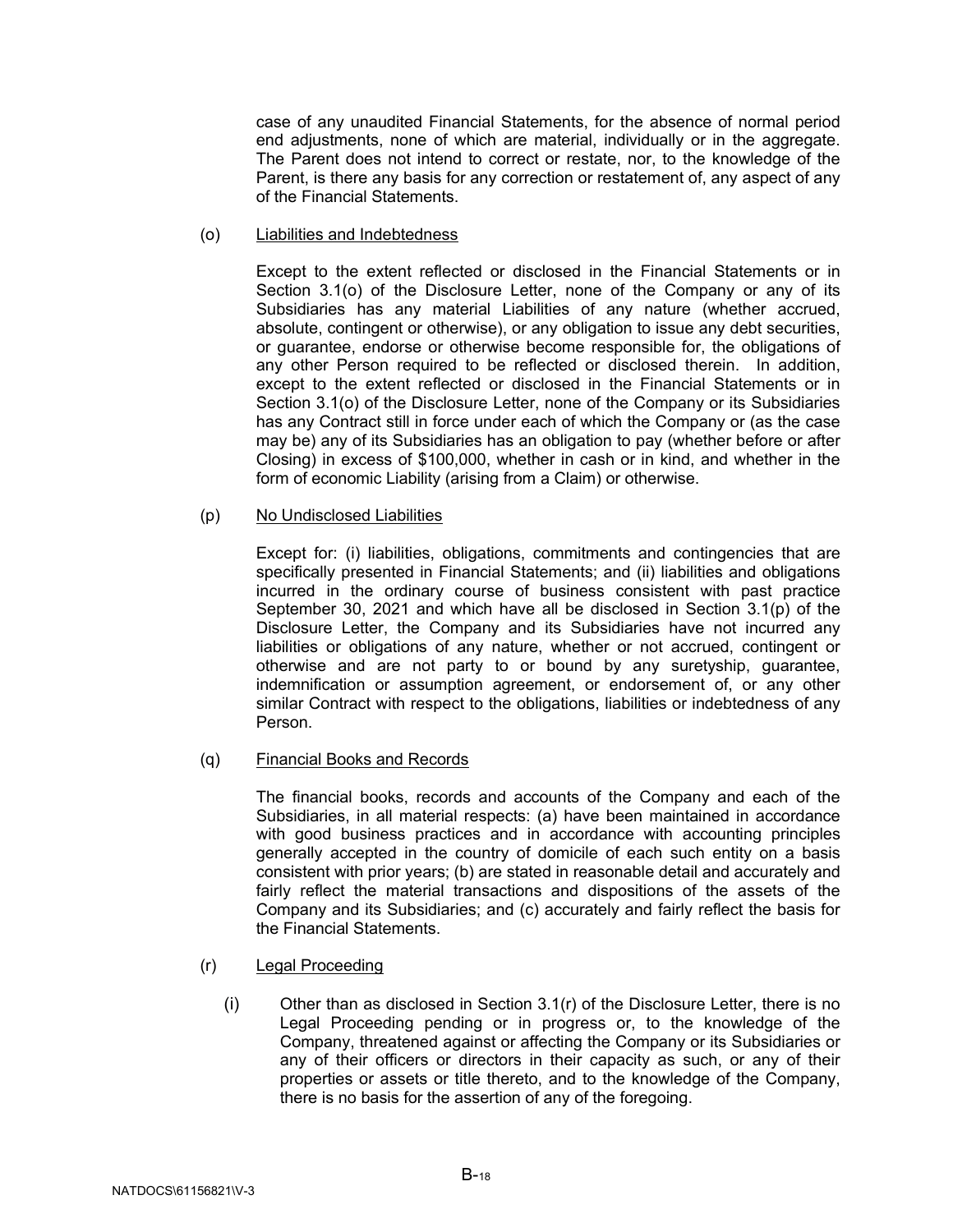case of any unaudited Financial Statements, for the absence of normal period end adjustments, none of which are material, individually or in the aggregate. The Parent does not intend to correct or restate, nor, to the knowledge of the Parent, is there any basis for any correction or restatement of, any aspect of any of the Financial Statements.

(o) Liabilities and Indebtedness

Except to the extent reflected or disclosed in the Financial Statements or in Section 3.1(o) of the Disclosure Letter, none of the Company or any of its Subsidiaries has any material Liabilities of any nature (whether accrued, absolute, contingent or otherwise), or any obligation to issue any debt securities, or guarantee, endorse or otherwise become responsible for, the obligations of any other Person required to be reflected or disclosed therein. In addition, except to the extent reflected or disclosed in the Financial Statements or in Section 3.1(o) of the Disclosure Letter, none of the Company or its Subsidiaries has any Contract still in force under each of which the Company or (as the case may be) any of its Subsidiaries has an obligation to pay (whether before or after Closing) in excess of $100,000, whether in cash or in kind, and whether in the form of economic Liability (arising from a Claim) or otherwise.

(p) No Undisclosed Liabilities

Except for: (i) liabilities, obligations, commitments and contingencies that are specifically presented in Financial Statements; and (ii) liabilities and obligations incurred in the ordinary course of business consistent with past practice September 30, 2021 and which have all be disclosed in Section 3.1(p) of the Disclosure Letter, the Company and its Subsidiaries have not incurred any liabilities or obligations of any nature, whether or not accrued, contingent or otherwise and are not party to or bound by any suretyship, guarantee, indemnification or assumption agreement, or endorsement of, or any other similar Contract with respect to the obligations, liabilities or indebtedness of any Person.

(q) Financial Books and Records

The financial books, records and accounts of the Company and each of the Subsidiaries, in all material respects: (a) have been maintained in accordance with good business practices and in accordance with accounting principles generally accepted in the country of domicile of each such entity on a basis consistent with prior years; (b) are stated in reasonable detail and accurately and fairly reflect the material transactions and dispositions of the assets of the Company and its Subsidiaries; and (c) accurately and fairly reflect the basis for the Financial Statements.

(r) Legal Proceeding

(i) Other than as disclosed in Section 3.1(r) of the Disclosure Letter, there is no Legal Proceeding pending or in progress or, to the knowledge of the Company, threatened against or affecting the Company or its Subsidiaries or any of their officers or directors in their capacity as such, or any of their properties or assets or title thereto, and to the knowledge of the Company, there is no basis for the assertion of any of the foregoing.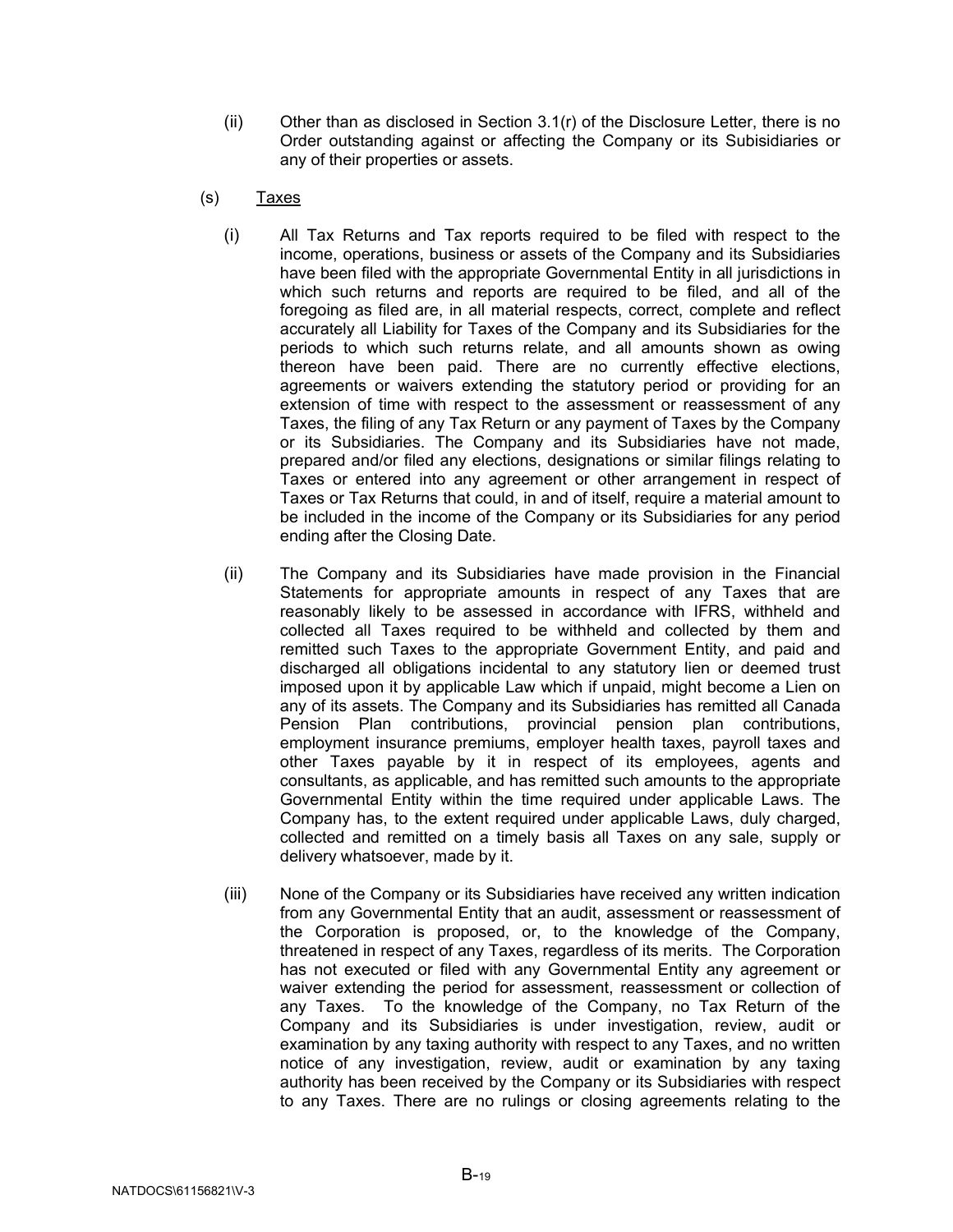(ii) Other than as disclosed in Section 3.1(r) of the Disclosure Letter, there is no Order outstanding against or affecting the Company or its Subisidiaries or any of their properties or assets.

(s) Taxes

(i) All Tax Returns and Tax reports required to be filed with respect to the income, operations, business or assets of the Company and its Subsidiaries have been filed with the appropriate Governmental Entity in all jurisdictions in which such returns and reports are required to be filed, and all of the foregoing as filed are, in all material respects, correct, complete and reflect accurately all Liability for Taxes of the Company and its Subsidiaries for the periods to which such returns relate, and all amounts shown as owing thereon have been paid. There are no currently effective elections, agreements or waivers extending the statutory period or providing for an extension of time with respect to the assessment or reassessment of any Taxes, the filing of any Tax Return or any payment of Taxes by the Company or its Subsidiaries. The Company and its Subsidiaries have not made, prepared and/or filed any elections, designations or similar filings relating to Taxes or entered into any agreement or other arrangement in respect of Taxes or Tax Returns that could, in and of itself, require a material amount to be included in the income of the Company or its Subsidiaries for any period ending after the Closing Date.

(ii) The Company and its Subsidiaries have made provision in the Financial Statements for appropriate amounts in respect of any Taxes that are reasonably likely to be assessed in accordance with IFRS, withheld and collected all Taxes required to be withheld and collected by them and remitted such Taxes to the appropriate Government Entity, and paid and discharged all obligations incidental to any statutory lien or deemed trust imposed upon it by applicable Law which if unpaid, might become a Lien on any of its assets. The Company and its Subsidiaries has remitted all Canada Pension Plan contributions, provincial pension plan contributions, employment insurance premiums, employer health taxes, payroll taxes and other Taxes payable by it in respect of its employees, agents and consultants, as applicable, and has remitted such amounts to the appropriate Governmental Entity within the time required under applicable Laws. The Company has, to the extent required under applicable Laws, duly charged, collected and remitted on a timely basis all Taxes on any sale, supply or delivery whatsoever, made by it.

(iii) None of the Company or its Subsidiaries have received any written indication from any Governmental Entity that an audit, assessment or reassessment of the Corporation is proposed, or, to the knowledge of the Company, threatened in respect of any Taxes, regardless of its merits. The Corporation has not executed or filed with any Governmental Entity any agreement or waiver extending the period for assessment, reassessment or collection of any Taxes. To the knowledge of the Company, no Tax Return of the Company and its Subsidiaries is under investigation, review, audit or examination by any taxing authority with respect to any Taxes, and no written notice of any investigation, review, audit or examination by any taxing authority has been received by the Company or its Subsidiaries with respect to any Taxes. There are no rulings or closing agreements relating to the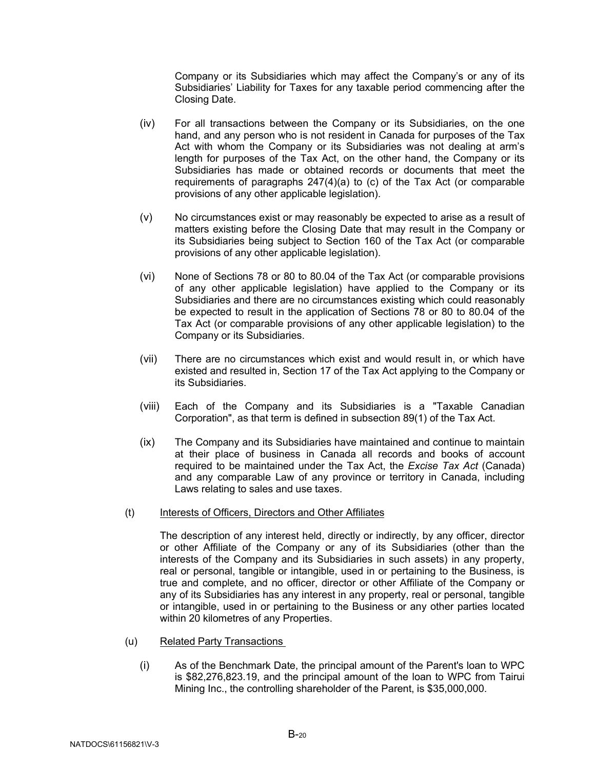Company or its Subsidiaries which may affect the Company's or any of its Subsidiaries' Liability for Taxes for any taxable period commencing after the Closing Date.

(iv) For all transactions between the Company or its Subsidiaries, on the one hand, and any person who is not resident in Canada for purposes of the Tax Act with whom the Company or its Subsidiaries was not dealing at arm's length for purposes of the Tax Act, on the other hand, the Company or its Subsidiaries has made or obtained records or documents that meet the requirements of paragraphs 247(4)(a) to (c) of the Tax Act (or comparable provisions of any other applicable legislation).

(v) No circumstances exist or may reasonably be expected to arise as a result of matters existing before the Closing Date that may result in the Company or its Subsidiaries being subject to Section 160 of the Tax Act (or comparable provisions of any other applicable legislation).

(vi) None of Sections 78 or 80 to 80.04 of the Tax Act (or comparable provisions of any other applicable legislation) have applied to the Company or its Subsidiaries and there are no circumstances existing which could reasonably be expected to result in the application of Sections 78 or 80 to 80.04 of the Tax Act (or comparable provisions of any other applicable legislation) to the Company or its Subsidiaries.

(vii) There are no circumstances which exist and would result in, or which have existed and resulted in, Section 17 of the Tax Act applying to the Company or its Subsidiaries.

(viii) Each of the Company and its Subsidiaries is a "Taxable Canadian Corporation", as that term is defined in subsection 89(1) of the Tax Act.

(ix) The Company and its Subsidiaries have maintained and continue to maintain at their place of business in Canada all records and books of account required to be maintained under the Tax Act, the *Excise Tax Act* (Canada) and any comparable Law of any province or territory in Canada, including Laws relating to sales and use taxes.

(t) Interests of Officers, Directors and Other Affiliates

The description of any interest held, directly or indirectly, by any officer, director or other Affiliate of the Company or any of its Subsidiaries (other than the interests of the Company and its Subsidiaries in such assets) in any property, real or personal, tangible or intangible, used in or pertaining to the Business, is true and complete, and no officer, director or other Affiliate of the Company or any of its Subsidiaries has any interest in any property, real or personal, tangible or intangible, used in or pertaining to the Business or any other parties located within 20 kilometres of any Properties.

(u) Related Party Transactions

(i) As of the Benchmark Date, the principal amount of the Parent's loan to WPC is $82,276,823.19, and the principal amount of the loan to WPC from Tairui Mining Inc., the controlling shareholder of the Parent, is $35,000,000.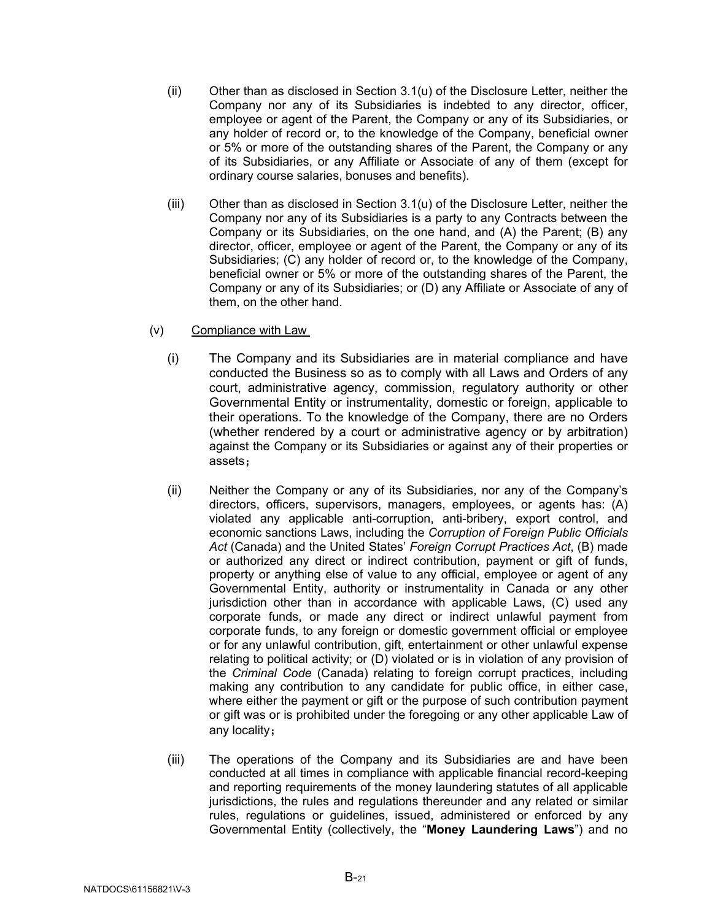(ii) Other than as disclosed in Section 3.1(u) of the Disclosure Letter, neither the Company nor any of its Subsidiaries is indebted to any director, officer, employee or agent of the Parent, the Company or any of its Subsidiaries, or any holder of record or, to the knowledge of the Company, beneficial owner or 5% or more of the outstanding shares of the Parent, the Company or any of its Subsidiaries, or any Affiliate or Associate of any of them (except for ordinary course salaries, bonuses and benefits).

(iii) Other than as disclosed in Section 3.1(u) of the Disclosure Letter, neither the Company nor any of its Subsidiaries is a party to any Contracts between the Company or its Subsidiaries, on the one hand, and (A) the Parent; (B) any director, officer, employee or agent of the Parent, the Company or any of its Subsidiaries; (C) any holder of record or, to the knowledge of the Company, beneficial owner or 5% or more of the outstanding shares of the Parent, the Company or any of its Subsidiaries; or (D) any Affiliate or Associate of any of them, on the other hand.

(v) Compliance with Law

(i) The Company and its Subsidiaries are in material compliance and have conducted the Business so as to comply with all Laws and Orders of any court, administrative agency, commission, regulatory authority or other Governmental Entity or instrumentality, domestic or foreign, applicable to their operations. To the knowledge of the Company, there are no Orders (whether rendered by a court or administrative agency or by arbitration) against the Company or its Subsidiaries or against any of their properties or assets；

(ii) Neither the Company or any of its Subsidiaries, nor any of the Company's directors, officers, supervisors, managers, employees, or agents has: (A) violated any applicable anti-corruption, anti-bribery, export control, and economic sanctions Laws, including the *Corruption of Foreign Public Officials Act* (Canada) and the United States' *Foreign Corrupt Practices Act*, (B) made or authorized any direct or indirect contribution, payment or gift of funds, property or anything else of value to any official, employee or agent of any Governmental Entity, authority or instrumentality in Canada or any other jurisdiction other than in accordance with applicable Laws, (C) used any corporate funds, or made any direct or indirect unlawful payment from corporate funds, to any foreign or domestic government official or employee or for any unlawful contribution, gift, entertainment or other unlawful expense relating to political activity; or (D) violated or is in violation of any provision of the *Criminal Code* (Canada) relating to foreign corrupt practices, including making any contribution to any candidate for public office, in either case, where either the payment or gift or the purpose of such contribution payment or gift was or is prohibited under the foregoing or any other applicable Law of any locality；

(iii) The operations of the Company and its Subsidiaries are and have been conducted at all times in compliance with applicable financial record-keeping and reporting requirements of the money laundering statutes of all applicable jurisdictions, the rules and regulations thereunder and any related or similar rules, regulations or guidelines, issued, administered or enforced by any Governmental Entity (collectively, the "**Money Laundering Laws**") and no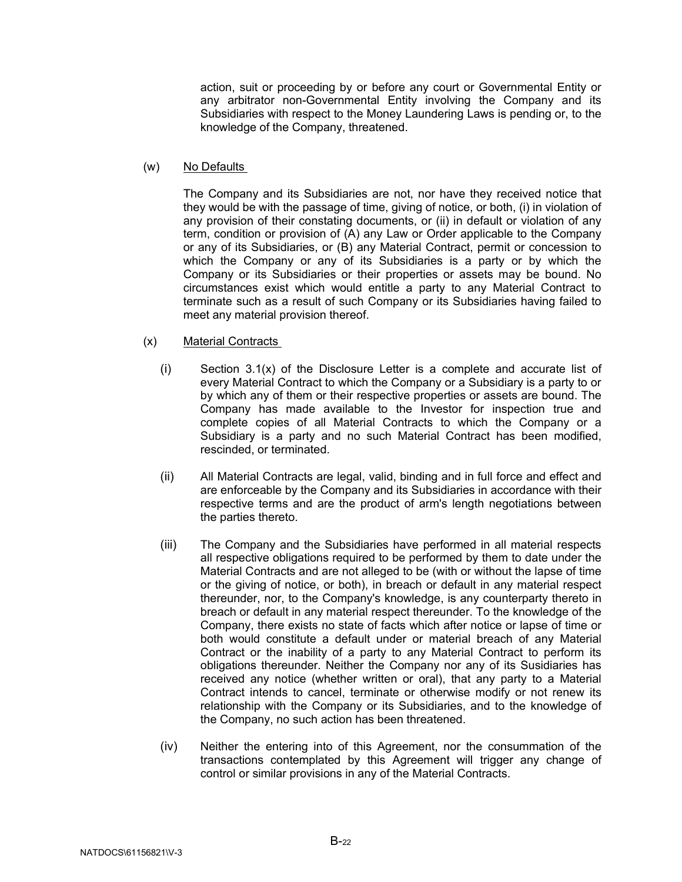action, suit or proceeding by or before any court or Governmental Entity or any arbitrator non-Governmental Entity involving the Company and its Subsidiaries with respect to the Money Laundering Laws is pending or, to the knowledge of the Company, threatened.

(w) No Defaults

The Company and its Subsidiaries are not, nor have they received notice that they would be with the passage of time, giving of notice, or both, (i) in violation of any provision of their constating documents, or (ii) in default or violation of any term, condition or provision of (A) any Law or Order applicable to the Company or any of its Subsidiaries, or (B) any Material Contract, permit or concession to which the Company or any of its Subsidiaries is a party or by which the Company or its Subsidiaries or their properties or assets may be bound. No circumstances exist which would entitle a party to any Material Contract to terminate such as a result of such Company or its Subsidiaries having failed to meet any material provision thereof.

(x) Material Contracts

(i) Section 3.1(x) of the Disclosure Letter is a complete and accurate list of every Material Contract to which the Company or a Subsidiary is a party to or by which any of them or their respective properties or assets are bound. The Company has made available to the Investor for inspection true and complete copies of all Material Contracts to which the Company or a Subsidiary is a party and no such Material Contract has been modified, rescinded, or terminated.

(ii) All Material Contracts are legal, valid, binding and in full force and effect and are enforceable by the Company and its Subsidiaries in accordance with their respective terms and are the product of arm's length negotiations between the parties thereto.

(iii) The Company and the Subsidiaries have performed in all material respects all respective obligations required to be performed by them to date under the Material Contracts and are not alleged to be (with or without the lapse of time or the giving of notice, or both), in breach or default in any material respect thereunder, nor, to the Company's knowledge, is any counterparty thereto in breach or default in any material respect thereunder. To the knowledge of the Company, there exists no state of facts which after notice or lapse of time or both would constitute a default under or material breach of any Material Contract or the inability of a party to any Material Contract to perform its obligations thereunder. Neither the Company nor any of its Susidiaries has received any notice (whether written or oral), that any party to a Material Contract intends to cancel, terminate or otherwise modify or not renew its relationship with the Company or its Subsidiaries, and to the knowledge of the Company, no such action has been threatened.

(iv) Neither the entering into of this Agreement, nor the consummation of the transactions contemplated by this Agreement will trigger any change of control or similar provisions in any of the Material Contracts.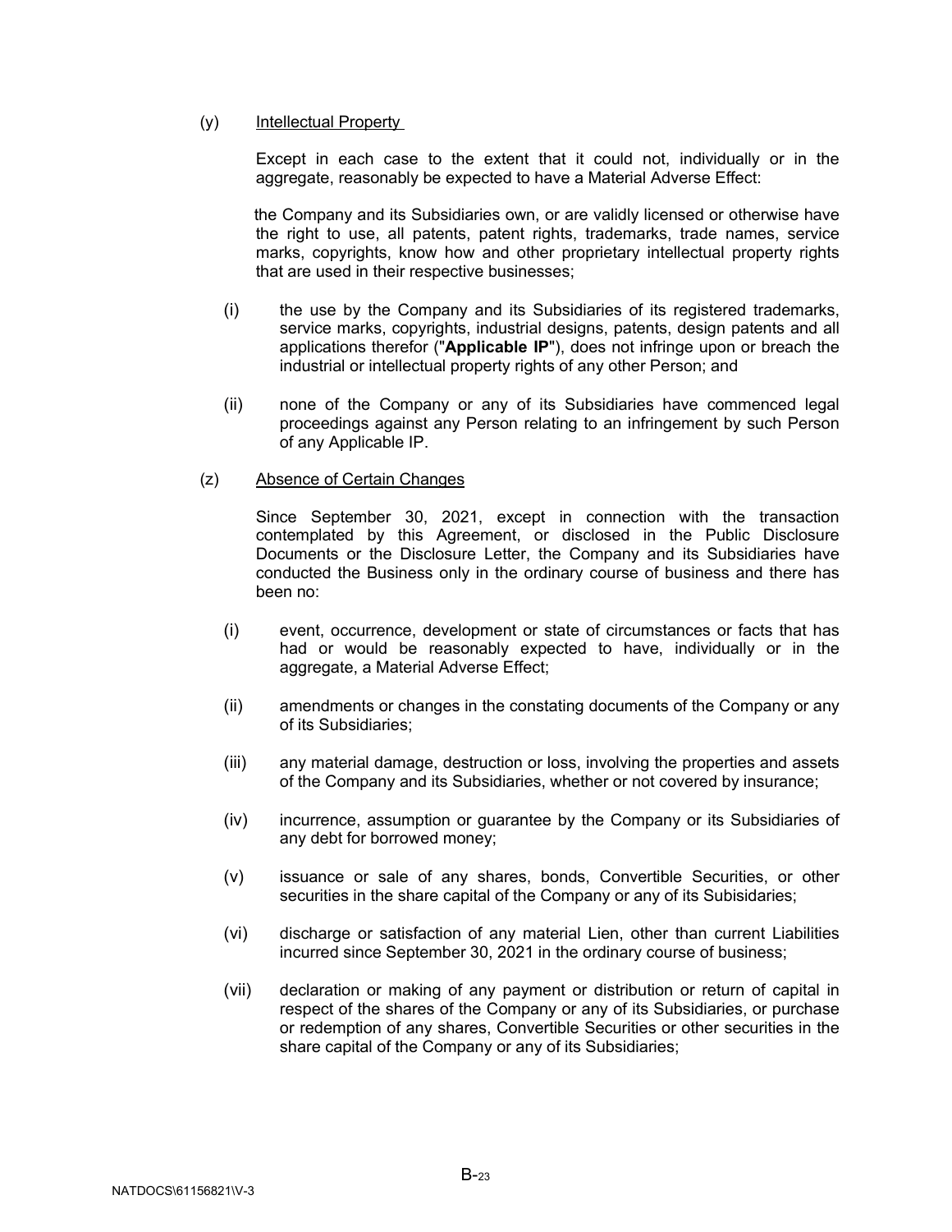(y) <u>Intellectual Property</u>

Except in each case to the extent that it could not, individually or in the aggregate, reasonably be expected to have a Material Adverse Effect:

the Company and its Subsidiaries own, or are validly licensed or otherwise have the right to use, all patents, patent rights, trademarks, trade names, service marks, copyrights, know how and other proprietary intellectual property rights that are used in their respective businesses;

(i) the use by the Company and its Subsidiaries of its registered trademarks, service marks, copyrights, industrial designs, patents, design patents and all applications therefor ("**Applicable IP**"), does not infringe upon or breach the industrial or intellectual property rights of any other Person; and

(ii) none of the Company or any of its Subsidiaries have commenced legal proceedings against any Person relating to an infringement by such Person of any Applicable IP.

(z) <u>Absence of Certain Changes</u>

Since September 30, 2021, except in connection with the transaction contemplated by this Agreement, or disclosed in the Public Disclosure Documents or the Disclosure Letter, the Company and its Subsidiaries have conducted the Business only in the ordinary course of business and there has been no:

(i) event, occurrence, development or state of circumstances or facts that has had or would be reasonably expected to have, individually or in the aggregate, a Material Adverse Effect;

(ii) amendments or changes in the constating documents of the Company or any of its Subsidiaries;

(iii) any material damage, destruction or loss, involving the properties and assets of the Company and its Subsidiaries, whether or not covered by insurance;

(iv) incurrence, assumption or guarantee by the Company or its Subsidiaries of any debt for borrowed money;

(v) issuance or sale of any shares, bonds, Convertible Securities, or other securities in the share capital of the Company or any of its Subisidaries;

(vi) discharge or satisfaction of any material Lien, other than current Liabilities incurred since September 30, 2021 in the ordinary course of business;

(vii) declaration or making of any payment or distribution or return of capital in respect of the shares of the Company or any of its Subsidiaries, or purchase or redemption of any shares, Convertible Securities or other securities in the share capital of the Company or any of its Subsidiaries;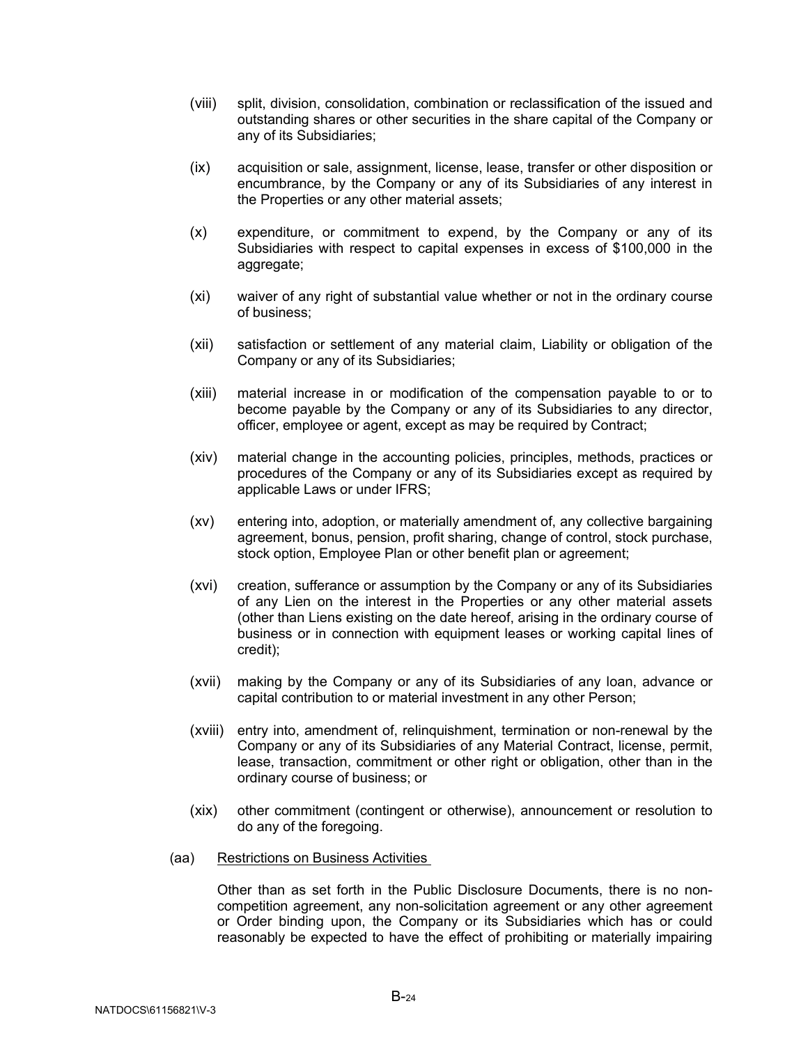(viii) split, division, consolidation, combination or reclassification of the issued and outstanding shares or other securities in the share capital of the Company or any of its Subsidiaries;

(ix) acquisition or sale, assignment, license, lease, transfer or other disposition or encumbrance, by the Company or any of its Subsidiaries of any interest in the Properties or any other material assets;

(x) expenditure, or commitment to expend, by the Company or any of its Subsidiaries with respect to capital expenses in excess of $100,000 in the aggregate;

(xi) waiver of any right of substantial value whether or not in the ordinary course of business;

(xii) satisfaction or settlement of any material claim, Liability or obligation of the Company or any of its Subsidiaries;

(xiii) material increase in or modification of the compensation payable to or to become payable by the Company or any of its Subsidiaries to any director, officer, employee or agent, except as may be required by Contract;

(xiv) material change in the accounting policies, principles, methods, practices or procedures of the Company or any of its Subsidiaries except as required by applicable Laws or under IFRS;

(xv) entering into, adoption, or materially amendment of, any collective bargaining agreement, bonus, pension, profit sharing, change of control, stock purchase, stock option, Employee Plan or other benefit plan or agreement;

(xvi) creation, sufferance or assumption by the Company or any of its Subsidiaries of any Lien on the interest in the Properties or any other material assets (other than Liens existing on the date hereof, arising in the ordinary course of business or in connection with equipment leases or working capital lines of credit);

(xvii) making by the Company or any of its Subsidiaries of any loan, advance or capital contribution to or material investment in any other Person;

(xviii) entry into, amendment of, relinquishment, termination or non-renewal by the Company or any of its Subsidiaries of any Material Contract, license, permit, lease, transaction, commitment or other right or obligation, other than in the ordinary course of business; or

(xix) other commitment (contingent or otherwise), announcement or resolution to do any of the foregoing.

(aa) Restrictions on Business Activities

Other than as set forth in the Public Disclosure Documents, there is no non-competition agreement, any non-solicitation agreement or any other agreement or Order binding upon, the Company or its Subsidiaries which has or could reasonably be expected to have the effect of prohibiting or materially impairing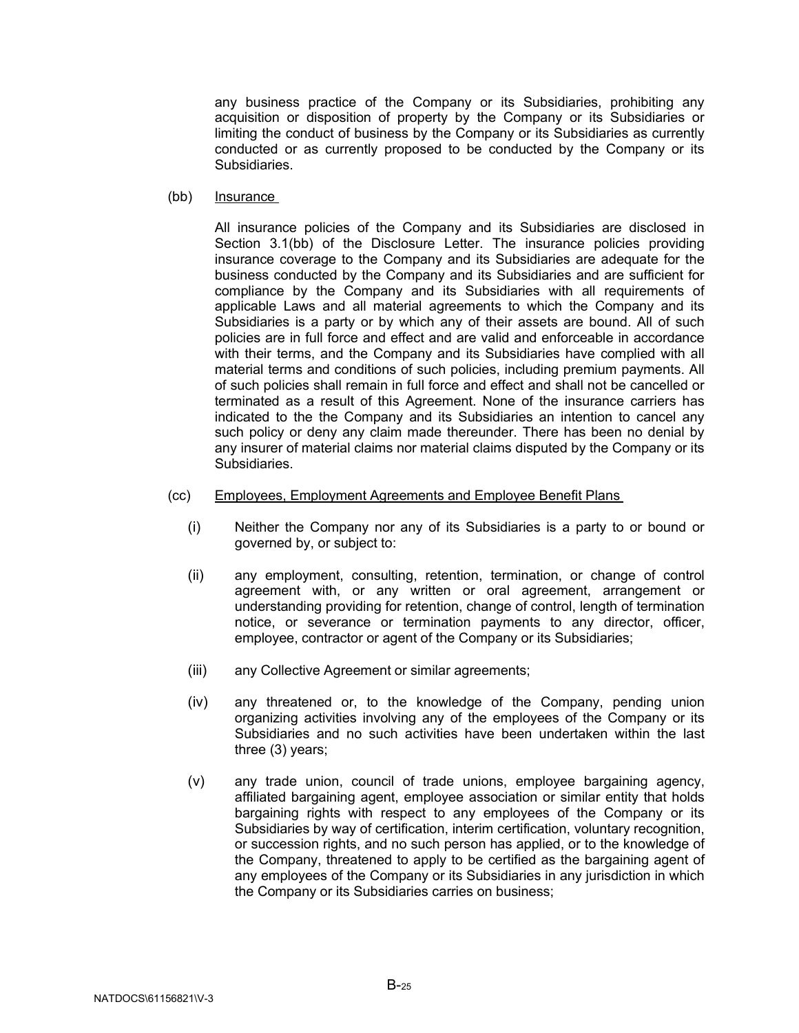any business practice of the Company or its Subsidiaries, prohibiting any acquisition or disposition of property by the Company or its Subsidiaries or limiting the conduct of business by the Company or its Subsidiaries as currently conducted or as currently proposed to be conducted by the Company or its Subsidiaries.

(bb) Insurance

All insurance policies of the Company and its Subsidiaries are disclosed in Section 3.1(bb) of the Disclosure Letter. The insurance policies providing insurance coverage to the Company and its Subsidiaries are adequate for the business conducted by the Company and its Subsidiaries and are sufficient for compliance by the Company and its Subsidiaries with all requirements of applicable Laws and all material agreements to which the Company and its Subsidiaries is a party or by which any of their assets are bound. All of such policies are in full force and effect and are valid and enforceable in accordance with their terms, and the Company and its Subsidiaries have complied with all material terms and conditions of such policies, including premium payments. All of such policies shall remain in full force and effect and shall not be cancelled or terminated as a result of this Agreement. None of the insurance carriers has indicated to the the Company and its Subsidiaries an intention to cancel any such policy or deny any claim made thereunder. There has been no denial by any insurer of material claims nor material claims disputed by the Company or its Subsidiaries.

(cc) Employees, Employment Agreements and Employee Benefit Plans

(i) Neither the Company nor any of its Subsidiaries is a party to or bound or governed by, or subject to:

(ii) any employment, consulting, retention, termination, or change of control agreement with, or any written or oral agreement, arrangement or understanding providing for retention, change of control, length of termination notice, or severance or termination payments to any director, officer, employee, contractor or agent of the Company or its Subsidiaries;

(iii) any Collective Agreement or similar agreements;

(iv) any threatened or, to the knowledge of the Company, pending union organizing activities involving any of the employees of the Company or its Subsidiaries and no such activities have been undertaken within the last three (3) years;

(v) any trade union, council of trade unions, employee bargaining agency, affiliated bargaining agent, employee association or similar entity that holds bargaining rights with respect to any employees of the Company or its Subsidiaries by way of certification, interim certification, voluntary recognition, or succession rights, and no such person has applied, or to the knowledge of the Company, threatened to apply to be certified as the bargaining agent of any employees of the Company or its Subsidiaries in any jurisdiction in which the Company or its Subsidiaries carries on business;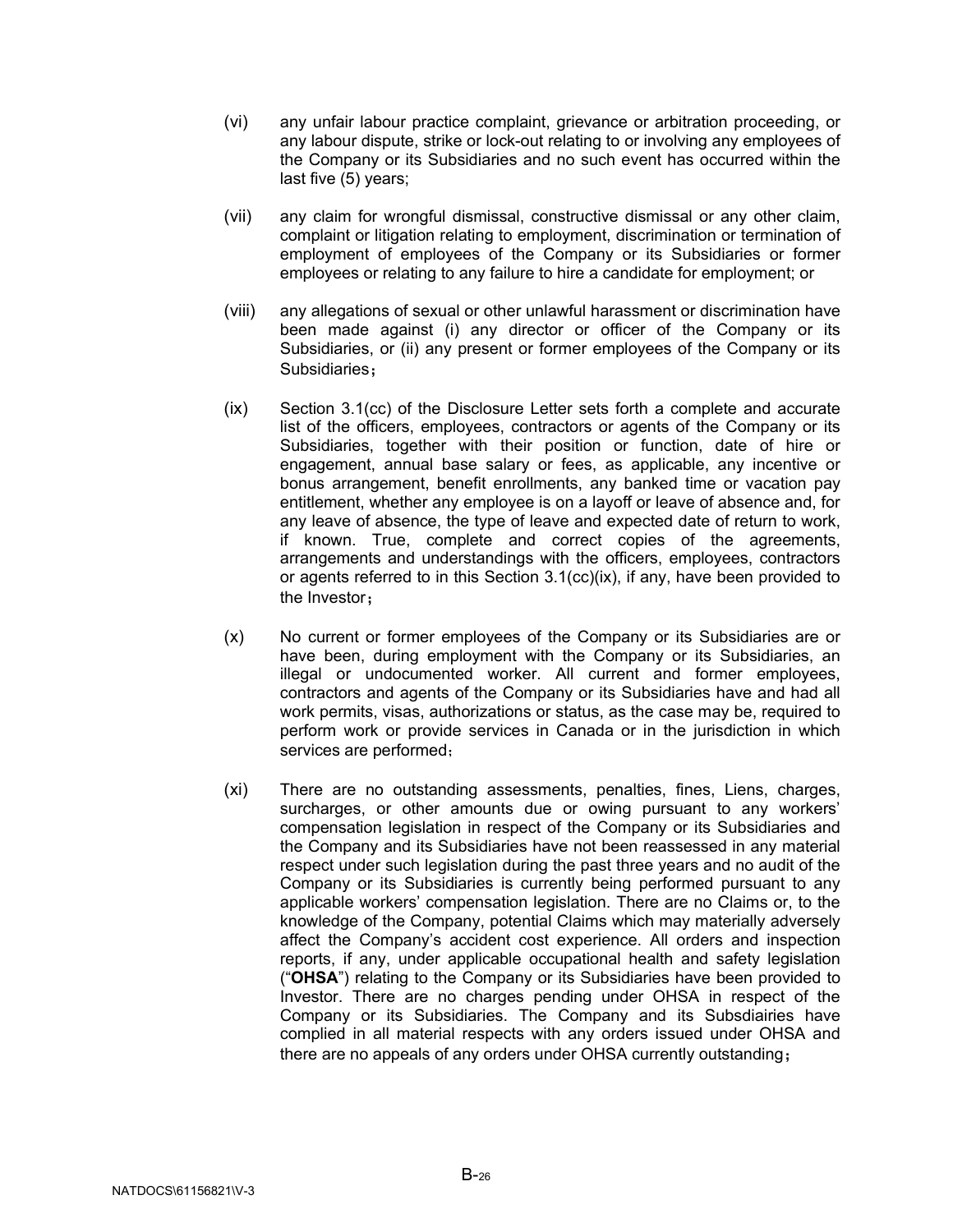(vi) any unfair labour practice complaint, grievance or arbitration proceeding, or any labour dispute, strike or lock-out relating to or involving any employees of the Company or its Subsidiaries and no such event has occurred within the last five (5) years;

(vii) any claim for wrongful dismissal, constructive dismissal or any other claim, complaint or litigation relating to employment, discrimination or termination of employment of employees of the Company or its Subsidiaries or former employees or relating to any failure to hire a candidate for employment; or

(viii) any allegations of sexual or other unlawful harassment or discrimination have been made against (i) any director or officer of the Company or its Subsidiaries, or (ii) any present or former employees of the Company or its Subsidiaries；

(ix) Section 3.1(cc) of the Disclosure Letter sets forth a complete and accurate list of the officers, employees, contractors or agents of the Company or its Subsidiaries, together with their position or function, date of hire or engagement, annual base salary or fees, as applicable, any incentive or bonus arrangement, benefit enrollments, any banked time or vacation pay entitlement, whether any employee is on a layoff or leave of absence and, for any leave of absence, the type of leave and expected date of return to work, if known. True, complete and correct copies of the agreements, arrangements and understandings with the officers, employees, contractors or agents referred to in this Section 3.1(cc)(ix), if any, have been provided to the Investor；

(x) No current or former employees of the Company or its Subsidiaries are or have been, during employment with the Company or its Subsidiaries, an illegal or undocumented worker. All current and former employees, contractors and agents of the Company or its Subsidiaries have and had all work permits, visas, authorizations or status, as the case may be, required to perform work or provide services in Canada or in the jurisdiction in which services are performed；

(xi) There are no outstanding assessments, penalties, fines, Liens, charges, surcharges, or other amounts due or owing pursuant to any workers' compensation legislation in respect of the Company or its Subsidiaries and the Company and its Subsidiaries have not been reassessed in any material respect under such legislation during the past three years and no audit of the Company or its Subsidiaries is currently being performed pursuant to any applicable workers' compensation legislation. There are no Claims or, to the knowledge of the Company, potential Claims which may materially adversely affect the Company's accident cost experience. All orders and inspection reports, if any, under applicable occupational health and safety legislation ("**OHSA**") relating to the Company or its Subsidiaries have been provided to Investor. There are no charges pending under OHSA in respect of the Company or its Subsidiaries. The Company and its Subsdiairies have complied in all material respects with any orders issued under OHSA and there are no appeals of any orders under OHSA currently outstanding；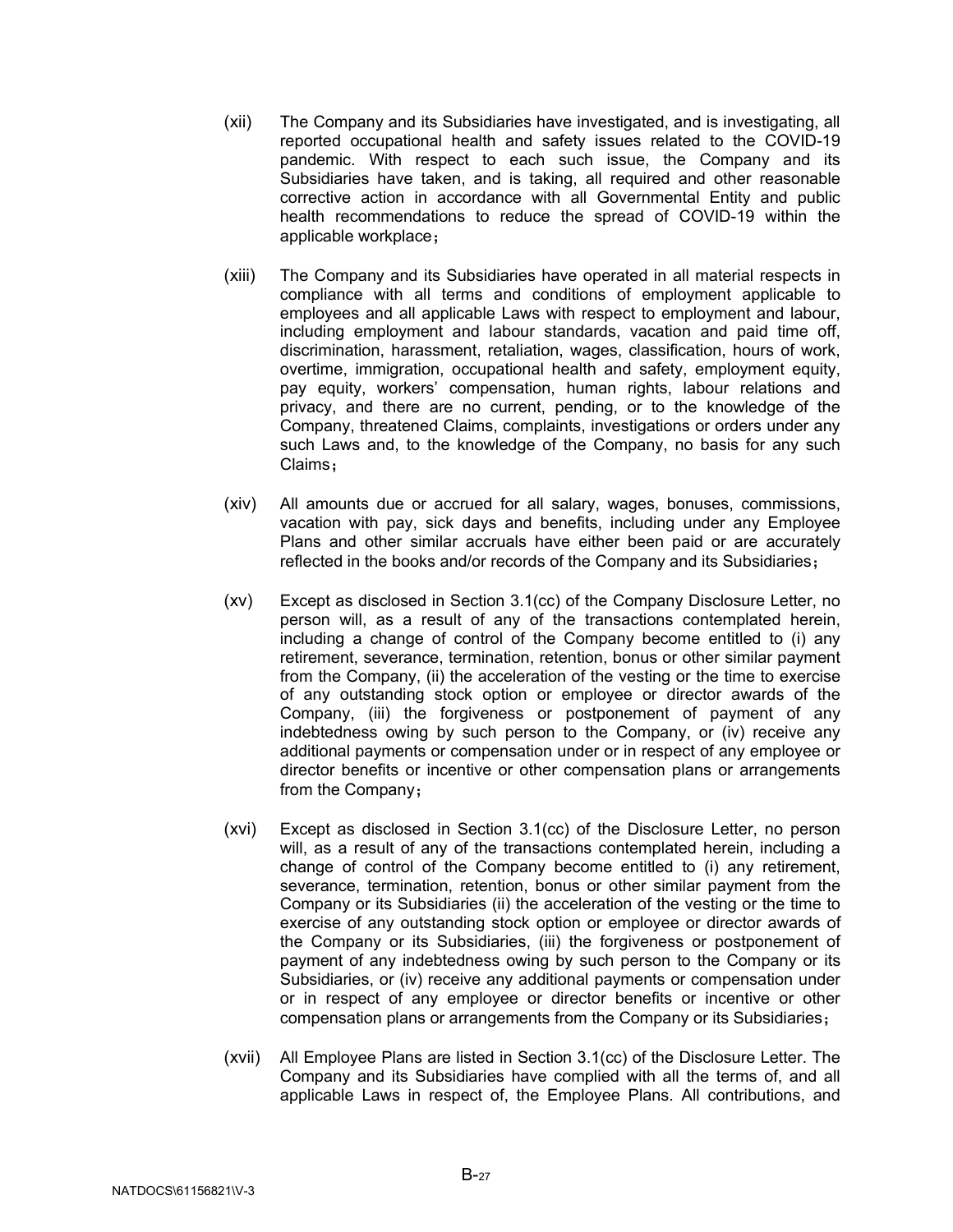(xii) The Company and its Subsidiaries have investigated, and is investigating, all reported occupational health and safety issues related to the COVID-19 pandemic. With respect to each such issue, the Company and its Subsidiaries have taken, and is taking, all required and other reasonable corrective action in accordance with all Governmental Entity and public health recommendations to reduce the spread of COVID-19 within the applicable workplace；

(xiii) The Company and its Subsidiaries have operated in all material respects in compliance with all terms and conditions of employment applicable to employees and all applicable Laws with respect to employment and labour, including employment and labour standards, vacation and paid time off, discrimination, harassment, retaliation, wages, classification, hours of work, overtime, immigration, occupational health and safety, employment equity, pay equity, workers' compensation, human rights, labour relations and privacy, and there are no current, pending, or to the knowledge of the Company, threatened Claims, complaints, investigations or orders under any such Laws and, to the knowledge of the Company, no basis for any such Claims；

(xiv) All amounts due or accrued for all salary, wages, bonuses, commissions, vacation with pay, sick days and benefits, including under any Employee Plans and other similar accruals have either been paid or are accurately reflected in the books and/or records of the Company and its Subsidiaries；

(xv) Except as disclosed in Section 3.1(cc) of the Company Disclosure Letter, no person will, as a result of any of the transactions contemplated herein, including a change of control of the Company become entitled to (i) any retirement, severance, termination, retention, bonus or other similar payment from the Company, (ii) the acceleration of the vesting or the time to exercise of any outstanding stock option or employee or director awards of the Company, (iii) the forgiveness or postponement of payment of any indebtedness owing by such person to the Company, or (iv) receive any additional payments or compensation under or in respect of any employee or director benefits or incentive or other compensation plans or arrangements from the Company；

(xvi) Except as disclosed in Section 3.1(cc) of the Disclosure Letter, no person will, as a result of any of the transactions contemplated herein, including a change of control of the Company become entitled to (i) any retirement, severance, termination, retention, bonus or other similar payment from the Company or its Subsidiaries (ii) the acceleration of the vesting or the time to exercise of any outstanding stock option or employee or director awards of the Company or its Subsidiaries, (iii) the forgiveness or postponement of payment of any indebtedness owing by such person to the Company or its Subsidiaries, or (iv) receive any additional payments or compensation under or in respect of any employee or director benefits or incentive or other compensation plans or arrangements from the Company or its Subsidiaries；

(xvii) All Employee Plans are listed in Section 3.1(cc) of the Disclosure Letter. The Company and its Subsidiaries have complied with all the terms of, and all applicable Laws in respect of, the Employee Plans. All contributions, and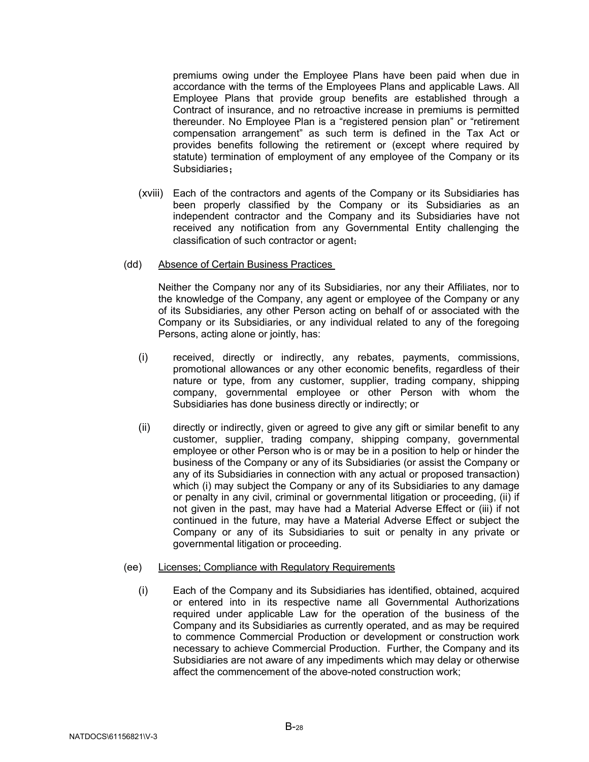premiums owing under the Employee Plans have been paid when due in accordance with the terms of the Employees Plans and applicable Laws. All Employee Plans that provide group benefits are established through a Contract of insurance, and no retroactive increase in premiums is permitted thereunder. No Employee Plan is a "registered pension plan" or "retirement compensation arrangement" as such term is defined in the Tax Act or provides benefits following the retirement or (except where required by statute) termination of employment of any employee of the Company or its Subsidiaries；

(xviii) Each of the contractors and agents of the Company or its Subsidiaries has been properly classified by the Company or its Subsidiaries as an independent contractor and the Company and its Subsidiaries have not received any notification from any Governmental Entity challenging the classification of such contractor or agent；

(dd) <u>Absence of Certain Business Practices</u>

Neither the Company nor any of its Subsidiaries, nor any their Affiliates, nor to the knowledge of the Company, any agent or employee of the Company or any of its Subsidiaries, any other Person acting on behalf of or associated with the Company or its Subsidiaries, or any individual related to any of the foregoing Persons, acting alone or jointly, has:

(i) received, directly or indirectly, any rebates, payments, commissions, promotional allowances or any other economic benefits, regardless of their nature or type, from any customer, supplier, trading company, shipping company, governmental employee or other Person with whom the Subsidiaries has done business directly or indirectly; or

(ii) directly or indirectly, given or agreed to give any gift or similar benefit to any customer, supplier, trading company, shipping company, governmental employee or other Person who is or may be in a position to help or hinder the business of the Company or any of its Subsidiaries (or assist the Company or any of its Subsidiaries in connection with any actual or proposed transaction) which (i) may subject the Company or any of its Subsidiaries to any damage or penalty in any civil, criminal or governmental litigation or proceeding, (ii) if not given in the past, may have had a Material Adverse Effect or (iii) if not continued in the future, may have a Material Adverse Effect or subject the Company or any of its Subsidiaries to suit or penalty in any private or governmental litigation or proceeding.

(ee) <u>Licenses; Compliance with Regulatory Requirements</u>

(i) Each of the Company and its Subsidiaries has identified, obtained, acquired or entered into in its respective name all Governmental Authorizations required under applicable Law for the operation of the business of the Company and its Subsidiaries as currently operated, and as may be required to commence Commercial Production or development or construction work necessary to achieve Commercial Production. Further, the Company and its Subsidiaries are not aware of any impediments which may delay or otherwise affect the commencement of the above-noted construction work;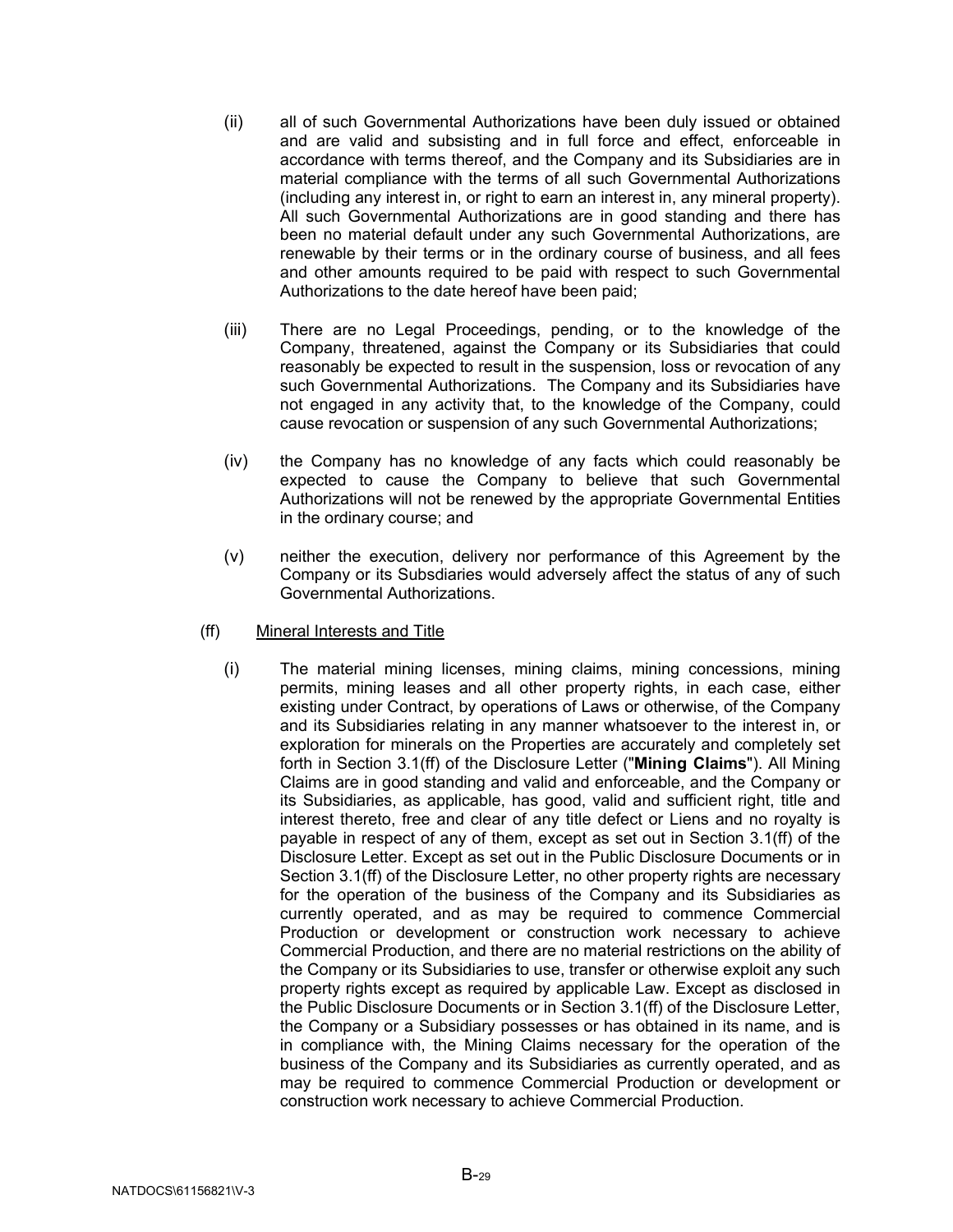(ii) all of such Governmental Authorizations have been duly issued or obtained and are valid and subsisting and in full force and effect, enforceable in accordance with terms thereof, and the Company and its Subsidiaries are in material compliance with the terms of all such Governmental Authorizations (including any interest in, or right to earn an interest in, any mineral property). All such Governmental Authorizations are in good standing and there has been no material default under any such Governmental Authorizations, are renewable by their terms or in the ordinary course of business, and all fees and other amounts required to be paid with respect to such Governmental Authorizations to the date hereof have been paid;

(iii) There are no Legal Proceedings, pending, or to the knowledge of the Company, threatened, against the Company or its Subsidiaries that could reasonably be expected to result in the suspension, loss or revocation of any such Governmental Authorizations. The Company and its Subsidiaries have not engaged in any activity that, to the knowledge of the Company, could cause revocation or suspension of any such Governmental Authorizations;

(iv) the Company has no knowledge of any facts which could reasonably be expected to cause the Company to believe that such Governmental Authorizations will not be renewed by the appropriate Governmental Entities in the ordinary course; and

(v) neither the execution, delivery nor performance of this Agreement by the Company or its Subsdiaries would adversely affect the status of any of such Governmental Authorizations.

(ff) Mineral Interests and Title

(i) The material mining licenses, mining claims, mining concessions, mining permits, mining leases and all other property rights, in each case, either existing under Contract, by operations of Laws or otherwise, of the Company and its Subsidiaries relating in any manner whatsoever to the interest in, or exploration for minerals on the Properties are accurately and completely set forth in Section 3.1(ff) of the Disclosure Letter ("**Mining Claims**"). All Mining Claims are in good standing and valid and enforceable, and the Company or its Subsidiaries, as applicable, has good, valid and sufficient right, title and interest thereto, free and clear of any title defect or Liens and no royalty is payable in respect of any of them, except as set out in Section 3.1(ff) of the Disclosure Letter. Except as set out in the Public Disclosure Documents or in Section 3.1(ff) of the Disclosure Letter, no other property rights are necessary for the operation of the business of the Company and its Subsidiaries as currently operated, and as may be required to commence Commercial Production or development or construction work necessary to achieve Commercial Production, and there are no material restrictions on the ability of the Company or its Subsidiaries to use, transfer or otherwise exploit any such property rights except as required by applicable Law. Except as disclosed in the Public Disclosure Documents or in Section 3.1(ff) of the Disclosure Letter, the Company or a Subsidiary possesses or has obtained in its name, and is in compliance with, the Mining Claims necessary for the operation of the business of the Company and its Subsidiaries as currently operated, and as may be required to commence Commercial Production or development or construction work necessary to achieve Commercial Production.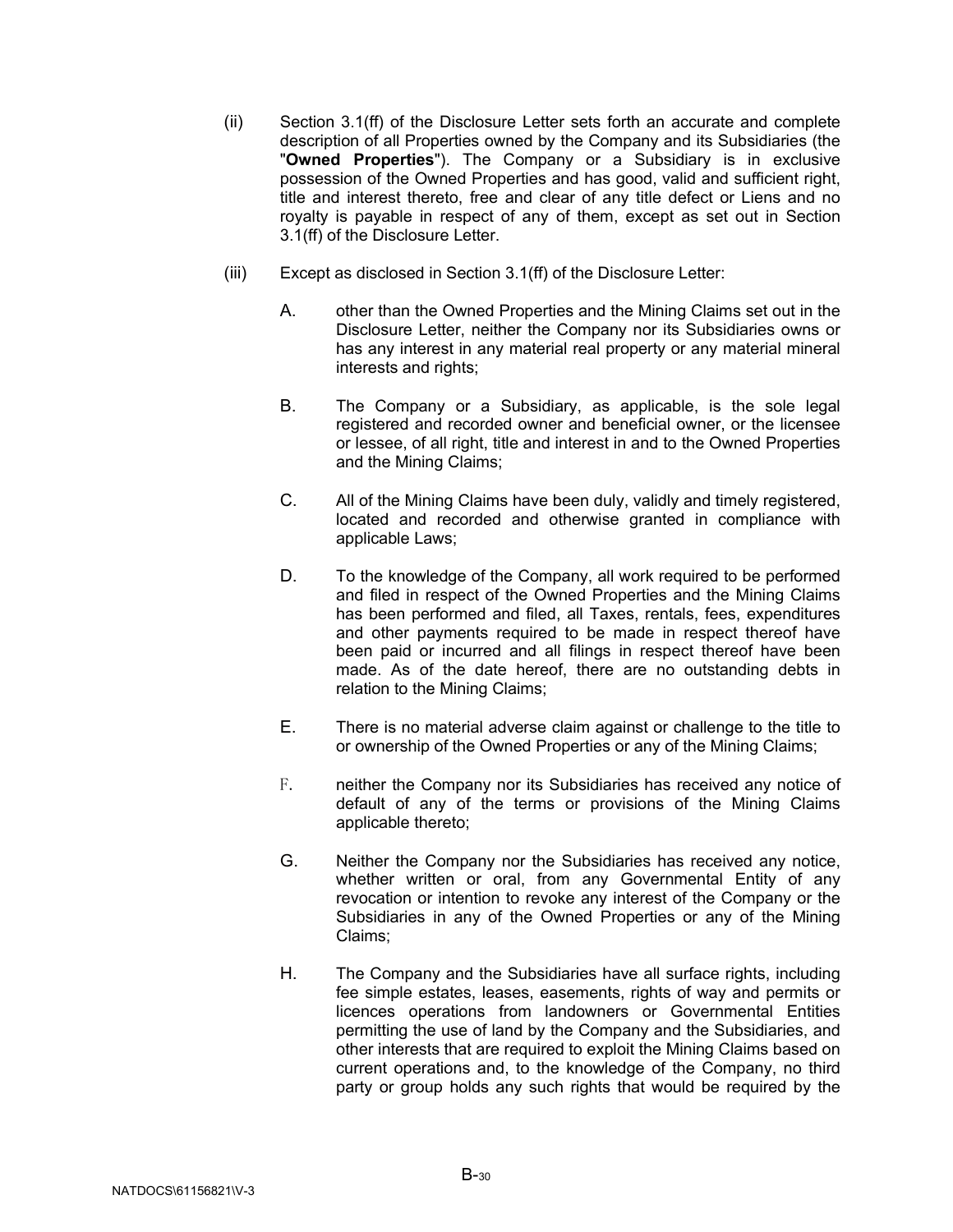(ii) Section 3.1(ff) of the Disclosure Letter sets forth an accurate and complete description of all Properties owned by the Company and its Subsidiaries (the "**Owned Properties**"). The Company or a Subsidiary is in exclusive possession of the Owned Properties and has good, valid and sufficient right, title and interest thereto, free and clear of any title defect or Liens and no royalty is payable in respect of any of them, except as set out in Section 3.1(ff) of the Disclosure Letter.

(iii) Except as disclosed in Section 3.1(ff) of the Disclosure Letter:

A. other than the Owned Properties and the Mining Claims set out in the Disclosure Letter, neither the Company nor its Subsidiaries owns or has any interest in any material real property or any material mineral interests and rights;

B. The Company or a Subsidiary, as applicable, is the sole legal registered and recorded owner and beneficial owner, or the licensee or lessee, of all right, title and interest in and to the Owned Properties and the Mining Claims;

C. All of the Mining Claims have been duly, validly and timely registered, located and recorded and otherwise granted in compliance with applicable Laws;

D. To the knowledge of the Company, all work required to be performed and filed in respect of the Owned Properties and the Mining Claims has been performed and filed, all Taxes, rentals, fees, expenditures and other payments required to be made in respect thereof have been paid or incurred and all filings in respect thereof have been made. As of the date hereof, there are no outstanding debts in relation to the Mining Claims;

E. There is no material adverse claim against or challenge to the title to or ownership of the Owned Properties or any of the Mining Claims;

F. neither the Company nor its Subsidiaries has received any notice of default of any of the terms or provisions of the Mining Claims applicable thereto;

G. Neither the Company nor the Subsidiaries has received any notice, whether written or oral, from any Governmental Entity of any revocation or intention to revoke any interest of the Company or the Subsidiaries in any of the Owned Properties or any of the Mining Claims;

H. The Company and the Subsidiaries have all surface rights, including fee simple estates, leases, easements, rights of way and permits or licences operations from landowners or Governmental Entities permitting the use of land by the Company and the Subsidiaries, and other interests that are required to exploit the Mining Claims based on current operations and, to the knowledge of the Company, no third party or group holds any such rights that would be required by the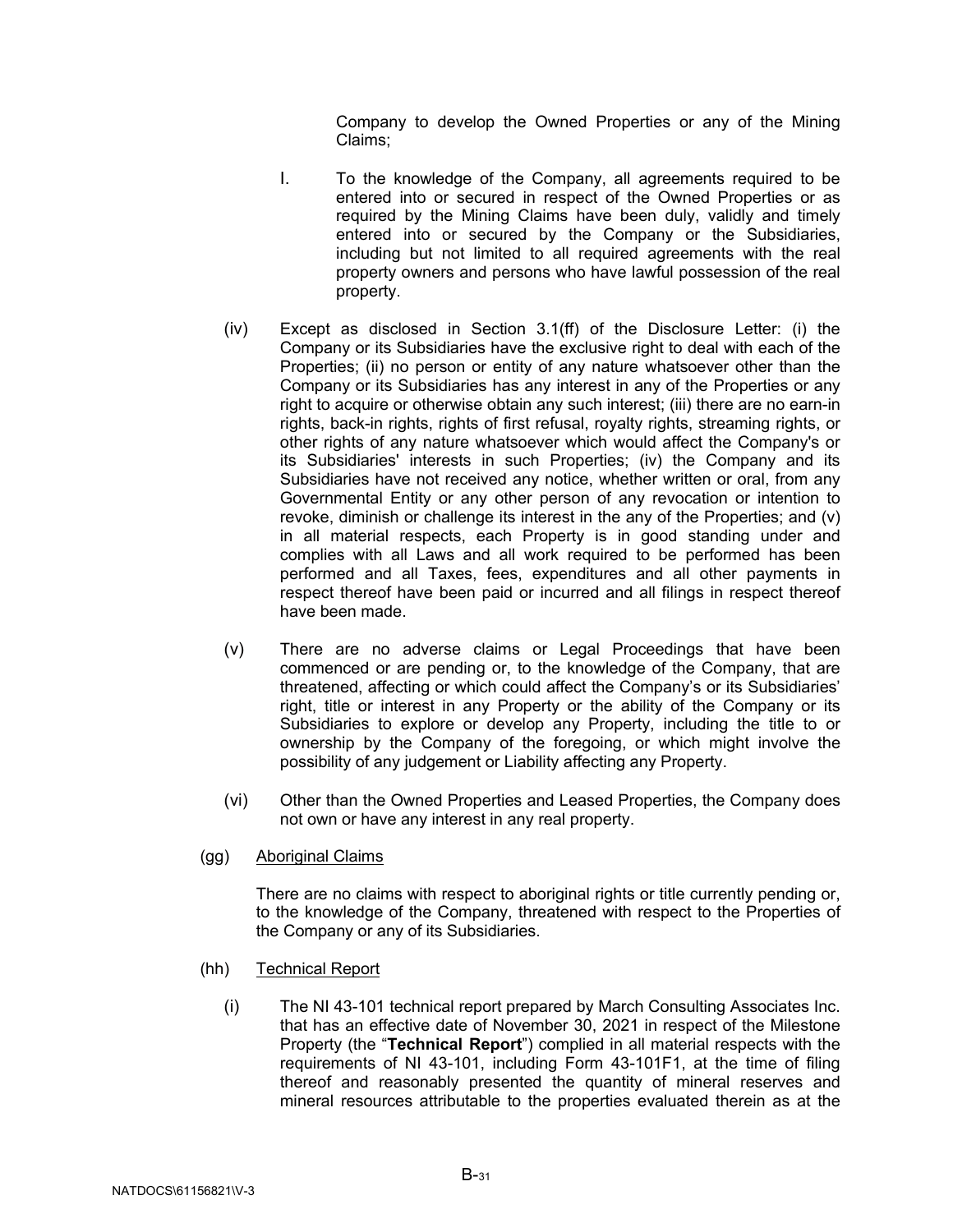Company to develop the Owned Properties or any of the Mining Claims;

I. To the knowledge of the Company, all agreements required to be entered into or secured in respect of the Owned Properties or as required by the Mining Claims have been duly, validly and timely entered into or secured by the Company or the Subsidiaries, including but not limited to all required agreements with the real property owners and persons who have lawful possession of the real property.

(iv) Except as disclosed in Section 3.1(ff) of the Disclosure Letter: (i) the Company or its Subsidiaries have the exclusive right to deal with each of the Properties; (ii) no person or entity of any nature whatsoever other than the Company or its Subsidiaries has any interest in any of the Properties or any right to acquire or otherwise obtain any such interest; (iii) there are no earn-in rights, back-in rights, rights of first refusal, royalty rights, streaming rights, or other rights of any nature whatsoever which would affect the Company's or its Subsidiaries' interests in such Properties; (iv) the Company and its Subsidiaries have not received any notice, whether written or oral, from any Governmental Entity or any other person of any revocation or intention to revoke, diminish or challenge its interest in the any of the Properties; and (v) in all material respects, each Property is in good standing under and complies with all Laws and all work required to be performed has been performed and all Taxes, fees, expenditures and all other payments in respect thereof have been paid or incurred and all filings in respect thereof have been made.

(v) There are no adverse claims or Legal Proceedings that have been commenced or are pending or, to the knowledge of the Company, that are threatened, affecting or which could affect the Company's or its Subsidiaries' right, title or interest in any Property or the ability of the Company or its Subsidiaries to explore or develop any Property, including the title to or ownership by the Company of the foregoing, or which might involve the possibility of any judgement or Liability affecting any Property.

(vi) Other than the Owned Properties and Leased Properties, the Company does not own or have any interest in any real property.

(gg) Aboriginal Claims

There are no claims with respect to aboriginal rights or title currently pending or, to the knowledge of the Company, threatened with respect to the Properties of the Company or any of its Subsidiaries.

(hh) Technical Report

(i) The NI 43-101 technical report prepared by March Consulting Associates Inc. that has an effective date of November 30, 2021 in respect of the Milestone Property (the "**Technical Report**") complied in all material respects with the requirements of NI 43-101, including Form 43-101F1, at the time of filing thereof and reasonably presented the quantity of mineral reserves and mineral resources attributable to the properties evaluated therein as at the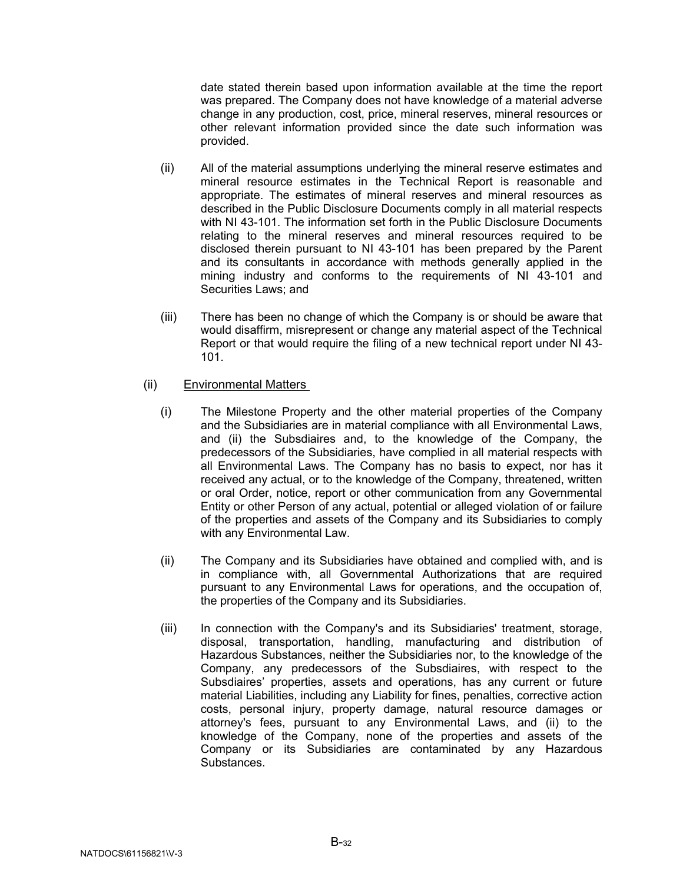date stated therein based upon information available at the time the report was prepared. The Company does not have knowledge of a material adverse change in any production, cost, price, mineral reserves, mineral resources or other relevant information provided since the date such information was provided.

(ii) All of the material assumptions underlying the mineral reserve estimates and mineral resource estimates in the Technical Report is reasonable and appropriate. The estimates of mineral reserves and mineral resources as described in the Public Disclosure Documents comply in all material respects with NI 43-101. The information set forth in the Public Disclosure Documents relating to the mineral reserves and mineral resources required to be disclosed therein pursuant to NI 43-101 has been prepared by the Parent and its consultants in accordance with methods generally applied in the mining industry and conforms to the requirements of NI 43-101 and Securities Laws; and

(iii) There has been no change of which the Company is or should be aware that would disaffirm, misrepresent or change any material aspect of the Technical Report or that would require the filing of a new technical report under NI 43-101.

(ii) Environmental Matters

(i) The Milestone Property and the other material properties of the Company and the Subsidiaries are in material compliance with all Environmental Laws, and (ii) the Subsdiaires and, to the knowledge of the Company, the predecessors of the Subsidiaries, have complied in all material respects with all Environmental Laws. The Company has no basis to expect, nor has it received any actual, or to the knowledge of the Company, threatened, written or oral Order, notice, report or other communication from any Governmental Entity or other Person of any actual, potential or alleged violation of or failure of the properties and assets of the Company and its Subsidiaries to comply with any Environmental Law.

(ii) The Company and its Subsidiaries have obtained and complied with, and is in compliance with, all Governmental Authorizations that are required pursuant to any Environmental Laws for operations, and the occupation of, the properties of the Company and its Subsidiaries.

(iii) In connection with the Company's and its Subsidiaries' treatment, storage, disposal, transportation, handling, manufacturing and distribution of Hazardous Substances, neither the Subsidiaries nor, to the knowledge of the Company, any predecessors of the Subsdiaires, with respect to the Subsdiaires' properties, assets and operations, has any current or future material Liabilities, including any Liability for fines, penalties, corrective action costs, personal injury, property damage, natural resource damages or attorney's fees, pursuant to any Environmental Laws, and (ii) to the knowledge of the Company, none of the properties and assets of the Company or its Subsidiaries are contaminated by any Hazardous Substances.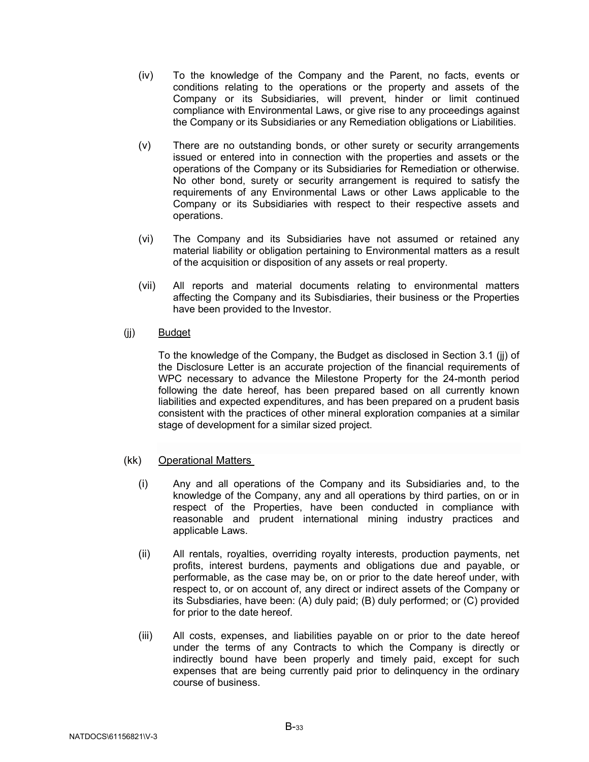(iv) To the knowledge of the Company and the Parent, no facts, events or conditions relating to the operations or the property and assets of the Company or its Subsidiaries, will prevent, hinder or limit continued compliance with Environmental Laws, or give rise to any proceedings against the Company or its Subsidiaries or any Remediation obligations or Liabilities.

(v) There are no outstanding bonds, or other surety or security arrangements issued or entered into in connection with the properties and assets or the operations of the Company or its Subsidiaries for Remediation or otherwise. No other bond, surety or security arrangement is required to satisfy the requirements of any Environmental Laws or other Laws applicable to the Company or its Subsidiaries with respect to their respective assets and operations.

(vi) The Company and its Subsidiaries have not assumed or retained any material liability or obligation pertaining to Environmental matters as a result of the acquisition or disposition of any assets or real property.

(vii) All reports and material documents relating to environmental matters affecting the Company and its Subisdiaries, their business or the Properties have been provided to the Investor.

(jj) Budget

To the knowledge of the Company, the Budget as disclosed in Section 3.1 (jj) of the Disclosure Letter is an accurate projection of the financial requirements of WPC necessary to advance the Milestone Property for the 24-month period following the date hereof, has been prepared based on all currently known liabilities and expected expenditures, and has been prepared on a prudent basis consistent with the practices of other mineral exploration companies at a similar stage of development for a similar sized project.

(kk) Operational Matters

(i) Any and all operations of the Company and its Subsidiaries and, to the knowledge of the Company, any and all operations by third parties, on or in respect of the Properties, have been conducted in compliance with reasonable and prudent international mining industry practices and applicable Laws.

(ii) All rentals, royalties, overriding royalty interests, production payments, net profits, interest burdens, payments and obligations due and payable, or performable, as the case may be, on or prior to the date hereof under, with respect to, or on account of, any direct or indirect assets of the Company or its Subsdiaries, have been: (A) duly paid; (B) duly performed; or (C) provided for prior to the date hereof.

(iii) All costs, expenses, and liabilities payable on or prior to the date hereof under the terms of any Contracts to which the Company is directly or indirectly bound have been properly and timely paid, except for such expenses that are being currently paid prior to delinquency in the ordinary course of business.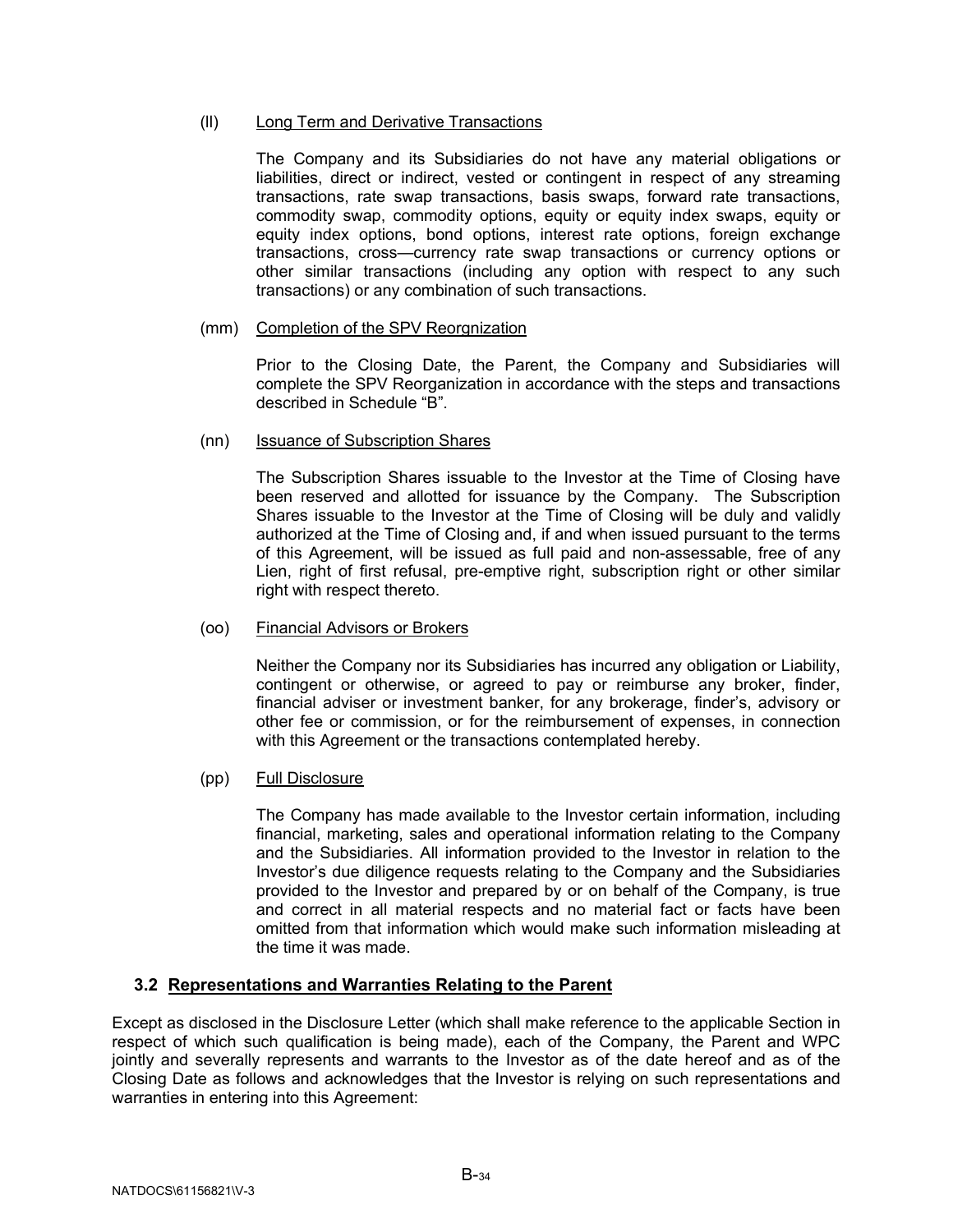(ll) Long Term and Derivative Transactions

The Company and its Subsidiaries do not have any material obligations or liabilities, direct or indirect, vested or contingent in respect of any streaming transactions, rate swap transactions, basis swaps, forward rate transactions, commodity swap, commodity options, equity or equity index swaps, equity or equity index options, bond options, interest rate options, foreign exchange transactions, cross—currency rate swap transactions or currency options or other similar transactions (including any option with respect to any such transactions) or any combination of such transactions.

(mm) Completion of the SPV Reorgnization

Prior to the Closing Date, the Parent, the Company and Subsidiaries will complete the SPV Reorganization in accordance with the steps and transactions described in Schedule "B".

(nn) Issuance of Subscription Shares

The Subscription Shares issuable to the Investor at the Time of Closing have been reserved and allotted for issuance by the Company. The Subscription Shares issuable to the Investor at the Time of Closing will be duly and validly authorized at the Time of Closing and, if and when issued pursuant to the terms of this Agreement, will be issued as full paid and non-assessable, free of any Lien, right of first refusal, pre-emptive right, subscription right or other similar right with respect thereto.

(oo) Financial Advisors or Brokers

Neither the Company nor its Subsidiaries has incurred any obligation or Liability, contingent or otherwise, or agreed to pay or reimburse any broker, finder, financial adviser or investment banker, for any brokerage, finder's, advisory or other fee or commission, or for the reimbursement of expenses, in connection with this Agreement or the transactions contemplated hereby.

(pp) Full Disclosure

The Company has made available to the Investor certain information, including financial, marketing, sales and operational information relating to the Company and the Subsidiaries. All information provided to the Investor in relation to the Investor's due diligence requests relating to the Company and the Subsidiaries provided to the Investor and prepared by or on behalf of the Company, is true and correct in all material respects and no material fact or facts have been omitted from that information which would make such information misleading at the time it was made.

## 3.2 Representations and Warranties Relating to the Parent

Except as disclosed in the Disclosure Letter (which shall make reference to the applicable Section in respect of which such qualification is being made), each of the Company, the Parent and WPC jointly and severally represents and warrants to the Investor as of the date hereof and as of the Closing Date as follows and acknowledges that the Investor is relying on such representations and warranties in entering into this Agreement: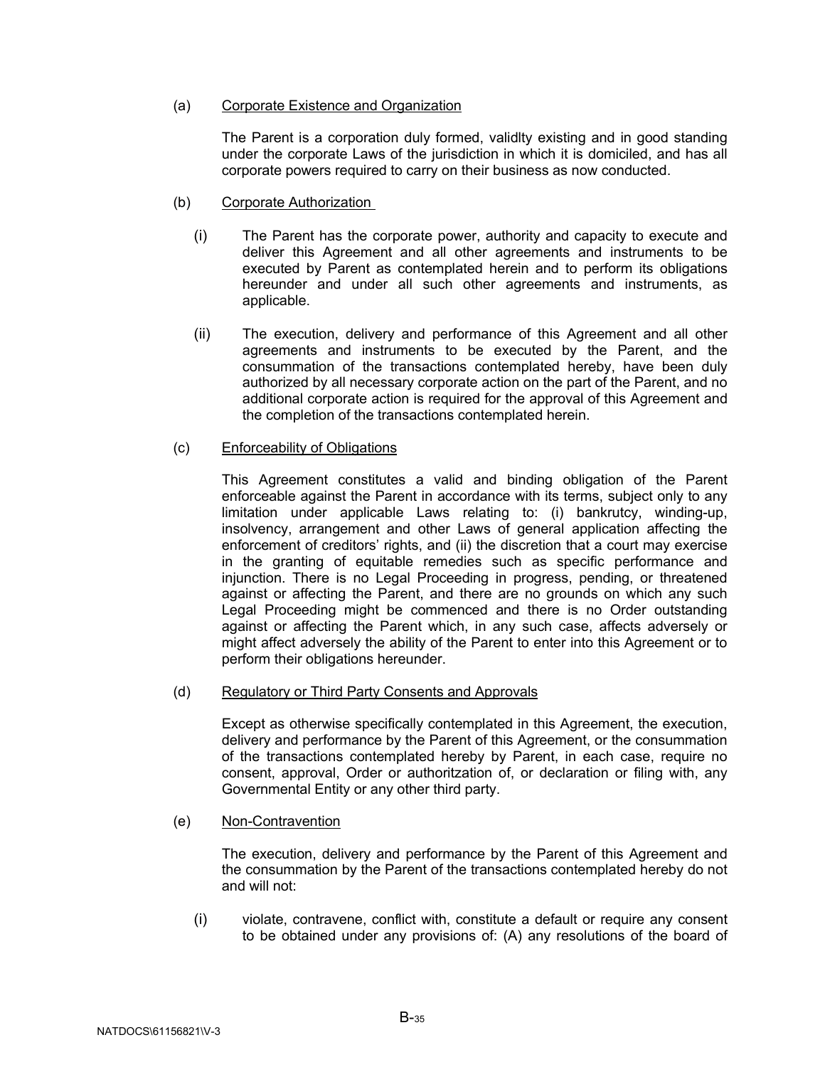(a) Corporate Existence and Organization

The Parent is a corporation duly formed, validlty existing and in good standing under the corporate Laws of the jurisdiction in which it is domiciled, and has all corporate powers required to carry on their business as now conducted.

(b) Corporate Authorization

(i) The Parent has the corporate power, authority and capacity to execute and deliver this Agreement and all other agreements and instruments to be executed by Parent as contemplated herein and to perform its obligations hereunder and under all such other agreements and instruments, as applicable.

(ii) The execution, delivery and performance of this Agreement and all other agreements and instruments to be executed by the Parent, and the consummation of the transactions contemplated hereby, have been duly authorized by all necessary corporate action on the part of the Parent, and no additional corporate action is required for the approval of this Agreement and the completion of the transactions contemplated herein.

(c) Enforceability of Obligations

This Agreement constitutes a valid and binding obligation of the Parent enforceable against the Parent in accordance with its terms, subject only to any limitation under applicable Laws relating to: (i) bankrutcy, winding-up, insolvency, arrangement and other Laws of general application affecting the enforcement of creditors' rights, and (ii) the discretion that a court may exercise in the granting of equitable remedies such as specific performance and injunction. There is no Legal Proceeding in progress, pending, or threatened against or affecting the Parent, and there are no grounds on which any such Legal Proceeding might be commenced and there is no Order outstanding against or affecting the Parent which, in any such case, affects adversely or might affect adversely the ability of the Parent to enter into this Agreement or to perform their obligations hereunder.

(d) Regulatory or Third Party Consents and Approvals

Except as otherwise specifically contemplated in this Agreement, the execution, delivery and performance by the Parent of this Agreement, or the consummation of the transactions contemplated hereby by Parent, in each case, require no consent, approval, Order or authoritzation of, or declaration or filing with, any Governmental Entity or any other third party.

(e) Non-Contravention

The execution, delivery and performance by the Parent of this Agreement and the consummation by the Parent of the transactions contemplated hereby do not and will not:

(i) violate, contravene, conflict with, constitute a default or require any consent to be obtained under any provisions of: (A) any resolutions of the board of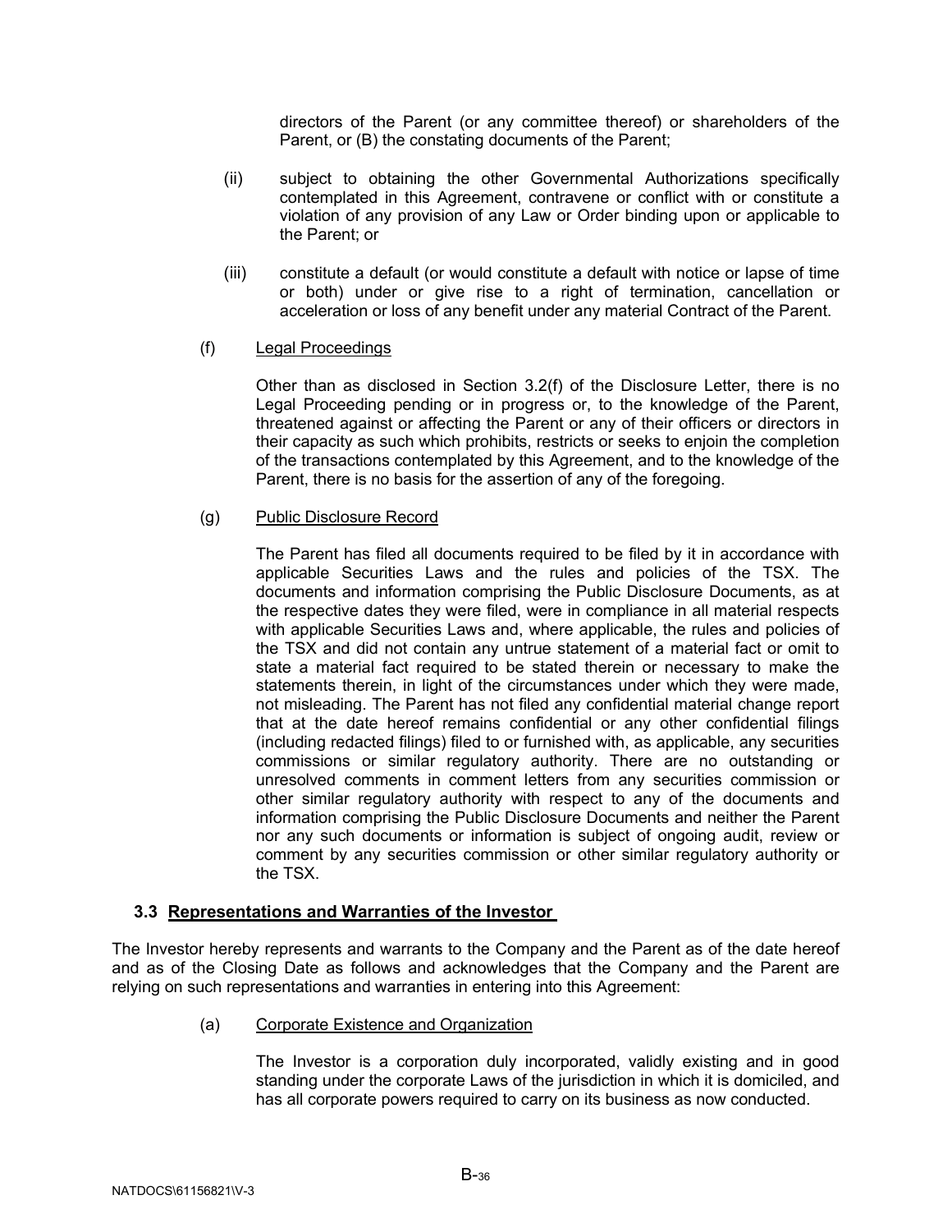directors of the Parent (or any committee thereof) or shareholders of the Parent, or (B) the constating documents of the Parent;

(ii) subject to obtaining the other Governmental Authorizations specifically contemplated in this Agreement, contravene or conflict with or constitute a violation of any provision of any Law or Order binding upon or applicable to the Parent; or

(iii) constitute a default (or would constitute a default with notice or lapse of time or both) under or give rise to a right of termination, cancellation or acceleration or loss of any benefit under any material Contract of the Parent.

(f) Legal Proceedings

Other than as disclosed in Section 3.2(f) of the Disclosure Letter, there is no Legal Proceeding pending or in progress or, to the knowledge of the Parent, threatened against or affecting the Parent or any of their officers or directors in their capacity as such which prohibits, restricts or seeks to enjoin the completion of the transactions contemplated by this Agreement, and to the knowledge of the Parent, there is no basis for the assertion of any of the foregoing.

(g) Public Disclosure Record

The Parent has filed all documents required to be filed by it in accordance with applicable Securities Laws and the rules and policies of the TSX. The documents and information comprising the Public Disclosure Documents, as at the respective dates they were filed, were in compliance in all material respects with applicable Securities Laws and, where applicable, the rules and policies of the TSX and did not contain any untrue statement of a material fact or omit to state a material fact required to be stated therein or necessary to make the statements therein, in light of the circumstances under which they were made, not misleading. The Parent has not filed any confidential material change report that at the date hereof remains confidential or any other confidential filings (including redacted filings) filed to or furnished with, as applicable, any securities commissions or similar regulatory authority. There are no outstanding or unresolved comments in comment letters from any securities commission or other similar regulatory authority with respect to any of the documents and information comprising the Public Disclosure Documents and neither the Parent nor any such documents or information is subject of ongoing audit, review or comment by any securities commission or other similar regulatory authority or the TSX.

### 3.3 Representations and Warranties of the Investor

The Investor hereby represents and warrants to the Company and the Parent as of the date hereof and as of the Closing Date as follows and acknowledges that the Company and the Parent are relying on such representations and warranties in entering into this Agreement:

(a) Corporate Existence and Organization

The Investor is a corporation duly incorporated, validly existing and in good standing under the corporate Laws of the jurisdiction in which it is domiciled, and has all corporate powers required to carry on its business as now conducted.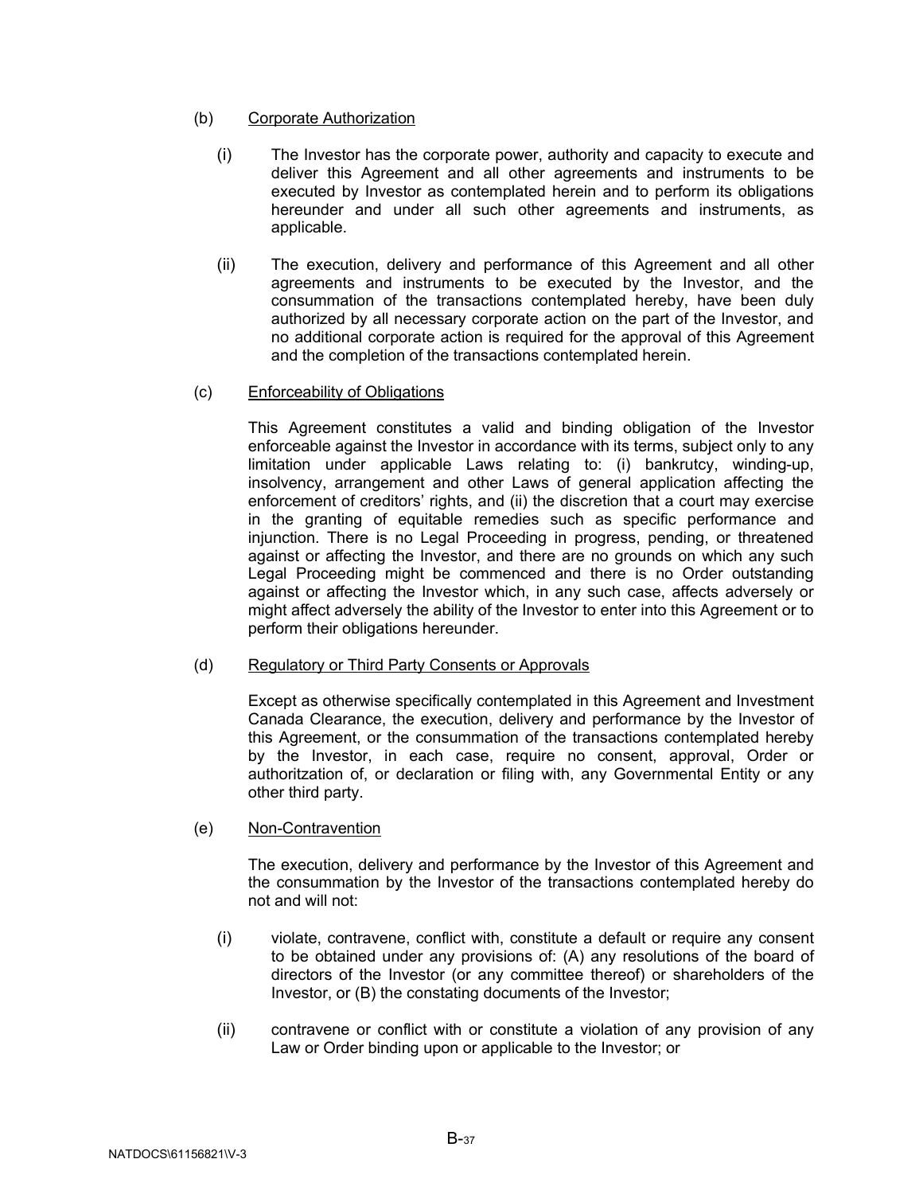(b) <u>Corporate Authorization</u>

(i) The Investor has the corporate power, authority and capacity to execute and deliver this Agreement and all other agreements and instruments to be executed by Investor as contemplated herein and to perform its obligations hereunder and under all such other agreements and instruments, as applicable.

(ii) The execution, delivery and performance of this Agreement and all other agreements and instruments to be executed by the Investor, and the consummation of the transactions contemplated hereby, have been duly authorized by all necessary corporate action on the part of the Investor, and no additional corporate action is required for the approval of this Agreement and the completion of the transactions contemplated herein.

(c) <u>Enforceability of Obligations</u>

This Agreement constitutes a valid and binding obligation of the Investor enforceable against the Investor in accordance with its terms, subject only to any limitation under applicable Laws relating to: (i) bankrutcy, winding-up, insolvency, arrangement and other Laws of general application affecting the enforcement of creditors' rights, and (ii) the discretion that a court may exercise in the granting of equitable remedies such as specific performance and injunction. There is no Legal Proceeding in progress, pending, or threatened against or affecting the Investor, and there are no grounds on which any such Legal Proceeding might be commenced and there is no Order outstanding against or affecting the Investor which, in any such case, affects adversely or might affect adversely the ability of the Investor to enter into this Agreement or to perform their obligations hereunder.

(d) <u>Regulatory or Third Party Consents or Approvals</u>

Except as otherwise specifically contemplated in this Agreement and Investment Canada Clearance, the execution, delivery and performance by the Investor of this Agreement, or the consummation of the transactions contemplated hereby by the Investor, in each case, require no consent, approval, Order or authoritzation of, or declaration or filing with, any Governmental Entity or any other third party.

(e) <u>Non-Contravention</u>

The execution, delivery and performance by the Investor of this Agreement and the consummation by the Investor of the transactions contemplated hereby do not and will not:

(i) violate, contravene, conflict with, constitute a default or require any consent to be obtained under any provisions of: (A) any resolutions of the board of directors of the Investor (or any committee thereof) or shareholders of the Investor, or (B) the constating documents of the Investor;

(ii) contravene or conflict with or constitute a violation of any provision of any Law or Order binding upon or applicable to the Investor; or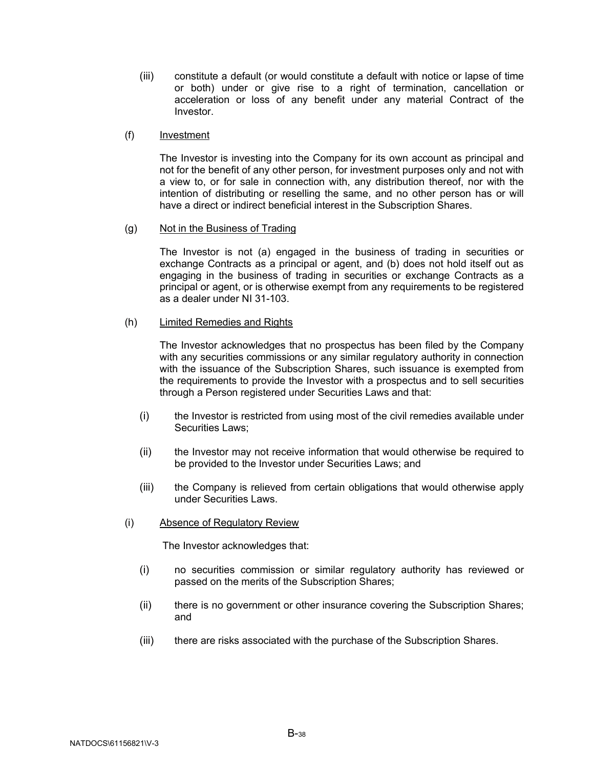(iii) constitute a default (or would constitute a default with notice or lapse of time or both) under or give rise to a right of termination, cancellation or acceleration or loss of any benefit under any material Contract of the Investor.

(f) Investment

The Investor is investing into the Company for its own account as principal and not for the benefit of any other person, for investment purposes only and not with a view to, or for sale in connection with, any distribution thereof, nor with the intention of distributing or reselling the same, and no other person has or will have a direct or indirect beneficial interest in the Subscription Shares.

(g) Not in the Business of Trading

The Investor is not (a) engaged in the business of trading in securities or exchange Contracts as a principal or agent, and (b) does not hold itself out as engaging in the business of trading in securities or exchange Contracts as a principal or agent, or is otherwise exempt from any requirements to be registered as a dealer under NI 31-103.

(h) Limited Remedies and Rights

The Investor acknowledges that no prospectus has been filed by the Company with any securities commissions or any similar regulatory authority in connection with the issuance of the Subscription Shares, such issuance is exempted from the requirements to provide the Investor with a prospectus and to sell securities through a Person registered under Securities Laws and that:

(i) the Investor is restricted from using most of the civil remedies available under Securities Laws;

(ii) the Investor may not receive information that would otherwise be required to be provided to the Investor under Securities Laws; and

(iii) the Company is relieved from certain obligations that would otherwise apply under Securities Laws.

(i) Absence of Regulatory Review

The Investor acknowledges that:

(i) no securities commission or similar regulatory authority has reviewed or passed on the merits of the Subscription Shares;

(ii) there is no government or other insurance covering the Subscription Shares; and

(iii) there are risks associated with the purchase of the Subscription Shares.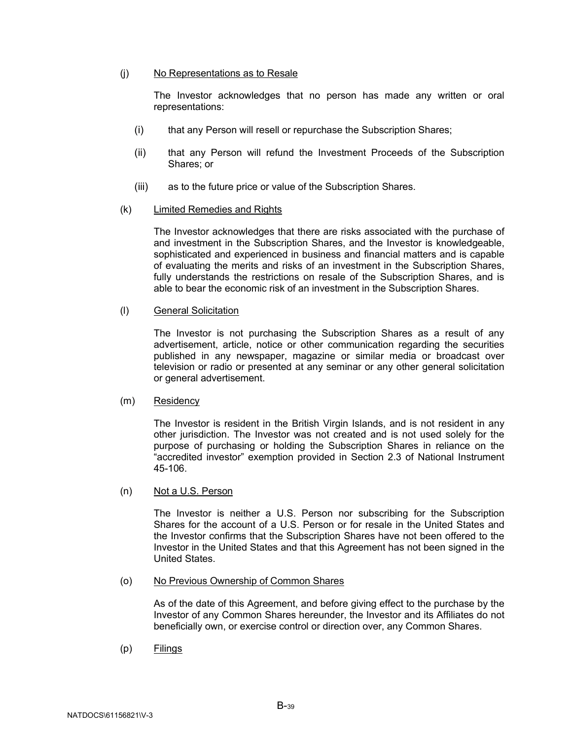(j) No Representations as to Resale

The Investor acknowledges that no person has made any written or oral representations:

(i) that any Person will resell or repurchase the Subscription Shares;

(ii) that any Person will refund the Investment Proceeds of the Subscription Shares; or

(iii) as to the future price or value of the Subscription Shares.

(k) Limited Remedies and Rights

The Investor acknowledges that there are risks associated with the purchase of and investment in the Subscription Shares, and the Investor is knowledgeable, sophisticated and experienced in business and financial matters and is capable of evaluating the merits and risks of an investment in the Subscription Shares, fully understands the restrictions on resale of the Subscription Shares, and is able to bear the economic risk of an investment in the Subscription Shares.

(l) General Solicitation

The Investor is not purchasing the Subscription Shares as a result of any advertisement, article, notice or other communication regarding the securities published in any newspaper, magazine or similar media or broadcast over television or radio or presented at any seminar or any other general solicitation or general advertisement.

(m) Residency

The Investor is resident in the British Virgin Islands, and is not resident in any other jurisdiction. The Investor was not created and is not used solely for the purpose of purchasing or holding the Subscription Shares in reliance on the "accredited investor" exemption provided in Section 2.3 of National Instrument 45-106.

(n) Not a U.S. Person

The Investor is neither a U.S. Person nor subscribing for the Subscription Shares for the account of a U.S. Person or for resale in the United States and the Investor confirms that the Subscription Shares have not been offered to the Investor in the United States and that this Agreement has not been signed in the United States.

(o) No Previous Ownership of Common Shares

As of the date of this Agreement, and before giving effect to the purchase by the Investor of any Common Shares hereunder, the Investor and its Affiliates do not beneficially own, or exercise control or direction over, any Common Shares.

(p) Filings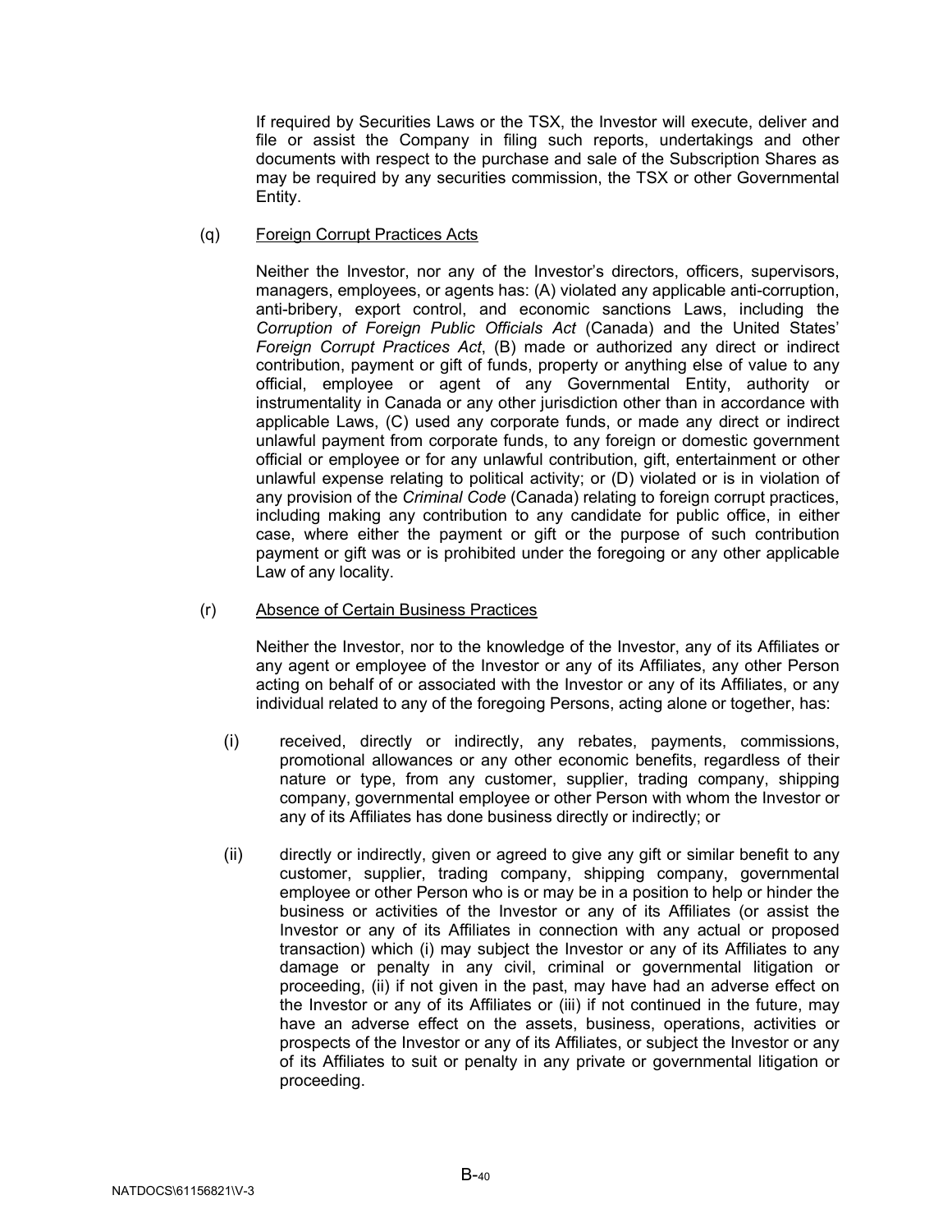If required by Securities Laws or the TSX, the Investor will execute, deliver and file or assist the Company in filing such reports, undertakings and other documents with respect to the purchase and sale of the Subscription Shares as may be required by any securities commission, the TSX or other Governmental Entity.

(q) Foreign Corrupt Practices Acts

Neither the Investor, nor any of the Investor's directors, officers, supervisors, managers, employees, or agents has: (A) violated any applicable anti-corruption, anti-bribery, export control, and economic sanctions Laws, including the *Corruption of Foreign Public Officials Act* (Canada) and the United States' *Foreign Corrupt Practices Act*, (B) made or authorized any direct or indirect contribution, payment or gift of funds, property or anything else of value to any official, employee or agent of any Governmental Entity, authority or instrumentality in Canada or any other jurisdiction other than in accordance with applicable Laws, (C) used any corporate funds, or made any direct or indirect unlawful payment from corporate funds, to any foreign or domestic government official or employee or for any unlawful contribution, gift, entertainment or other unlawful expense relating to political activity; or (D) violated or is in violation of any provision of the *Criminal Code* (Canada) relating to foreign corrupt practices, including making any contribution to any candidate for public office, in either case, where either the payment or gift or the purpose of such contribution payment or gift was or is prohibited under the foregoing or any other applicable Law of any locality.

(r) Absence of Certain Business Practices

Neither the Investor, nor to the knowledge of the Investor, any of its Affiliates or any agent or employee of the Investor or any of its Affiliates, any other Person acting on behalf of or associated with the Investor or any of its Affiliates, or any individual related to any of the foregoing Persons, acting alone or together, has:

(i) received, directly or indirectly, any rebates, payments, commissions, promotional allowances or any other economic benefits, regardless of their nature or type, from any customer, supplier, trading company, shipping company, governmental employee or other Person with whom the Investor or any of its Affiliates has done business directly or indirectly; or

(ii) directly or indirectly, given or agreed to give any gift or similar benefit to any customer, supplier, trading company, shipping company, governmental employee or other Person who is or may be in a position to help or hinder the business or activities of the Investor or any of its Affiliates (or assist the Investor or any of its Affiliates in connection with any actual or proposed transaction) which (i) may subject the Investor or any of its Affiliates to any damage or penalty in any civil, criminal or governmental litigation or proceeding, (ii) if not given in the past, may have had an adverse effect on the Investor or any of its Affiliates or (iii) if not continued in the future, may have an adverse effect on the assets, business, operations, activities or prospects of the Investor or any of its Affiliates, or subject the Investor or any of its Affiliates to suit or penalty in any private or governmental litigation or proceeding.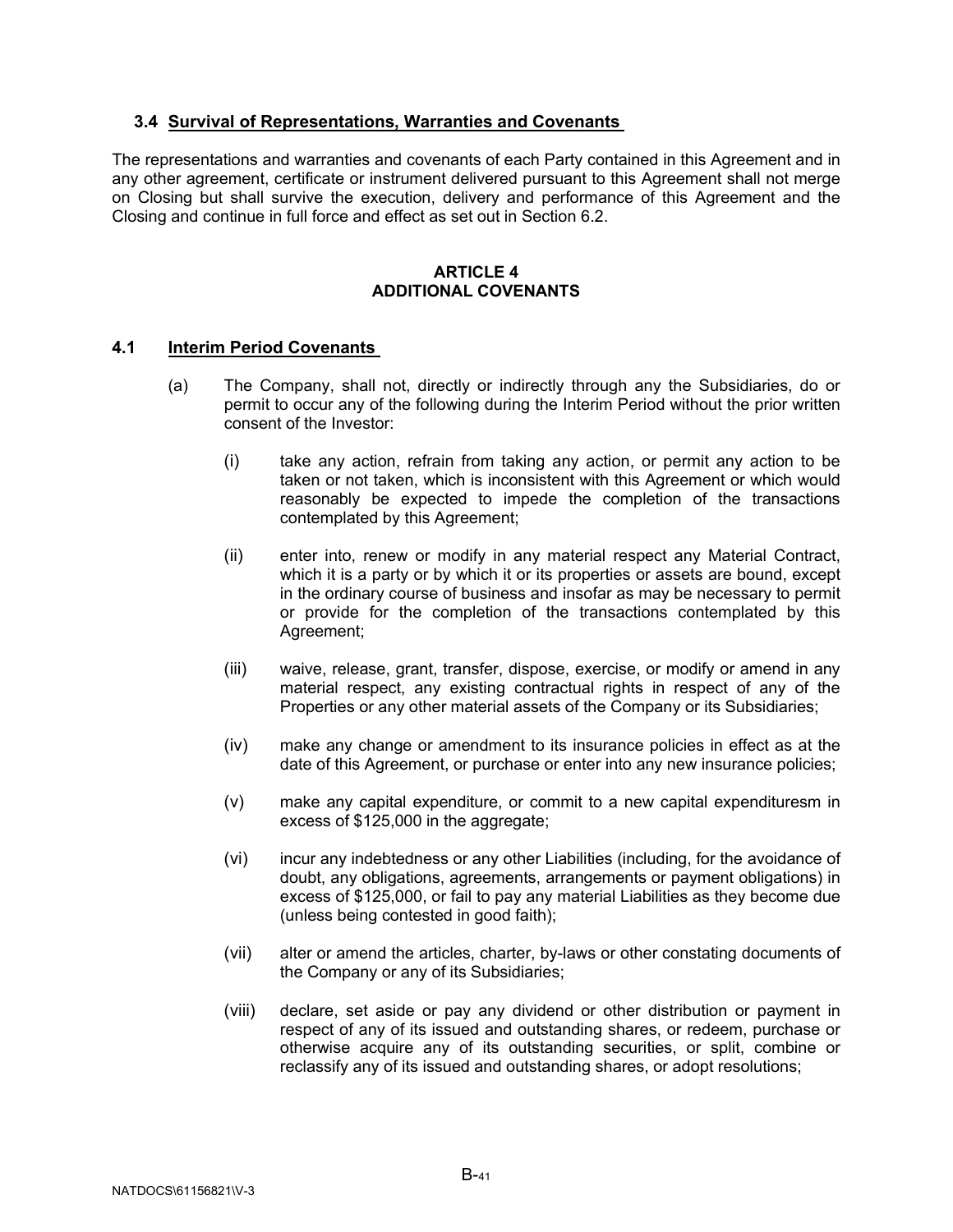### 3.4 Survival of Representations, Warranties and Covenants

The representations and warranties and covenants of each Party contained in this Agreement and in any other agreement, certificate or instrument delivered pursuant to this Agreement shall not merge on Closing but shall survive the execution, delivery and performance of this Agreement and the Closing and continue in full force and effect as set out in Section 6.2.

## ARTICLE 4
## ADDITIONAL COVENANTS

### 4.1 Interim Period Covenants

(a) The Company, shall not, directly or indirectly through any the Subsidiaries, do or permit to occur any of the following during the Interim Period without the prior written consent of the Investor:

(i) take any action, refrain from taking any action, or permit any action to be taken or not taken, which is inconsistent with this Agreement or which would reasonably be expected to impede the completion of the transactions contemplated by this Agreement;

(ii) enter into, renew or modify in any material respect any Material Contract, which it is a party or by which it or its properties or assets are bound, except in the ordinary course of business and insofar as may be necessary to permit or provide for the completion of the transactions contemplated by this Agreement;

(iii) waive, release, grant, transfer, dispose, exercise, or modify or amend in any material respect, any existing contractual rights in respect of any of the Properties or any other material assets of the Company or its Subsidiaries;

(iv) make any change or amendment to its insurance policies in effect as at the date of this Agreement, or purchase or enter into any new insurance policies;

(v) make any capital expenditure, or commit to a new capital expendituresm in excess of $125,000 in the aggregate;

(vi) incur any indebtedness or any other Liabilities (including, for the avoidance of doubt, any obligations, agreements, arrangements or payment obligations) in excess of $125,000, or fail to pay any material Liabilities as they become due (unless being contested in good faith);

(vii) alter or amend the articles, charter, by-laws or other constating documents of the Company or any of its Subsidiaries;

(viii) declare, set aside or pay any dividend or other distribution or payment in respect of any of its issued and outstanding shares, or redeem, purchase or otherwise acquire any of its outstanding securities, or split, combine or reclassify any of its issued and outstanding shares, or adopt resolutions;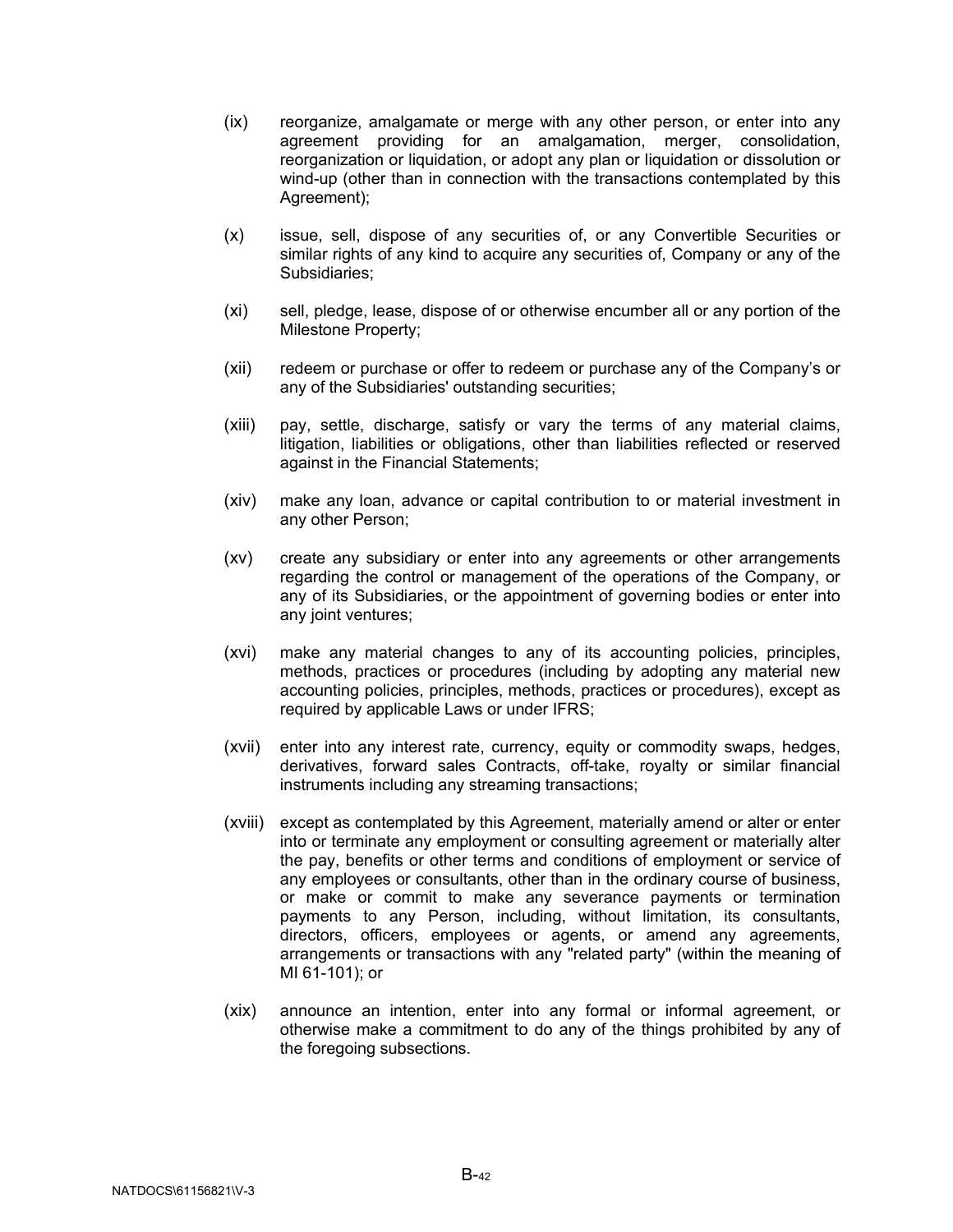(ix) reorganize, amalgamate or merge with any other person, or enter into any agreement providing for an amalgamation, merger, consolidation, reorganization or liquidation, or adopt any plan or liquidation or dissolution or wind-up (other than in connection with the transactions contemplated by this Agreement);

(x) issue, sell, dispose of any securities of, or any Convertible Securities or similar rights of any kind to acquire any securities of, Company or any of the Subsidiaries;

(xi) sell, pledge, lease, dispose of or otherwise encumber all or any portion of the Milestone Property;

(xii) redeem or purchase or offer to redeem or purchase any of the Company's or any of the Subsidiaries' outstanding securities;

(xiii) pay, settle, discharge, satisfy or vary the terms of any material claims, litigation, liabilities or obligations, other than liabilities reflected or reserved against in the Financial Statements;

(xiv) make any loan, advance or capital contribution to or material investment in any other Person;

(xv) create any subsidiary or enter into any agreements or other arrangements regarding the control or management of the operations of the Company, or any of its Subsidiaries, or the appointment of governing bodies or enter into any joint ventures;

(xvi) make any material changes to any of its accounting policies, principles, methods, practices or procedures (including by adopting any material new accounting policies, principles, methods, practices or procedures), except as required by applicable Laws or under IFRS;

(xvii) enter into any interest rate, currency, equity or commodity swaps, hedges, derivatives, forward sales Contracts, off-take, royalty or similar financial instruments including any streaming transactions;

(xviii) except as contemplated by this Agreement, materially amend or alter or enter into or terminate any employment or consulting agreement or materially alter the pay, benefits or other terms and conditions of employment or service of any employees or consultants, other than in the ordinary course of business, or make or commit to make any severance payments or termination payments to any Person, including, without limitation, its consultants, directors, officers, employees or agents, or amend any agreements, arrangements or transactions with any "related party" (within the meaning of MI 61-101); or

(xix) announce an intention, enter into any formal or informal agreement, or otherwise make a commitment to do any of the things prohibited by any of the foregoing subsections.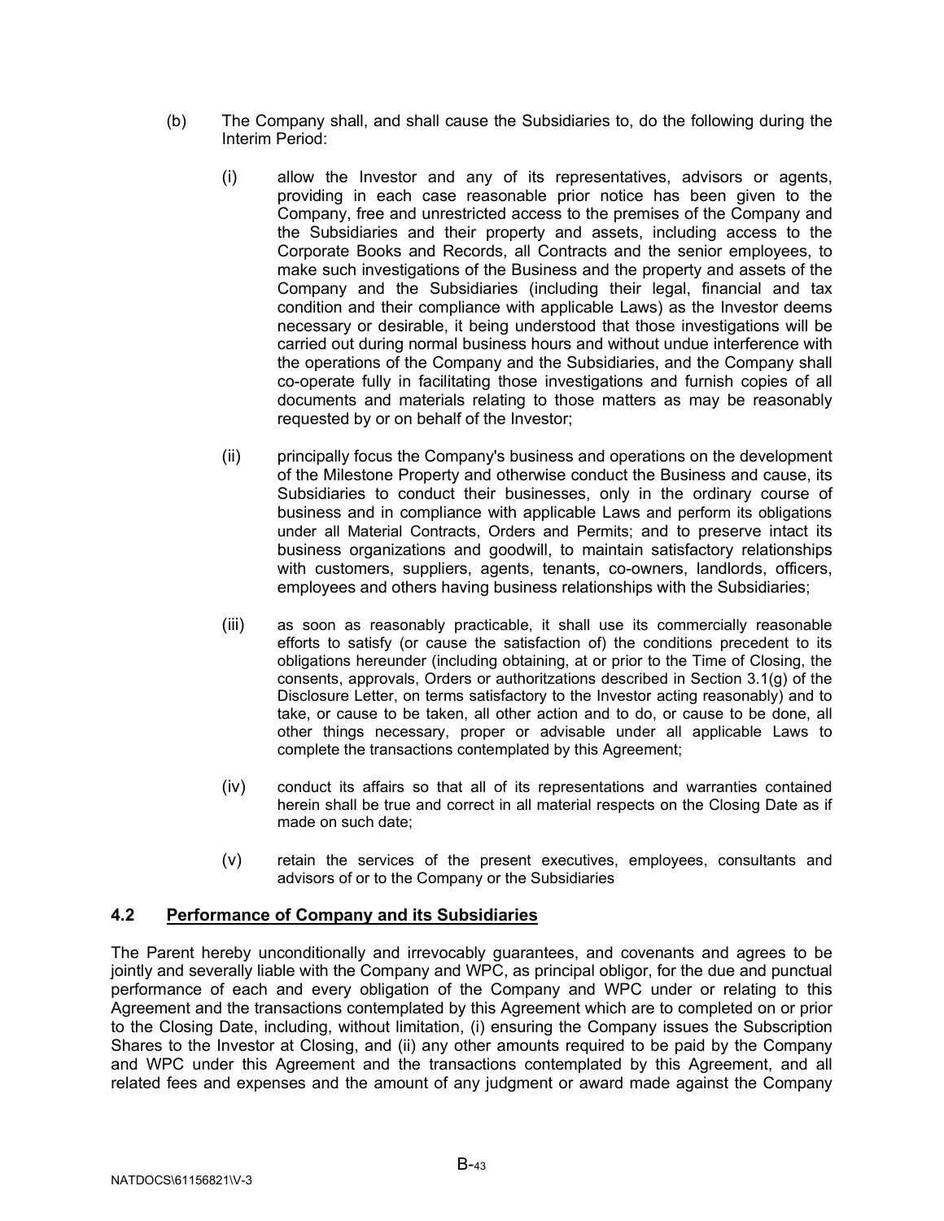(b) The Company shall, and shall cause the Subsidiaries to, do the following during the Interim Period:

(i) allow the Investor and any of its representatives, advisors or agents, providing in each case reasonable prior notice has been given to the Company, free and unrestricted access to the premises of the Company and the Subsidiaries and their property and assets, including access to the Corporate Books and Records, all Contracts and the senior employees, to make such investigations of the Business and the property and assets of the Company and the Subsidiaries (including their legal, financial and tax condition and their compliance with applicable Laws) as the Investor deems necessary or desirable, it being understood that those investigations will be carried out during normal business hours and without undue interference with the operations of the Company and the Subsidiaries, and the Company shall co-operate fully in facilitating those investigations and furnish copies of all documents and materials relating to those matters as may be reasonably requested by or on behalf of the Investor;

(ii) principally focus the Company's business and operations on the development of the Milestone Property and otherwise conduct the Business and cause, its Subsidiaries to conduct their businesses, only in the ordinary course of business and in compliance with applicable Laws and perform its obligations under all Material Contracts, Orders and Permits; and to preserve intact its business organizations and goodwill, to maintain satisfactory relationships with customers, suppliers, agents, tenants, co-owners, landlords, officers, employees and others having business relationships with the Subsidiaries;

(iii) as soon as reasonably practicable, it shall use its commercially reasonable efforts to satisfy (or cause the satisfaction of) the conditions precedent to its obligations hereunder (including obtaining, at or prior to the Time of Closing, the consents, approvals, Orders or authoritzations described in Section 3.1(g) of the Disclosure Letter, on terms satisfactory to the Investor acting reasonably) and to take, or cause to be taken, all other action and to do, or cause to be done, all other things necessary, proper or advisable under all applicable Laws to complete the transactions contemplated by this Agreement;

(iv) conduct its affairs so that all of its representations and warranties contained herein shall be true and correct in all material respects on the Closing Date as if made on such date;

(v) retain the services of the present executives, employees, consultants and advisors of or to the Company or the Subsidiaries

## 4.2 Performance of Company and its Subsidiaries

The Parent hereby unconditionally and irrevocably guarantees, and covenants and agrees to be jointly and severally liable with the Company and WPC, as principal obligor, for the due and punctual performance of each and every obligation of the Company and WPC under or relating to this Agreement and the transactions contemplated by this Agreement which are to completed on or prior to the Closing Date, including, without limitation, (i) ensuring the Company issues the Subscription Shares to the Investor at Closing, and (ii) any other amounts required to be paid by the Company and WPC under this Agreement and the transactions contemplated by this Agreement, and all related fees and expenses and the amount of any judgment or award made against the Company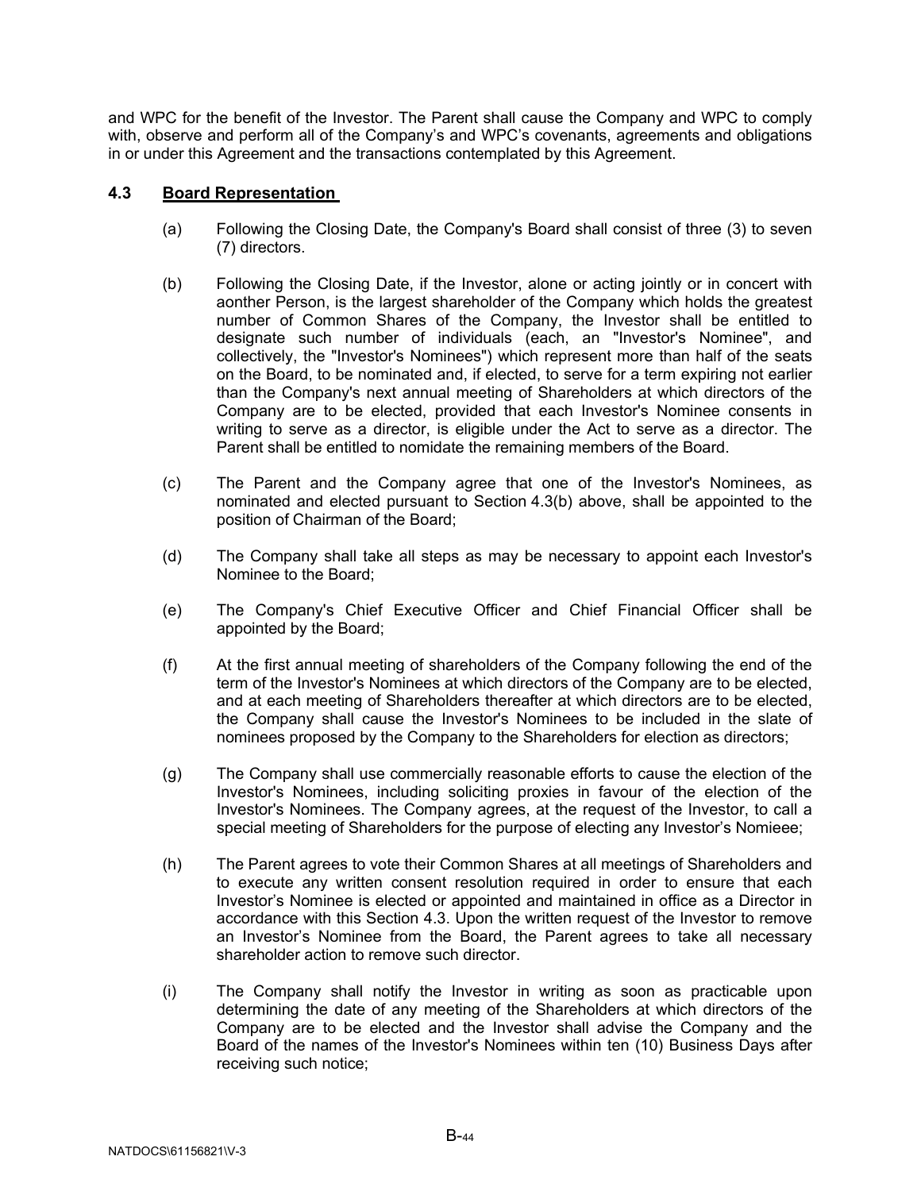and WPC for the benefit of the Investor. The Parent shall cause the Company and WPC to comply with, observe and perform all of the Company's and WPC's covenants, agreements and obligations in or under this Agreement and the transactions contemplated by this Agreement.

## 4.3 **Board Representation**

(a) Following the Closing Date, the Company's Board shall consist of three (3) to seven (7) directors.

(b) Following the Closing Date, if the Investor, alone or acting jointly or in concert with aonther Person, is the largest shareholder of the Company which holds the greatest number of Common Shares of the Company, the Investor shall be entitled to designate such number of individuals (each, an "Investor's Nominee", and collectively, the "Investor's Nominees") which represent more than half of the seats on the Board, to be nominated and, if elected, to serve for a term expiring not earlier than the Company's next annual meeting of Shareholders at which directors of the Company are to be elected, provided that each Investor's Nominee consents in writing to serve as a director, is eligible under the Act to serve as a director. The Parent shall be entitled to nomidate the remaining members of the Board.

(c) The Parent and the Company agree that one of the Investor's Nominees, as nominated and elected pursuant to Section 4.3(b) above, shall be appointed to the position of Chairman of the Board;

(d) The Company shall take all steps as may be necessary to appoint each Investor's Nominee to the Board;

(e) The Company's Chief Executive Officer and Chief Financial Officer shall be appointed by the Board;

(f) At the first annual meeting of shareholders of the Company following the end of the term of the Investor's Nominees at which directors of the Company are to be elected, and at each meeting of Shareholders thereafter at which directors are to be elected, the Company shall cause the Investor's Nominees to be included in the slate of nominees proposed by the Company to the Shareholders for election as directors;

(g) The Company shall use commercially reasonable efforts to cause the election of the Investor's Nominees, including soliciting proxies in favour of the election of the Investor's Nominees. The Company agrees, at the request of the Investor, to call a special meeting of Shareholders for the purpose of electing any Investor's Nomieee;

(h) The Parent agrees to vote their Common Shares at all meetings of Shareholders and to execute any written consent resolution required in order to ensure that each Investor's Nominee is elected or appointed and maintained in office as a Director in accordance with this Section 4.3. Upon the written request of the Investor to remove an Investor's Nominee from the Board, the Parent agrees to take all necessary shareholder action to remove such director.

(i) The Company shall notify the Investor in writing as soon as practicable upon determining the date of any meeting of the Shareholders at which directors of the Company are to be elected and the Investor shall advise the Company and the Board of the names of the Investor's Nominees within ten (10) Business Days after receiving such notice;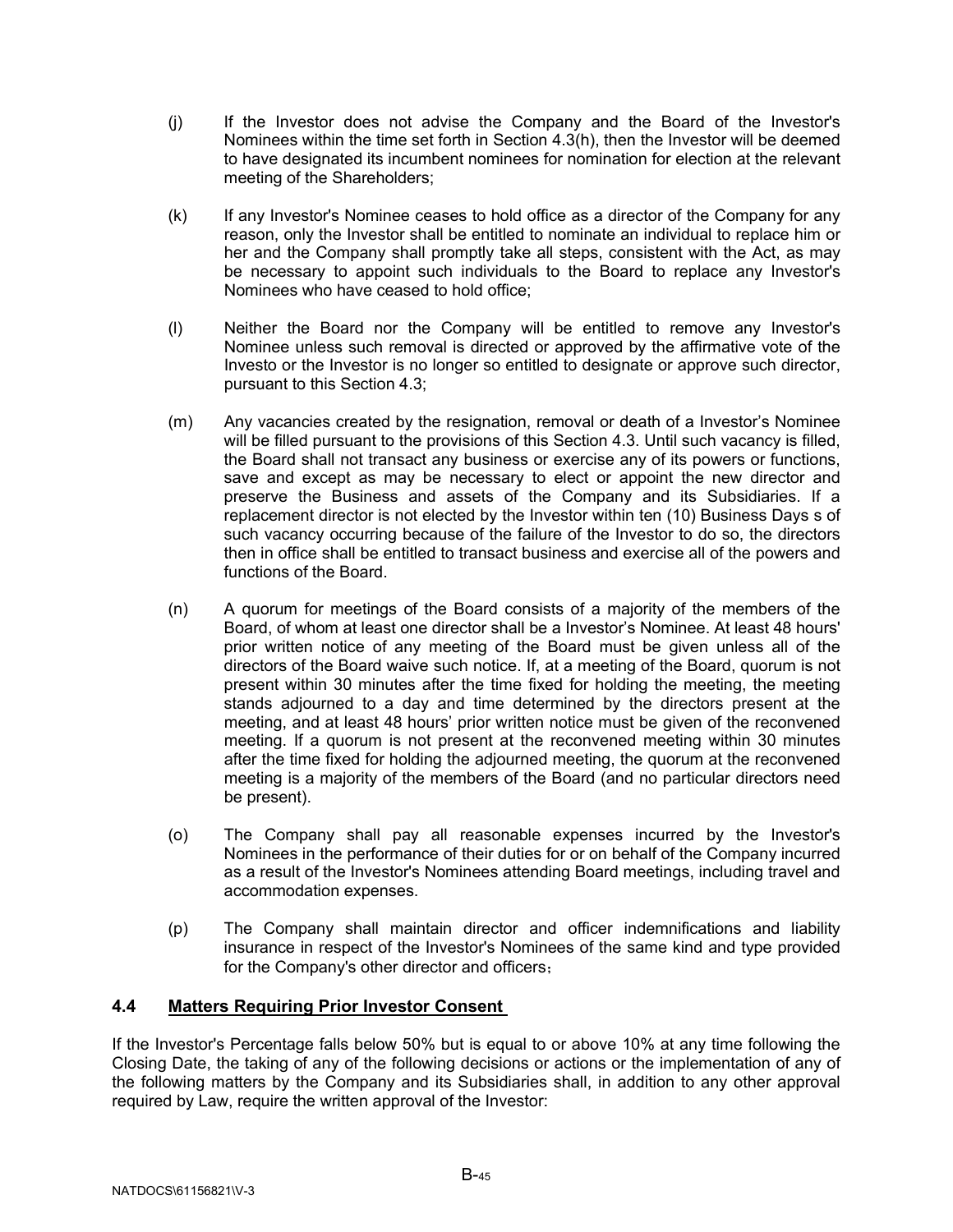(j) If the Investor does not advise the Company and the Board of the Investor's Nominees within the time set forth in Section 4.3(h), then the Investor will be deemed to have designated its incumbent nominees for nomination for election at the relevant meeting of the Shareholders;

(k) If any Investor's Nominee ceases to hold office as a director of the Company for any reason, only the Investor shall be entitled to nominate an individual to replace him or her and the Company shall promptly take all steps, consistent with the Act, as may be necessary to appoint such individuals to the Board to replace any Investor's Nominees who have ceased to hold office;

(l) Neither the Board nor the Company will be entitled to remove any Investor's Nominee unless such removal is directed or approved by the affirmative vote of the Investo or the Investor is no longer so entitled to designate or approve such director, pursuant to this Section 4.3;

(m) Any vacancies created by the resignation, removal or death of a Investor's Nominee will be filled pursuant to the provisions of this Section 4.3. Until such vacancy is filled, the Board shall not transact any business or exercise any of its powers or functions, save and except as may be necessary to elect or appoint the new director and preserve the Business and assets of the Company and its Subsidiaries. If a replacement director is not elected by the Investor within ten (10) Business Days s of such vacancy occurring because of the failure of the Investor to do so, the directors then in office shall be entitled to transact business and exercise all of the powers and functions of the Board.

(n) A quorum for meetings of the Board consists of a majority of the members of the Board, of whom at least one director shall be a Investor's Nominee. At least 48 hours' prior written notice of any meeting of the Board must be given unless all of the directors of the Board waive such notice. If, at a meeting of the Board, quorum is not present within 30 minutes after the time fixed for holding the meeting, the meeting stands adjourned to a day and time determined by the directors present at the meeting, and at least 48 hours' prior written notice must be given of the reconvened meeting. If a quorum is not present at the reconvened meeting within 30 minutes after the time fixed for holding the adjourned meeting, the quorum at the reconvened meeting is a majority of the members of the Board (and no particular directors need be present).

(o) The Company shall pay all reasonable expenses incurred by the Investor's Nominees in the performance of their duties for or on behalf of the Company incurred as a result of the Investor's Nominees attending Board meetings, including travel and accommodation expenses.

(p) The Company shall maintain director and officer indemnifications and liability insurance in respect of the Investor's Nominees of the same kind and type provided for the Company's other director and officers；

## 4.4 Matters Requiring Prior Investor Consent

If the Investor's Percentage falls below 50% but is equal to or above 10% at any time following the Closing Date, the taking of any of the following decisions or actions or the implementation of any of the following matters by the Company and its Subsidiaries shall, in addition to any other approval required by Law, require the written approval of the Investor: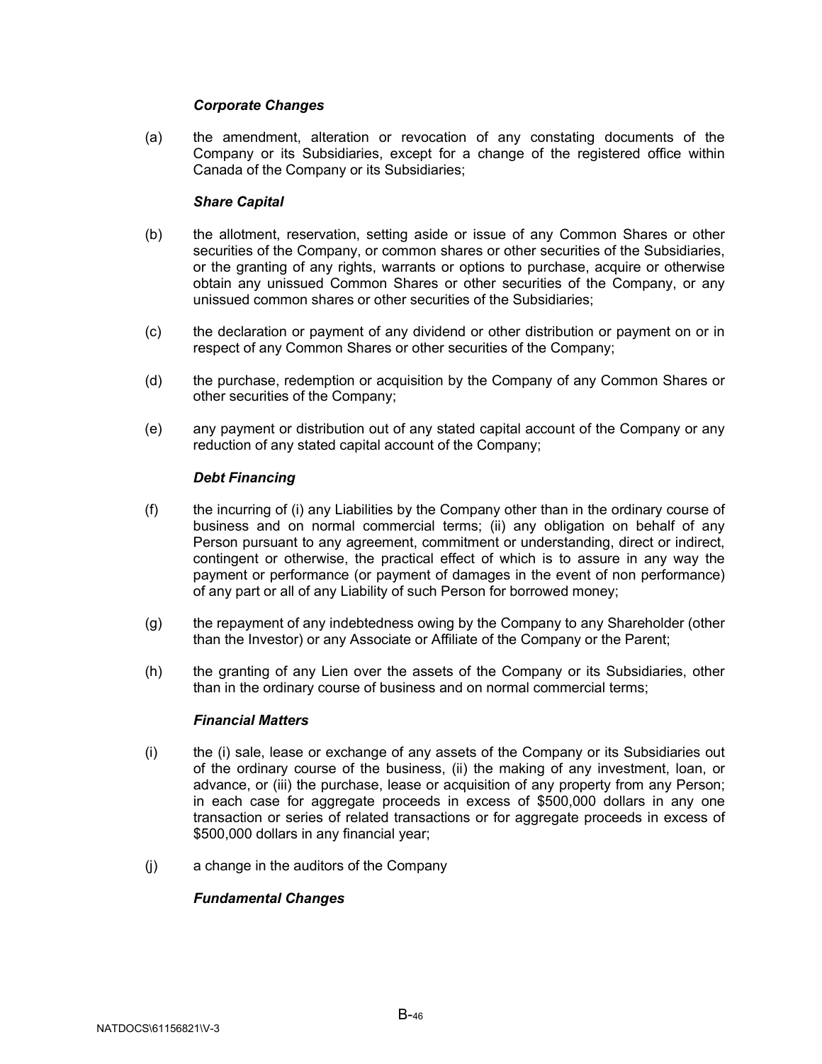***Corporate Changes***

(a) the amendment, alteration or revocation of any constating documents of the Company or its Subsidiaries, except for a change of the registered office within Canada of the Company or its Subsidiaries;

***Share Capital***

(b) the allotment, reservation, setting aside or issue of any Common Shares or other securities of the Company, or common shares or other securities of the Subsidiaries, or the granting of any rights, warrants or options to purchase, acquire or otherwise obtain any unissued Common Shares or other securities of the Company, or any unissued common shares or other securities of the Subsidiaries;

(c) the declaration or payment of any dividend or other distribution or payment on or in respect of any Common Shares or other securities of the Company;

(d) the purchase, redemption or acquisition by the Company of any Common Shares or other securities of the Company;

(e) any payment or distribution out of any stated capital account of the Company or any reduction of any stated capital account of the Company;

***Debt Financing***

(f) the incurring of (i) any Liabilities by the Company other than in the ordinary course of business and on normal commercial terms; (ii) any obligation on behalf of any Person pursuant to any agreement, commitment or understanding, direct or indirect, contingent or otherwise, the practical effect of which is to assure in any way the payment or performance (or payment of damages in the event of non performance) of any part or all of any Liability of such Person for borrowed money;

(g) the repayment of any indebtedness owing by the Company to any Shareholder (other than the Investor) or any Associate or Affiliate of the Company or the Parent;

(h) the granting of any Lien over the assets of the Company or its Subsidiaries, other than in the ordinary course of business and on normal commercial terms;

***Financial Matters***

(i) the (i) sale, lease or exchange of any assets of the Company or its Subsidiaries out of the ordinary course of the business, (ii) the making of any investment, loan, or advance, or (iii) the purchase, lease or acquisition of any property from any Person; in each case for aggregate proceeds in excess of $500,000 dollars in any one transaction or series of related transactions or for aggregate proceeds in excess of $500,000 dollars in any financial year;

(j) a change in the auditors of the Company

***Fundamental Changes***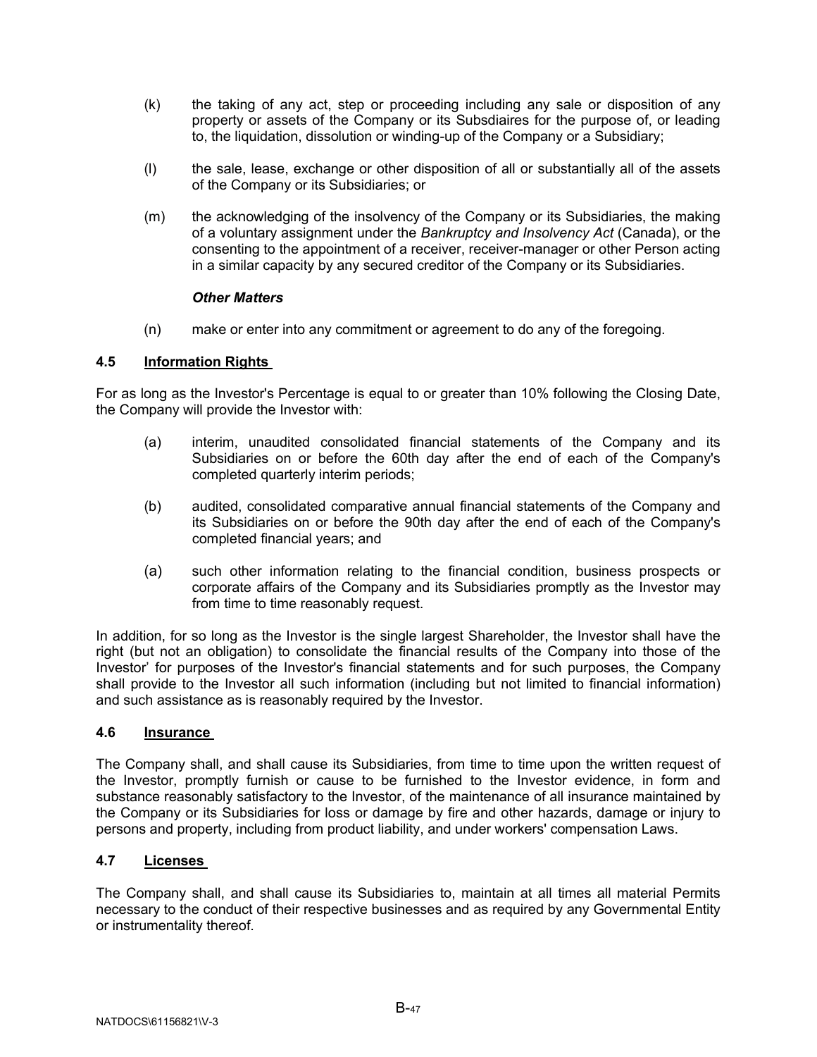(k) the taking of any act, step or proceeding including any sale or disposition of any property or assets of the Company or its Subsdiaires for the purpose of, or leading to, the liquidation, dissolution or winding-up of the Company or a Subsidiary;

(l) the sale, lease, exchange or other disposition of all or substantially all of the assets of the Company or its Subsidiaries; or

(m) the acknowledging of the insolvency of the Company or its Subsidiaries, the making of a voluntary assignment under the *Bankruptcy and Insolvency Act* (Canada), or the consenting to the appointment of a receiver, receiver-manager or other Person acting in a similar capacity by any secured creditor of the Company or its Subsidiaries.

***Other Matters***

(n) make or enter into any commitment or agreement to do any of the foregoing.

### 4.5 Information Rights

For as long as the Investor's Percentage is equal to or greater than 10% following the Closing Date, the Company will provide the Investor with:

(a) interim, unaudited consolidated financial statements of the Company and its Subsidiaries on or before the 60th day after the end of each of the Company's completed quarterly interim periods;

(b) audited, consolidated comparative annual financial statements of the Company and its Subsidiaries on or before the 90th day after the end of each of the Company's completed financial years; and

(a) such other information relating to the financial condition, business prospects or corporate affairs of the Company and its Subsidiaries promptly as the Investor may from time to time reasonably request.

In addition, for so long as the Investor is the single largest Shareholder, the Investor shall have the right (but not an obligation) to consolidate the financial results of the Company into those of the Investor' for purposes of the Investor's financial statements and for such purposes, the Company shall provide to the Investor all such information (including but not limited to financial information) and such assistance as is reasonably required by the Investor.

### 4.6 Insurance

The Company shall, and shall cause its Subsidiaries, from time to time upon the written request of the Investor, promptly furnish or cause to be furnished to the Investor evidence, in form and substance reasonably satisfactory to the Investor, of the maintenance of all insurance maintained by the Company or its Subsidiaries for loss or damage by fire and other hazards, damage or injury to persons and property, including from product liability, and under workers' compensation Laws.

### 4.7 Licenses

The Company shall, and shall cause its Subsidiaries to, maintain at all times all material Permits necessary to the conduct of their respective businesses and as required by any Governmental Entity or instrumentality thereof.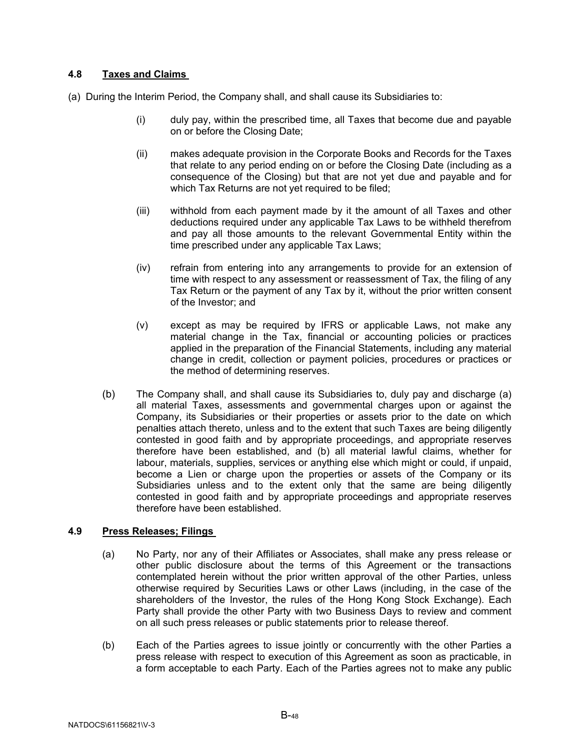### 4.8 Taxes and Claims

(a) During the Interim Period, the Company shall, and shall cause its Subsidiaries to:

(i) duly pay, within the prescribed time, all Taxes that become due and payable on or before the Closing Date;

(ii) makes adequate provision in the Corporate Books and Records for the Taxes that relate to any period ending on or before the Closing Date (including as a consequence of the Closing) but that are not yet due and payable and for which Tax Returns are not yet required to be filed;

(iii) withhold from each payment made by it the amount of all Taxes and other deductions required under any applicable Tax Laws to be withheld therefrom and pay all those amounts to the relevant Governmental Entity within the time prescribed under any applicable Tax Laws;

(iv) refrain from entering into any arrangements to provide for an extension of time with respect to any assessment or reassessment of Tax, the filing of any Tax Return or the payment of any Tax by it, without the prior written consent of the Investor; and

(v) except as may be required by IFRS or applicable Laws, not make any material change in the Tax, financial or accounting policies or practices applied in the preparation of the Financial Statements, including any material change in credit, collection or payment policies, procedures or practices or the method of determining reserves.

(b) The Company shall, and shall cause its Subsidiaries to, duly pay and discharge (a) all material Taxes, assessments and governmental charges upon or against the Company, its Subsidiaries or their properties or assets prior to the date on which penalties attach thereto, unless and to the extent that such Taxes are being diligently contested in good faith and by appropriate proceedings, and appropriate reserves therefore have been established, and (b) all material lawful claims, whether for labour, materials, supplies, services or anything else which might or could, if unpaid, become a Lien or charge upon the properties or assets of the Company or its Subsidiaries unless and to the extent only that the same are being diligently contested in good faith and by appropriate proceedings and appropriate reserves therefore have been established.

### 4.9 Press Releases; Filings

(a) No Party, nor any of their Affiliates or Associates, shall make any press release or other public disclosure about the terms of this Agreement or the transactions contemplated herein without the prior written approval of the other Parties, unless otherwise required by Securities Laws or other Laws (including, in the case of the shareholders of the Investor, the rules of the Hong Kong Stock Exchange). Each Party shall provide the other Party with two Business Days to review and comment on all such press releases or public statements prior to release thereof.

(b) Each of the Parties agrees to issue jointly or concurrently with the other Parties a press release with respect to execution of this Agreement as soon as practicable, in a form acceptable to each Party. Each of the Parties agrees not to make any public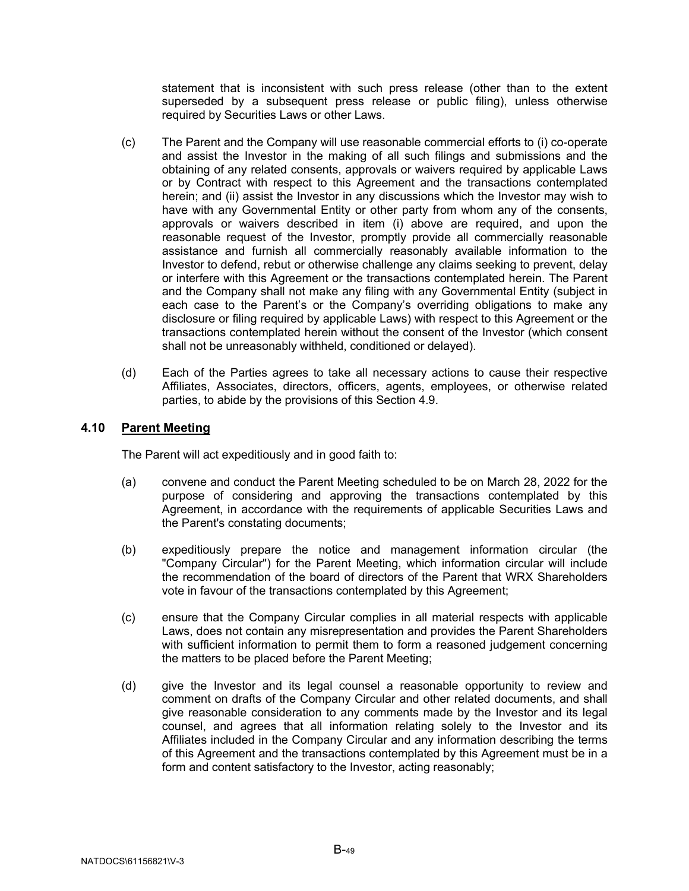statement that is inconsistent with such press release (other than to the extent superseded by a subsequent press release or public filing), unless otherwise required by Securities Laws or other Laws.

(c) The Parent and the Company will use reasonable commercial efforts to (i) co-operate and assist the Investor in the making of all such filings and submissions and the obtaining of any related consents, approvals or waivers required by applicable Laws or by Contract with respect to this Agreement and the transactions contemplated herein; and (ii) assist the Investor in any discussions which the Investor may wish to have with any Governmental Entity or other party from whom any of the consents, approvals or waivers described in item (i) above are required, and upon the reasonable request of the Investor, promptly provide all commercially reasonable assistance and furnish all commercially reasonably available information to the Investor to defend, rebut or otherwise challenge any claims seeking to prevent, delay or interfere with this Agreement or the transactions contemplated herein. The Parent and the Company shall not make any filing with any Governmental Entity (subject in each case to the Parent's or the Company's overriding obligations to make any disclosure or filing required by applicable Laws) with respect to this Agreement or the transactions contemplated herein without the consent of the Investor (which consent shall not be unreasonably withheld, conditioned or delayed).

(d) Each of the Parties agrees to take all necessary actions to cause their respective Affiliates, Associates, directors, officers, agents, employees, or otherwise related parties, to abide by the provisions of this Section 4.9.

### 4.10 Parent Meeting

The Parent will act expeditiously and in good faith to:

(a) convene and conduct the Parent Meeting scheduled to be on March 28, 2022 for the purpose of considering and approving the transactions contemplated by this Agreement, in accordance with the requirements of applicable Securities Laws and the Parent's constating documents;

(b) expeditiously prepare the notice and management information circular (the "Company Circular") for the Parent Meeting, which information circular will include the recommendation of the board of directors of the Parent that WRX Shareholders vote in favour of the transactions contemplated by this Agreement;

(c) ensure that the Company Circular complies in all material respects with applicable Laws, does not contain any misrepresentation and provides the Parent Shareholders with sufficient information to permit them to form a reasoned judgement concerning the matters to be placed before the Parent Meeting;

(d) give the Investor and its legal counsel a reasonable opportunity to review and comment on drafts of the Company Circular and other related documents, and shall give reasonable consideration to any comments made by the Investor and its legal counsel, and agrees that all information relating solely to the Investor and its Affiliates included in the Company Circular and any information describing the terms of this Agreement and the transactions contemplated by this Agreement must be in a form and content satisfactory to the Investor, acting reasonably;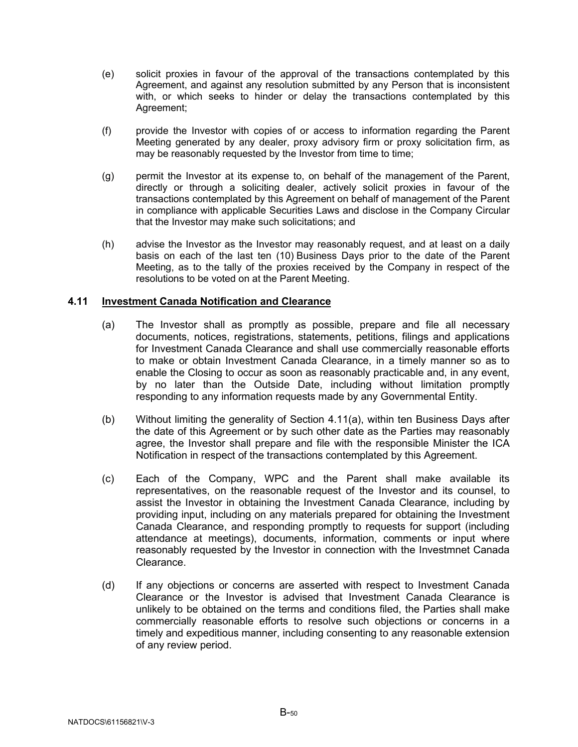(e) solicit proxies in favour of the approval of the transactions contemplated by this Agreement, and against any resolution submitted by any Person that is inconsistent with, or which seeks to hinder or delay the transactions contemplated by this Agreement;

(f) provide the Investor with copies of or access to information regarding the Parent Meeting generated by any dealer, proxy advisory firm or proxy solicitation firm, as may be reasonably requested by the Investor from time to time;

(g) permit the Investor at its expense to, on behalf of the management of the Parent, directly or through a soliciting dealer, actively solicit proxies in favour of the transactions contemplated by this Agreement on behalf of management of the Parent in compliance with applicable Securities Laws and disclose in the Company Circular that the Investor may make such solicitations; and

(h) advise the Investor as the Investor may reasonably request, and at least on a daily basis on each of the last ten (10) Business Days prior to the date of the Parent Meeting, as to the tally of the proxies received by the Company in respect of the resolutions to be voted on at the Parent Meeting.

**4.11 <u>Investment Canada Notification and Clearance</u>**

(a) The Investor shall as promptly as possible, prepare and file all necessary documents, notices, registrations, statements, petitions, filings and applications for Investment Canada Clearance and shall use commercially reasonable efforts to make or obtain Investment Canada Clearance, in a timely manner so as to enable the Closing to occur as soon as reasonably practicable and, in any event, by no later than the Outside Date, including without limitation promptly responding to any information requests made by any Governmental Entity.

(b) Without limiting the generality of Section 4.11(a), within ten Business Days after the date of this Agreement or by such other date as the Parties may reasonably agree, the Investor shall prepare and file with the responsible Minister the ICA Notification in respect of the transactions contemplated by this Agreement.

(c) Each of the Company, WPC and the Parent shall make available its representatives, on the reasonable request of the Investor and its counsel, to assist the Investor in obtaining the Investment Canada Clearance, including by providing input, including on any materials prepared for obtaining the Investment Canada Clearance, and responding promptly to requests for support (including attendance at meetings), documents, information, comments or input where reasonably requested by the Investor in connection with the Investmnet Canada Clearance.

(d) If any objections or concerns are asserted with respect to Investment Canada Clearance or the Investor is advised that Investment Canada Clearance is unlikely to be obtained on the terms and conditions filed, the Parties shall make commercially reasonable efforts to resolve such objections or concerns in a timely and expeditious manner, including consenting to any reasonable extension of any review period.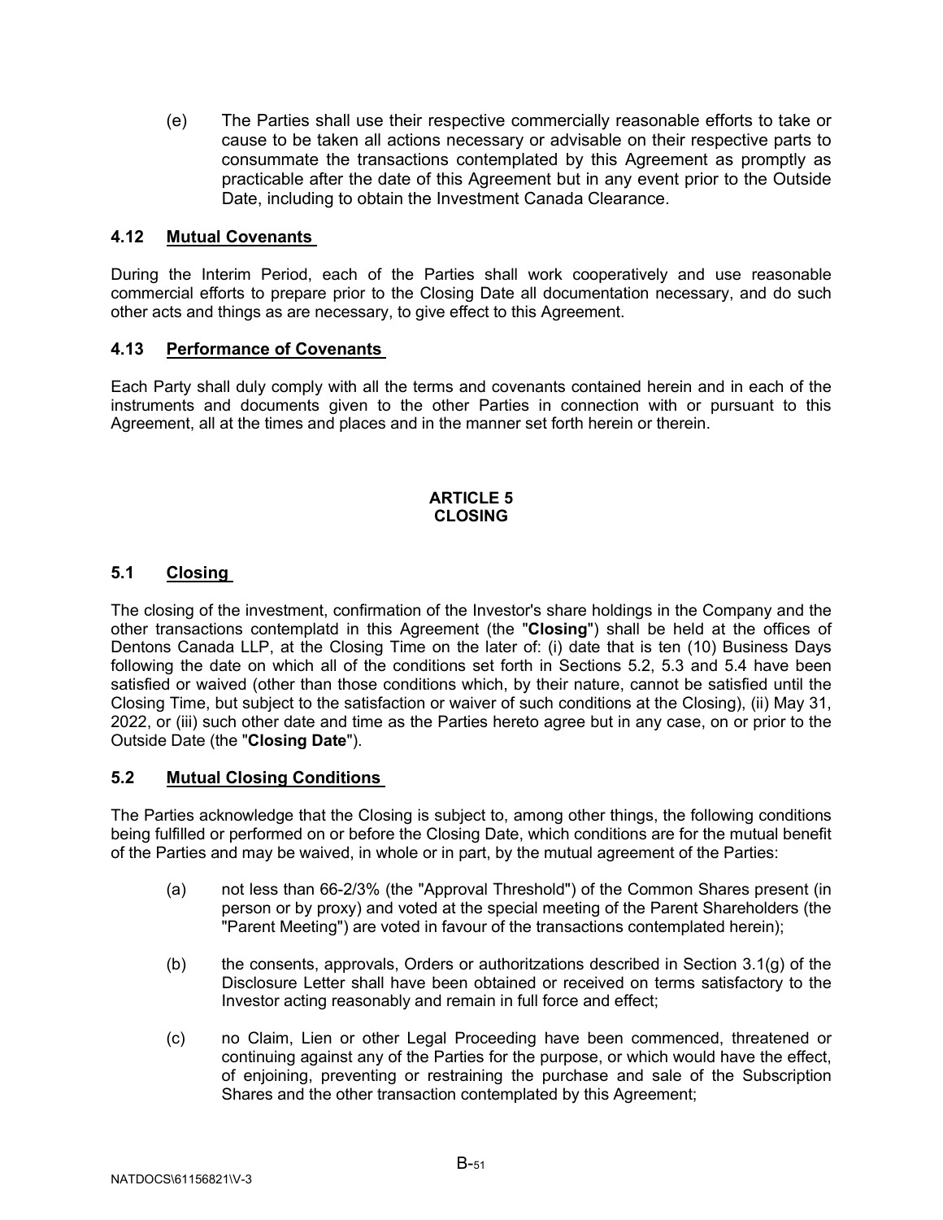(e) The Parties shall use their respective commercially reasonable efforts to take or cause to be taken all actions necessary or advisable on their respective parts to consummate the transactions contemplated by this Agreement as promptly as practicable after the date of this Agreement but in any event prior to the Outside Date, including to obtain the Investment Canada Clearance.

### 4.12 Mutual Covenants

During the Interim Period, each of the Parties shall work cooperatively and use reasonable commercial efforts to prepare prior to the Closing Date all documentation necessary, and do such other acts and things as are necessary, to give effect to this Agreement.

### 4.13 Performance of Covenants

Each Party shall duly comply with all the terms and covenants contained herein and in each of the instruments and documents given to the other Parties in connection with or pursuant to this Agreement, all at the times and places and in the manner set forth herein or therein.

## ARTICLE 5
## CLOSING

### 5.1 Closing

The closing of the investment, confirmation of the Investor's share holdings in the Company and the other transactions contemplatd in this Agreement (the "**Closing**") shall be held at the offices of Dentons Canada LLP, at the Closing Time on the later of: (i) date that is ten (10) Business Days following the date on which all of the conditions set forth in Sections 5.2, 5.3 and 5.4 have been satisfied or waived (other than those conditions which, by their nature, cannot be satisfied until the Closing Time, but subject to the satisfaction or waiver of such conditions at the Closing), (ii) May 31, 2022, or (iii) such other date and time as the Parties hereto agree but in any case, on or prior to the Outside Date (the "**Closing Date**").

### 5.2 Mutual Closing Conditions

The Parties acknowledge that the Closing is subject to, among other things, the following conditions being fulfilled or performed on or before the Closing Date, which conditions are for the mutual benefit of the Parties and may be waived, in whole or in part, by the mutual agreement of the Parties:

(a) not less than 66-2/3% (the "Approval Threshold") of the Common Shares present (in person or by proxy) and voted at the special meeting of the Parent Shareholders (the "Parent Meeting") are voted in favour of the transactions contemplated herein);

(b) the consents, approvals, Orders or authoritzations described in Section 3.1(g) of the Disclosure Letter shall have been obtained or received on terms satisfactory to the Investor acting reasonably and remain in full force and effect;

(c) no Claim, Lien or other Legal Proceeding have been commenced, threatened or continuing against any of the Parties for the purpose, or which would have the effect, of enjoining, preventing or restraining the purchase and sale of the Subscription Shares and the other transaction contemplated by this Agreement;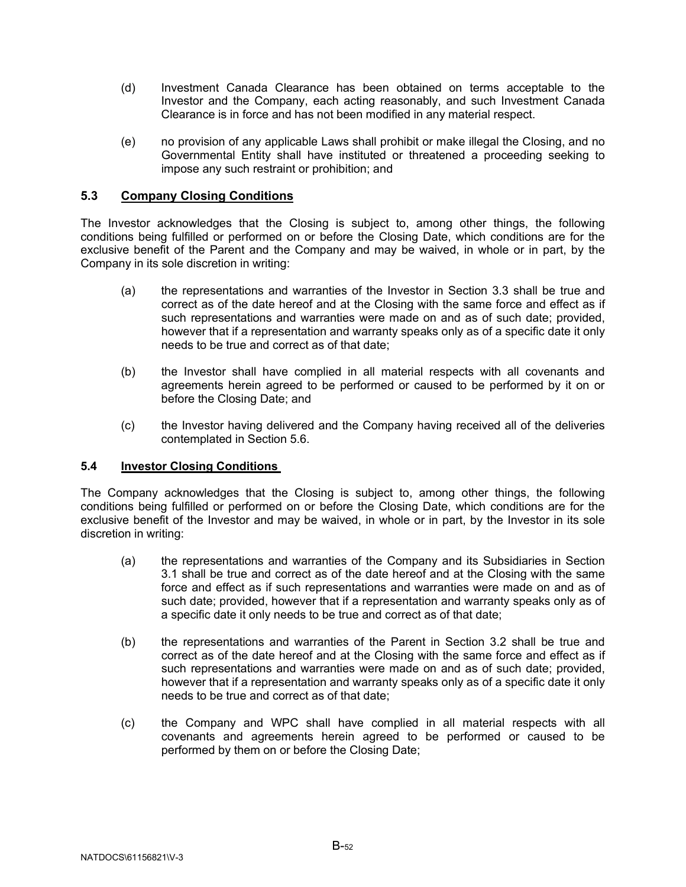(d) Investment Canada Clearance has been obtained on terms acceptable to the Investor and the Company, each acting reasonably, and such Investment Canada Clearance is in force and has not been modified in any material respect.

(e) no provision of any applicable Laws shall prohibit or make illegal the Closing, and no Governmental Entity shall have instituted or threatened a proceeding seeking to impose any such restraint or prohibition; and

### 5.3 <u>Company Closing Conditions</u>

The Investor acknowledges that the Closing is subject to, among other things, the following conditions being fulfilled or performed on or before the Closing Date, which conditions are for the exclusive benefit of the Parent and the Company and may be waived, in whole or in part, by the Company in its sole discretion in writing:

(a) the representations and warranties of the Investor in Section 3.3 shall be true and correct as of the date hereof and at the Closing with the same force and effect as if such representations and warranties were made on and as of such date; provided, however that if a representation and warranty speaks only as of a specific date it only needs to be true and correct as of that date;

(b) the Investor shall have complied in all material respects with all covenants and agreements herein agreed to be performed or caused to be performed by it on or before the Closing Date; and

(c) the Investor having delivered and the Company having received all of the deliveries contemplated in Section 5.6.

### 5.4 <u>Investor Closing Conditions</u>

The Company acknowledges that the Closing is subject to, among other things, the following conditions being fulfilled or performed on or before the Closing Date, which conditions are for the exclusive benefit of the Investor and may be waived, in whole or in part, by the Investor in its sole discretion in writing:

(a) the representations and warranties of the Company and its Subsidiaries in Section 3.1 shall be true and correct as of the date hereof and at the Closing with the same force and effect as if such representations and warranties were made on and as of such date; provided, however that if a representation and warranty speaks only as of a specific date it only needs to be true and correct as of that date;

(b) the representations and warranties of the Parent in Section 3.2 shall be true and correct as of the date hereof and at the Closing with the same force and effect as if such representations and warranties were made on and as of such date; provided, however that if a representation and warranty speaks only as of a specific date it only needs to be true and correct as of that date;

(c) the Company and WPC shall have complied in all material respects with all covenants and agreements herein agreed to be performed or caused to be performed by them on or before the Closing Date;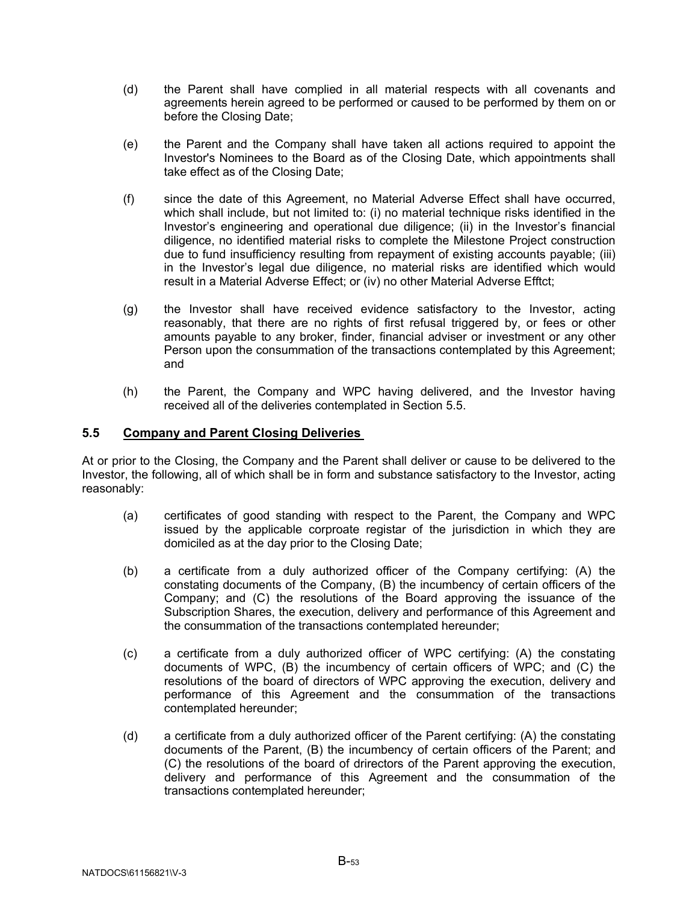(d) the Parent shall have complied in all material respects with all covenants and agreements herein agreed to be performed or caused to be performed by them on or before the Closing Date;

(e) the Parent and the Company shall have taken all actions required to appoint the Investor's Nominees to the Board as of the Closing Date, which appointments shall take effect as of the Closing Date;

(f) since the date of this Agreement, no Material Adverse Effect shall have occurred, which shall include, but not limited to: (i) no material technique risks identified in the Investor's engineering and operational due diligence; (ii) in the Investor's financial diligence, no identified material risks to complete the Milestone Project construction due to fund insufficiency resulting from repayment of existing accounts payable; (iii) in the Investor's legal due diligence, no material risks are identified which would result in a Material Adverse Effect; or (iv) no other Material Adverse Efftct;

(g) the Investor shall have received evidence satisfactory to the Investor, acting reasonably, that there are no rights of first refusal triggered by, or fees or other amounts payable to any broker, finder, financial adviser or investment or any other Person upon the consummation of the transactions contemplated by this Agreement; and

(h) the Parent, the Company and WPC having delivered, and the Investor having received all of the deliveries contemplated in Section 5.5.

## 5.5 Company and Parent Closing Deliveries

At or prior to the Closing, the Company and the Parent shall deliver or cause to be delivered to the Investor, the following, all of which shall be in form and substance satisfactory to the Investor, acting reasonably:

(a) certificates of good standing with respect to the Parent, the Company and WPC issued by the applicable corproate registar of the jurisdiction in which they are domiciled as at the day prior to the Closing Date;

(b) a certificate from a duly authorized officer of the Company certifying: (A) the constating documents of the Company, (B) the incumbency of certain officers of the Company; and (C) the resolutions of the Board approving the issuance of the Subscription Shares, the execution, delivery and performance of this Agreement and the consummation of the transactions contemplated hereunder;

(c) a certificate from a duly authorized officer of WPC certifying: (A) the constating documents of WPC, (B) the incumbency of certain officers of WPC; and (C) the resolutions of the board of directors of WPC approving the execution, delivery and performance of this Agreement and the consummation of the transactions contemplated hereunder;

(d) a certificate from a duly authorized officer of the Parent certifying: (A) the constating documents of the Parent, (B) the incumbency of certain officers of the Parent; and (C) the resolutions of the board of drirectors of the Parent approving the execution, delivery and performance of this Agreement and the consummation of the transactions contemplated hereunder;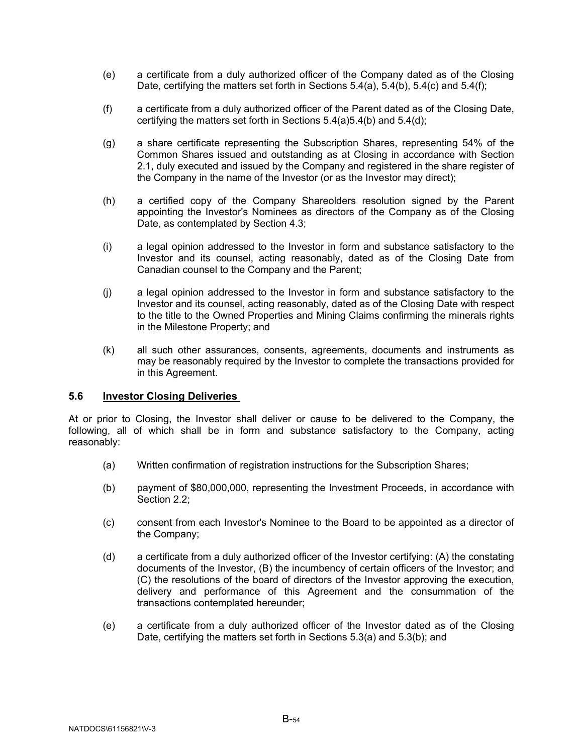(e) a certificate from a duly authorized officer of the Company dated as of the Closing Date, certifying the matters set forth in Sections 5.4(a), 5.4(b), 5.4(c) and 5.4(f);

(f) a certificate from a duly authorized officer of the Parent dated as of the Closing Date, certifying the matters set forth in Sections 5.4(a)5.4(b) and 5.4(d);

(g) a share certificate representing the Subscription Shares, representing 54% of the Common Shares issued and outstanding as at Closing in accordance with Section 2.1, duly executed and issued by the Company and registered in the share register of the Company in the name of the Investor (or as the Investor may direct);

(h) a certified copy of the Company Shareolders resolution signed by the Parent appointing the Investor's Nominees as directors of the Company as of the Closing Date, as contemplated by Section 4.3;

(i) a legal opinion addressed to the Investor in form and substance satisfactory to the Investor and its counsel, acting reasonably, dated as of the Closing Date from Canadian counsel to the Company and the Parent;

(j) a legal opinion addressed to the Investor in form and substance satisfactory to the Investor and its counsel, acting reasonably, dated as of the Closing Date with respect to the title to the Owned Properties and Mining Claims confirming the minerals rights in the Milestone Property; and

(k) all such other assurances, consents, agreements, documents and instruments as may be reasonably required by the Investor to complete the transactions provided for in this Agreement.

## 5.6 Investor Closing Deliveries

At or prior to Closing, the Investor shall deliver or cause to be delivered to the Company, the following, all of which shall be in form and substance satisfactory to the Company, acting reasonably:

(a) Written confirmation of registration instructions for the Subscription Shares;

(b) payment of $80,000,000, representing the Investment Proceeds, in accordance with Section 2.2;

(c) consent from each Investor's Nominee to the Board to be appointed as a director of the Company;

(d) a certificate from a duly authorized officer of the Investor certifying: (A) the constating documents of the Investor, (B) the incumbency of certain officers of the Investor; and (C) the resolutions of the board of directors of the Investor approving the execution, delivery and performance of this Agreement and the consummation of the transactions contemplated hereunder;

(e) a certificate from a duly authorized officer of the Investor dated as of the Closing Date, certifying the matters set forth in Sections 5.3(a) and 5.3(b); and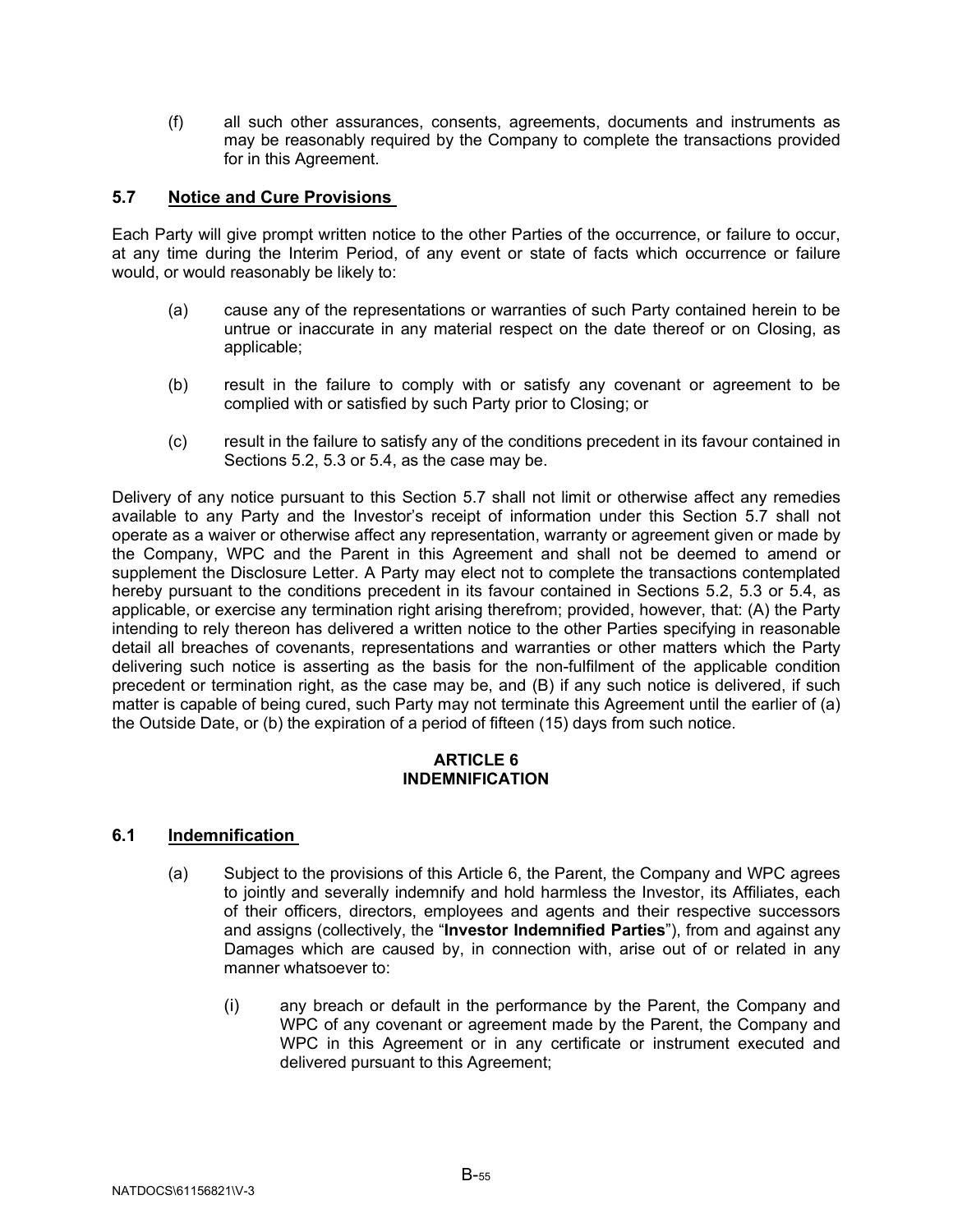(f) all such other assurances, consents, agreements, documents and instruments as may be reasonably required by the Company to complete the transactions provided for in this Agreement.

### 5.7 Notice and Cure Provisions

Each Party will give prompt written notice to the other Parties of the occurrence, or failure to occur, at any time during the Interim Period, of any event or state of facts which occurrence or failure would, or would reasonably be likely to:

(a) cause any of the representations or warranties of such Party contained herein to be untrue or inaccurate in any material respect on the date thereof or on Closing, as applicable;

(b) result in the failure to comply with or satisfy any covenant or agreement to be complied with or satisfied by such Party prior to Closing; or

(c) result in the failure to satisfy any of the conditions precedent in its favour contained in Sections 5.2, 5.3 or 5.4, as the case may be.

Delivery of any notice pursuant to this Section 5.7 shall not limit or otherwise affect any remedies available to any Party and the Investor's receipt of information under this Section 5.7 shall not operate as a waiver or otherwise affect any representation, warranty or agreement given or made by the Company, WPC and the Parent in this Agreement and shall not be deemed to amend or supplement the Disclosure Letter. A Party may elect not to complete the transactions contemplated hereby pursuant to the conditions precedent in its favour contained in Sections 5.2, 5.3 or 5.4, as applicable, or exercise any termination right arising therefrom; provided, however, that: (A) the Party intending to rely thereon has delivered a written notice to the other Parties specifying in reasonable detail all breaches of covenants, representations and warranties or other matters which the Party delivering such notice is asserting as the basis for the non-fulfilment of the applicable condition precedent or termination right, as the case may be, and (B) if any such notice is delivered, if such matter is capable of being cured, such Party may not terminate this Agreement until the earlier of (a) the Outside Date, or (b) the expiration of a period of fifteen (15) days from such notice.

## ARTICLE 6
## INDEMNIFICATION

### 6.1 Indemnification

(a) Subject to the provisions of this Article 6, the Parent, the Company and WPC agrees to jointly and severally indemnify and hold harmless the Investor, its Affiliates, each of their officers, directors, employees and agents and their respective successors and assigns (collectively, the "**Investor Indemnified Parties**"), from and against any Damages which are caused by, in connection with, arise out of or related in any manner whatsoever to:

(i) any breach or default in the performance by the Parent, the Company and WPC of any covenant or agreement made by the Parent, the Company and WPC in this Agreement or in any certificate or instrument executed and delivered pursuant to this Agreement;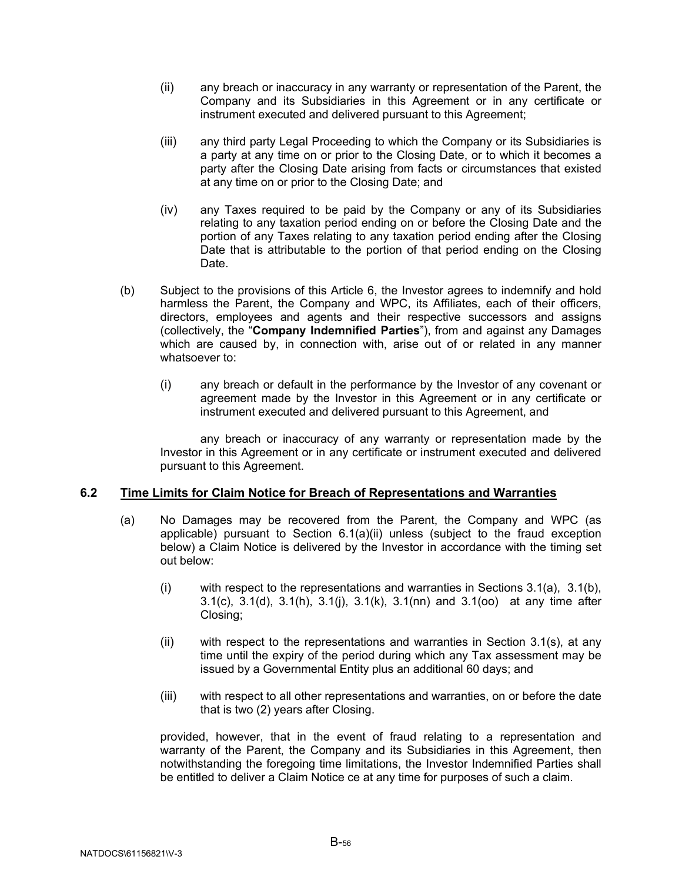(ii) any breach or inaccuracy in any warranty or representation of the Parent, the Company and its Subsidiaries in this Agreement or in any certificate or instrument executed and delivered pursuant to this Agreement;

(iii) any third party Legal Proceeding to which the Company or its Subsidiaries is a party at any time on or prior to the Closing Date, or to which it becomes a party after the Closing Date arising from facts or circumstances that existed at any time on or prior to the Closing Date; and

(iv) any Taxes required to be paid by the Company or any of its Subsidiaries relating to any taxation period ending on or before the Closing Date and the portion of any Taxes relating to any taxation period ending after the Closing Date that is attributable to the portion of that period ending on the Closing Date.

(b) Subject to the provisions of this Article 6, the Investor agrees to indemnify and hold harmless the Parent, the Company and WPC, its Affiliates, each of their officers, directors, employees and agents and their respective successors and assigns (collectively, the "**Company Indemnified Parties**"), from and against any Damages which are caused by, in connection with, arise out of or related in any manner whatsoever to:

(i) any breach or default in the performance by the Investor of any covenant or agreement made by the Investor in this Agreement or in any certificate or instrument executed and delivered pursuant to this Agreement, and

any breach or inaccuracy of any warranty or representation made by the Investor in this Agreement or in any certificate or instrument executed and delivered pursuant to this Agreement.

## 6.2 Time Limits for Claim Notice for Breach of Representations and Warranties

(a) No Damages may be recovered from the Parent, the Company and WPC (as applicable) pursuant to Section 6.1(a)(ii) unless (subject to the fraud exception below) a Claim Notice is delivered by the Investor in accordance with the timing set out below:

(i) with respect to the representations and warranties in Sections 3.1(a), 3.1(b), 3.1(c), 3.1(d), 3.1(h), 3.1(j), 3.1(k), 3.1(nn) and 3.1(oo) at any time after Closing;

(ii) with respect to the representations and warranties in Section 3.1(s), at any time until the expiry of the period during which any Tax assessment may be issued by a Governmental Entity plus an additional 60 days; and

(iii) with respect to all other representations and warranties, on or before the date that is two (2) years after Closing.

provided, however, that in the event of fraud relating to a representation and warranty of the Parent, the Company and its Subsidiaries in this Agreement, then notwithstanding the foregoing time limitations, the Investor Indemnified Parties shall be entitled to deliver a Claim Notice ce at any time for purposes of such a claim.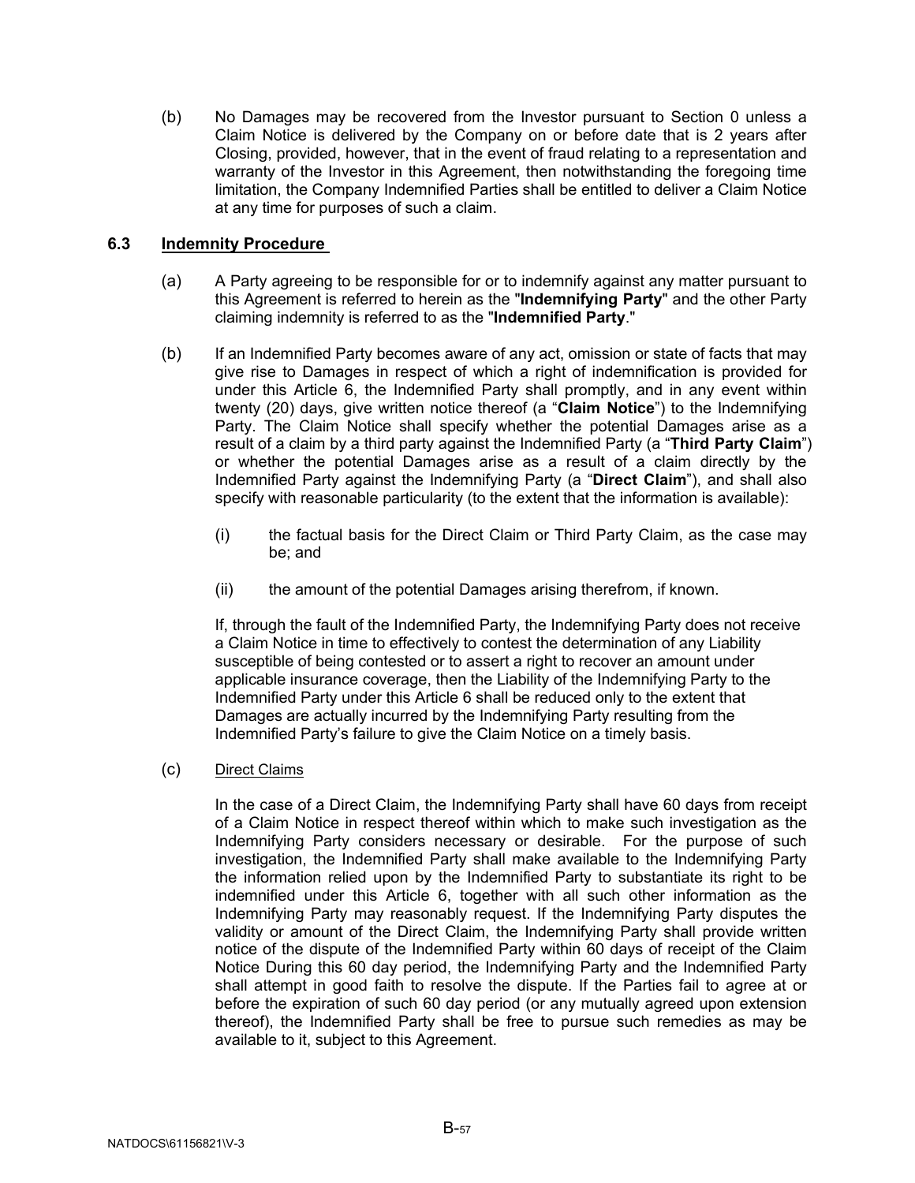(b) No Damages may be recovered from the Investor pursuant to Section 0 unless a Claim Notice is delivered by the Company on or before date that is 2 years after Closing, provided, however, that in the event of fraud relating to a representation and warranty of the Investor in this Agreement, then notwithstanding the foregoing time limitation, the Company Indemnified Parties shall be entitled to deliver a Claim Notice at any time for purposes of such a claim.

### 6.3 Indemnity Procedure

(a) A Party agreeing to be responsible for or to indemnify against any matter pursuant to this Agreement is referred to herein as the "**Indemnifying Party**" and the other Party claiming indemnity is referred to as the "**Indemnified Party**."

(b) If an Indemnified Party becomes aware of any act, omission or state of facts that may give rise to Damages in respect of which a right of indemnification is provided for under this Article 6, the Indemnified Party shall promptly, and in any event within twenty (20) days, give written notice thereof (a "**Claim Notice**") to the Indemnifying Party. The Claim Notice shall specify whether the potential Damages arise as a result of a claim by a third party against the Indemnified Party (a "**Third Party Claim**") or whether the potential Damages arise as a result of a claim directly by the Indemnified Party against the Indemnifying Party (a "**Direct Claim**"), and shall also specify with reasonable particularity (to the extent that the information is available):

(i) the factual basis for the Direct Claim or Third Party Claim, as the case may be; and

(ii) the amount of the potential Damages arising therefrom, if known.

If, through the fault of the Indemnified Party, the Indemnifying Party does not receive a Claim Notice in time to effectively to contest the determination of any Liability susceptible of being contested or to assert a right to recover an amount under applicable insurance coverage, then the Liability of the Indemnifying Party to the Indemnified Party under this Article 6 shall be reduced only to the extent that Damages are actually incurred by the Indemnifying Party resulting from the Indemnified Party's failure to give the Claim Notice on a timely basis.

(c) Direct Claims

In the case of a Direct Claim, the Indemnifying Party shall have 60 days from receipt of a Claim Notice in respect thereof within which to make such investigation as the Indemnifying Party considers necessary or desirable. For the purpose of such investigation, the Indemnified Party shall make available to the Indemnifying Party the information relied upon by the Indemnified Party to substantiate its right to be indemnified under this Article 6, together with all such other information as the Indemnifying Party may reasonably request. If the Indemnifying Party disputes the validity or amount of the Direct Claim, the Indemnifying Party shall provide written notice of the dispute of the Indemnified Party within 60 days of receipt of the Claim Notice During this 60 day period, the Indemnifying Party and the Indemnified Party shall attempt in good faith to resolve the dispute. If the Parties fail to agree at or before the expiration of such 60 day period (or any mutually agreed upon extension thereof), the Indemnified Party shall be free to pursue such remedies as may be available to it, subject to this Agreement.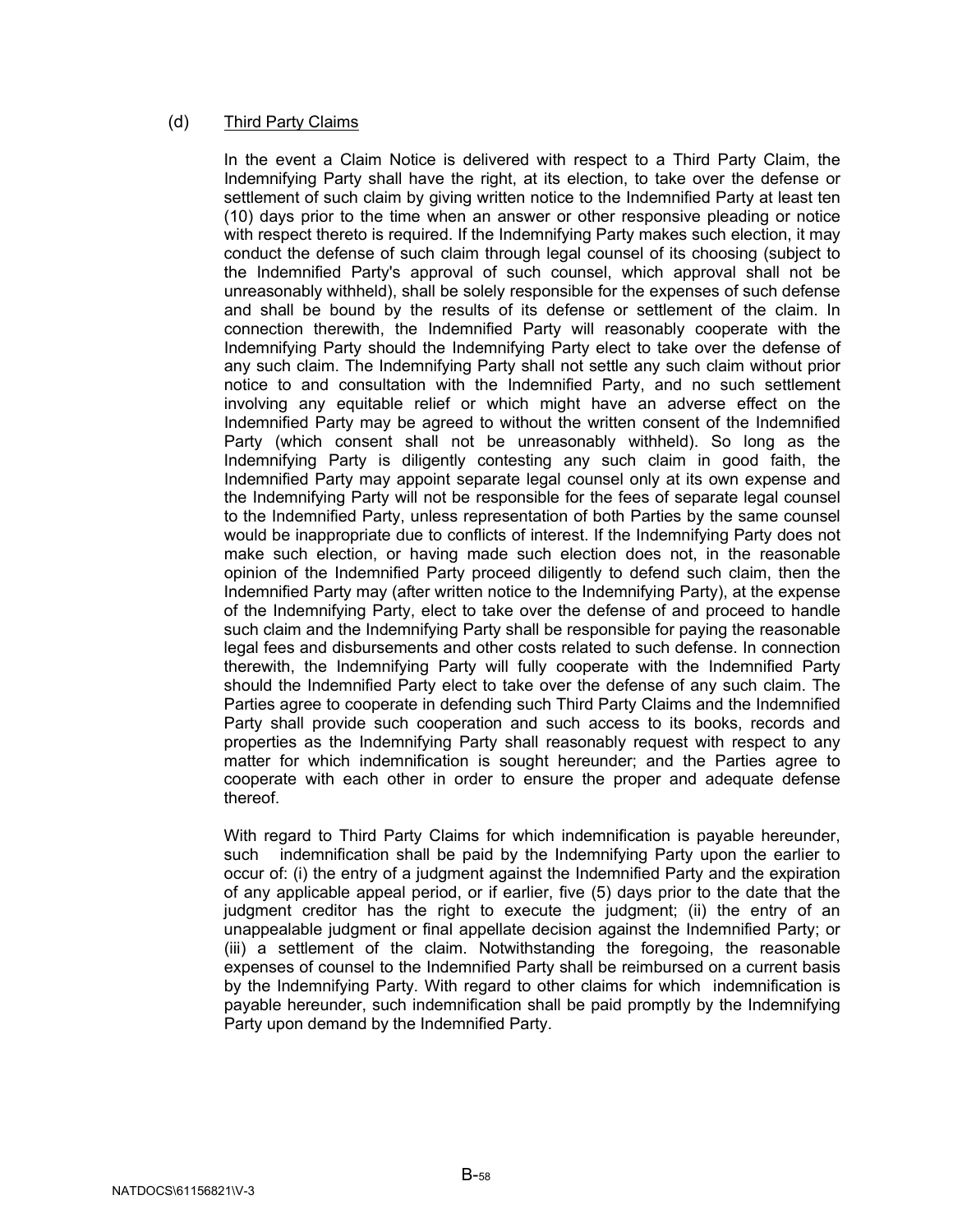(d) <u>Third Party Claims</u>

In the event a Claim Notice is delivered with respect to a Third Party Claim, the Indemnifying Party shall have the right, at its election, to take over the defense or settlement of such claim by giving written notice to the Indemnified Party at least ten (10) days prior to the time when an answer or other responsive pleading or notice with respect thereto is required. If the Indemnifying Party makes such election, it may conduct the defense of such claim through legal counsel of its choosing (subject to the Indemnified Party's approval of such counsel, which approval shall not be unreasonably withheld), shall be solely responsible for the expenses of such defense and shall be bound by the results of its defense or settlement of the claim. In connection therewith, the Indemnified Party will reasonably cooperate with the Indemnifying Party should the Indemnifying Party elect to take over the defense of any such claim. The Indemnifying Party shall not settle any such claim without prior notice to and consultation with the Indemnified Party, and no such settlement involving any equitable relief or which might have an adverse effect on the Indemnified Party may be agreed to without the written consent of the Indemnified Party (which consent shall not be unreasonably withheld). So long as the Indemnifying Party is diligently contesting any such claim in good faith, the Indemnified Party may appoint separate legal counsel only at its own expense and the Indemnifying Party will not be responsible for the fees of separate legal counsel to the Indemnified Party, unless representation of both Parties by the same counsel would be inappropriate due to conflicts of interest. If the Indemnifying Party does not make such election, or having made such election does not, in the reasonable opinion of the Indemnified Party proceed diligently to defend such claim, then the Indemnified Party may (after written notice to the Indemnifying Party), at the expense of the Indemnifying Party, elect to take over the defense of and proceed to handle such claim and the Indemnifying Party shall be responsible for paying the reasonable legal fees and disbursements and other costs related to such defense. In connection therewith, the Indemnifying Party will fully cooperate with the Indemnified Party should the Indemnified Party elect to take over the defense of any such claim. The Parties agree to cooperate in defending such Third Party Claims and the Indemnified Party shall provide such cooperation and such access to its books, records and properties as the Indemnifying Party shall reasonably request with respect to any matter for which indemnification is sought hereunder; and the Parties agree to cooperate with each other in order to ensure the proper and adequate defense thereof.

With regard to Third Party Claims for which indemnification is payable hereunder, such indemnification shall be paid by the Indemnifying Party upon the earlier to occur of: (i) the entry of a judgment against the Indemnified Party and the expiration of any applicable appeal period, or if earlier, five (5) days prior to the date that the judgment creditor has the right to execute the judgment; (ii) the entry of an unappealable judgment or final appellate decision against the Indemnified Party; or (iii) a settlement of the claim. Notwithstanding the foregoing, the reasonable expenses of counsel to the Indemnified Party shall be reimbursed on a current basis by the Indemnifying Party. With regard to other claims for which indemnification is payable hereunder, such indemnification shall be paid promptly by the Indemnifying Party upon demand by the Indemnified Party.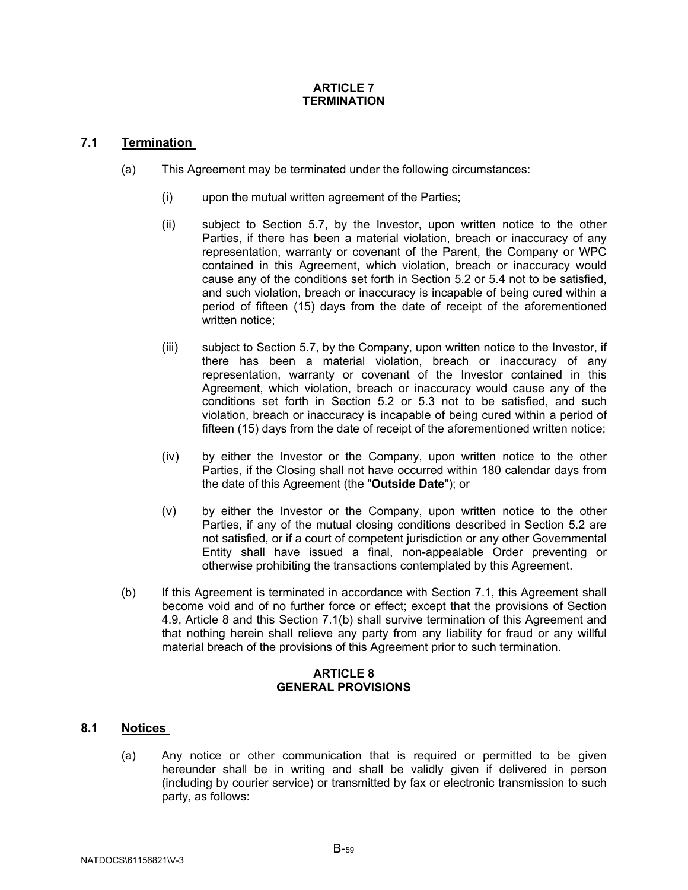# ARTICLE 7
# TERMINATION

## 7.1 Termination

(a) This Agreement may be terminated under the following circumstances:

(i) upon the mutual written agreement of the Parties;

(ii) subject to Section 5.7, by the Investor, upon written notice to the other Parties, if there has been a material violation, breach or inaccuracy of any representation, warranty or covenant of the Parent, the Company or WPC contained in this Agreement, which violation, breach or inaccuracy would cause any of the conditions set forth in Section 5.2 or 5.4 not to be satisfied, and such violation, breach or inaccuracy is incapable of being cured within a period of fifteen (15) days from the date of receipt of the aforementioned written notice;

(iii) subject to Section 5.7, by the Company, upon written notice to the Investor, if there has been a material violation, breach or inaccuracy of any representation, warranty or covenant of the Investor contained in this Agreement, which violation, breach or inaccuracy would cause any of the conditions set forth in Section 5.2 or 5.3 not to be satisfied, and such violation, breach or inaccuracy is incapable of being cured within a period of fifteen (15) days from the date of receipt of the aforementioned written notice;

(iv) by either the Investor or the Company, upon written notice to the other Parties, if the Closing shall not have occurred within 180 calendar days from the date of this Agreement (the "**Outside Date**"); or

(v) by either the Investor or the Company, upon written notice to the other Parties, if any of the mutual closing conditions described in Section 5.2 are not satisfied, or if a court of competent jurisdiction or any other Governmental Entity shall have issued a final, non-appealable Order preventing or otherwise prohibiting the transactions contemplated by this Agreement.

(b) If this Agreement is terminated in accordance with Section 7.1, this Agreement shall become void and of no further force or effect; except that the provisions of Section 4.9, Article 8 and this Section 7.1(b) shall survive termination of this Agreement and that nothing herein shall relieve any party from any liability for fraud or any willful material breach of the provisions of this Agreement prior to such termination.

# ARTICLE 8
# GENERAL PROVISIONS

## 8.1 Notices

(a) Any notice or other communication that is required or permitted to be given hereunder shall be in writing and shall be validly given if delivered in person (including by courier service) or transmitted by fax or electronic transmission to such party, as follows: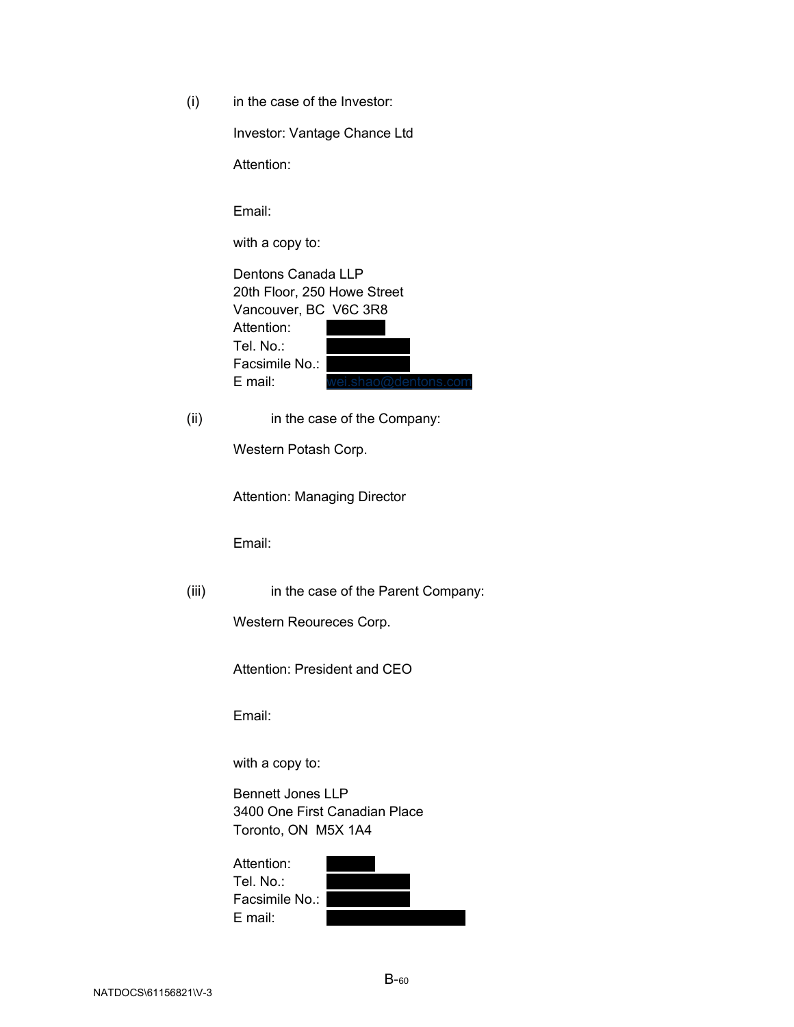(i) in the case of the Investor:

Investor: Vantage Chance Ltd

Attention:

Email:

with a copy to:

Dentons Canada LLP
20th Floor, 250 Howe Street
Vancouver, BC V6C 3R8
Attention:
Tel. No.:
Facsimile No.:
E mail: wei.shao@dentons.com

(ii) in the case of the Company:

Western Potash Corp.

Attention: Managing Director

Email:

(iii) in the case of the Parent Company:

Western Reoureces Corp.

Attention: President and CEO

Email:

with a copy to:

Bennett Jones LLP
3400 One First Canadian Place
Toronto, ON M5X 1A4

Attention:
Tel. No.:
Facsimile No.:
E mail:

NATDOCS\61156821\V-3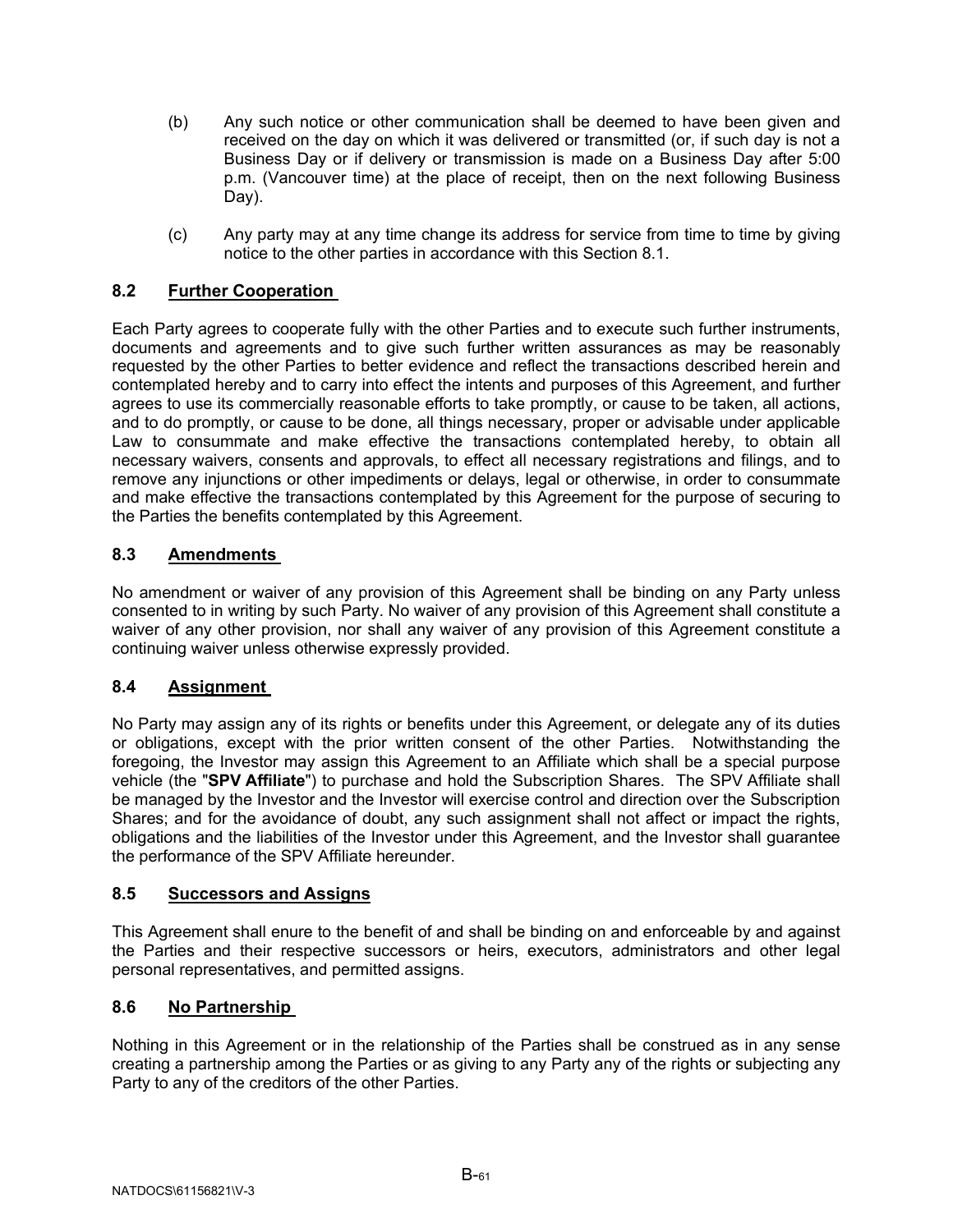(b) Any such notice or other communication shall be deemed to have been given and received on the day on which it was delivered or transmitted (or, if such day is not a Business Day or if delivery or transmission is made on a Business Day after 5:00 p.m. (Vancouver time) at the place of receipt, then on the next following Business Day).

(c) Any party may at any time change its address for service from time to time by giving notice to the other parties in accordance with this Section 8.1.

## 8.2 Further Cooperation

Each Party agrees to cooperate fully with the other Parties and to execute such further instruments, documents and agreements and to give such further written assurances as may be reasonably requested by the other Parties to better evidence and reflect the transactions described herein and contemplated hereby and to carry into effect the intents and purposes of this Agreement, and further agrees to use its commercially reasonable efforts to take promptly, or cause to be taken, all actions, and to do promptly, or cause to be done, all things necessary, proper or advisable under applicable Law to consummate and make effective the transactions contemplated hereby, to obtain all necessary waivers, consents and approvals, to effect all necessary registrations and filings, and to remove any injunctions or other impediments or delays, legal or otherwise, in order to consummate and make effective the transactions contemplated by this Agreement for the purpose of securing to the Parties the benefits contemplated by this Agreement.

## 8.3 Amendments

No amendment or waiver of any provision of this Agreement shall be binding on any Party unless consented to in writing by such Party. No waiver of any provision of this Agreement shall constitute a waiver of any other provision, nor shall any waiver of any provision of this Agreement constitute a continuing waiver unless otherwise expressly provided.

## 8.4 Assignment

No Party may assign any of its rights or benefits under this Agreement, or delegate any of its duties or obligations, except with the prior written consent of the other Parties. Notwithstanding the foregoing, the Investor may assign this Agreement to an Affiliate which shall be a special purpose vehicle (the "**SPV Affiliate**") to purchase and hold the Subscription Shares. The SPV Affiliate shall be managed by the Investor and the Investor will exercise control and direction over the Subscription Shares; and for the avoidance of doubt, any such assignment shall not affect or impact the rights, obligations and the liabilities of the Investor under this Agreement, and the Investor shall guarantee the performance of the SPV Affiliate hereunder.

## 8.5 Successors and Assigns

This Agreement shall enure to the benefit of and shall be binding on and enforceable by and against the Parties and their respective successors or heirs, executors, administrators and other legal personal representatives, and permitted assigns.

## 8.6 No Partnership

Nothing in this Agreement or in the relationship of the Parties shall be construed as in any sense creating a partnership among the Parties or as giving to any Party any of the rights or subjecting any Party to any of the creditors of the other Parties.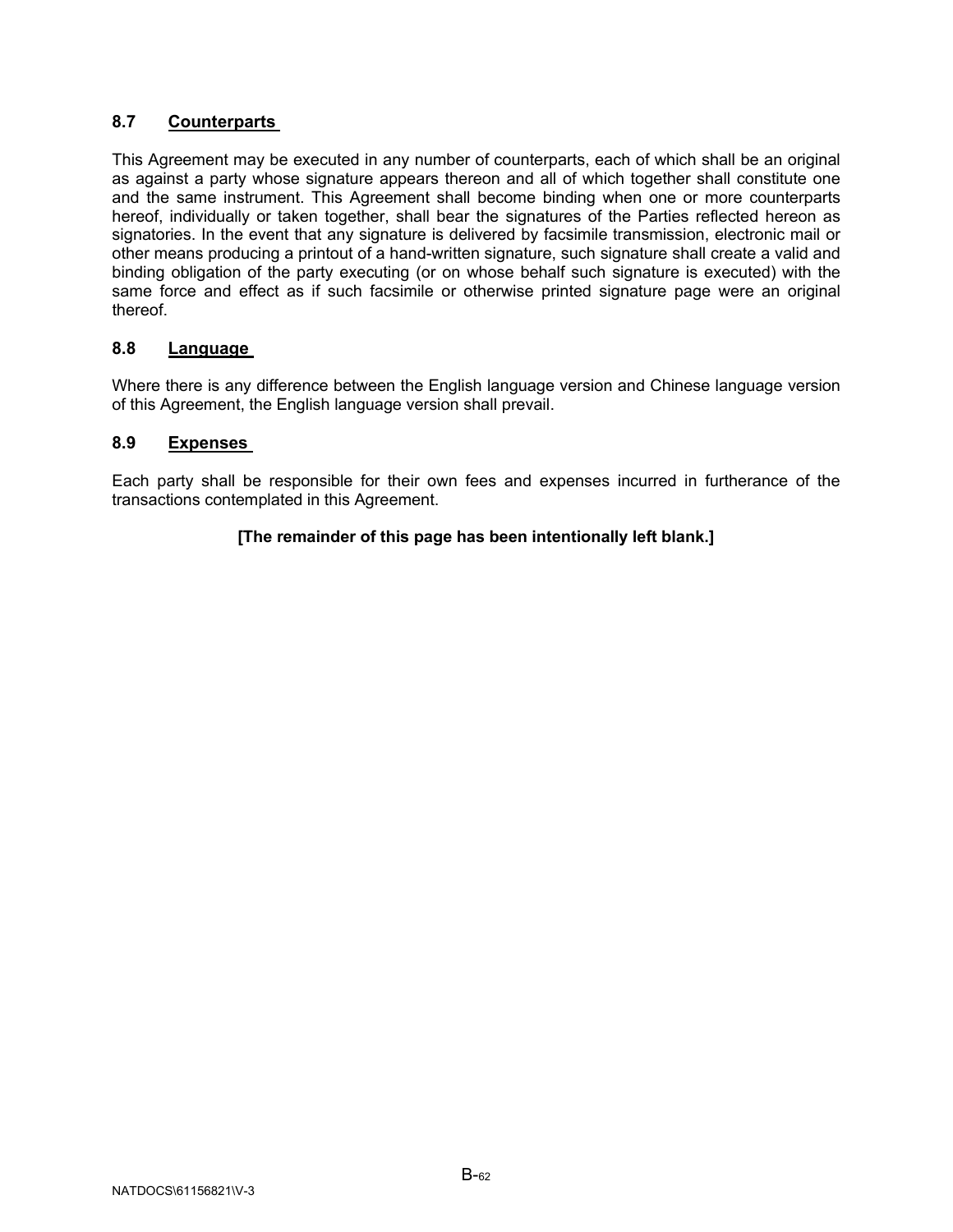### 8.7 Counterparts

This Agreement may be executed in any number of counterparts, each of which shall be an original as against a party whose signature appears thereon and all of which together shall constitute one and the same instrument. This Agreement shall become binding when one or more counterparts hereof, individually or taken together, shall bear the signatures of the Parties reflected hereon as signatories. In the event that any signature is delivered by facsimile transmission, electronic mail or other means producing a printout of a hand-written signature, such signature shall create a valid and binding obligation of the party executing (or on whose behalf such signature is executed) with the same force and effect as if such facsimile or otherwise printed signature page were an original thereof.

### 8.8 Language

Where there is any difference between the English language version and Chinese language version of this Agreement, the English language version shall prevail.

### 8.9 Expenses

Each party shall be responsible for their own fees and expenses incurred in furtherance of the transactions contemplated in this Agreement.

**[The remainder of this page has been intentionally left blank.]**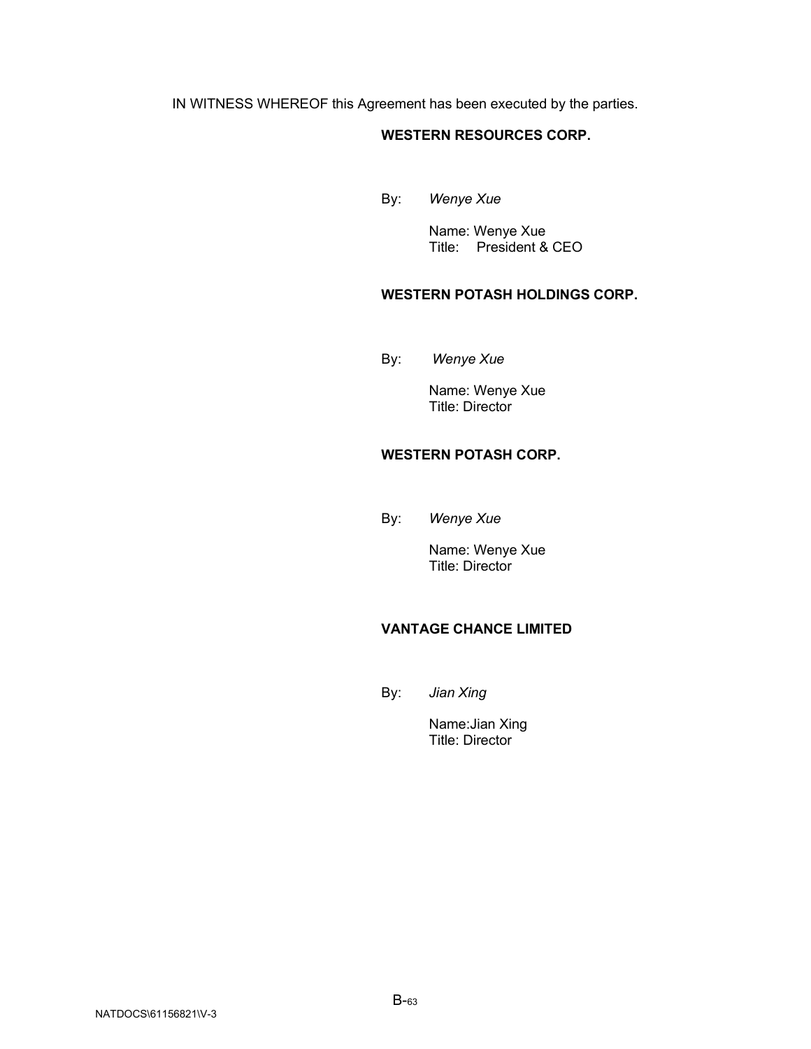IN WITNESS WHEREOF this Agreement has been executed by the parties.

**WESTERN RESOURCES CORP.**

By: *Wenye Xue*

Name: Wenye Xue
Title: President & CEO

**WESTERN POTASH HOLDINGS CORP.**

By: *Wenye Xue*

Name: Wenye Xue
Title: Director

**WESTERN POTASH CORP.**

By: *Wenye Xue*

Name: Wenye Xue
Title: Director

**VANTAGE CHANCE LIMITED**

By: *Jian Xing*

Name:Jian Xing
Title: Director

NATDOCS\61156821\V-3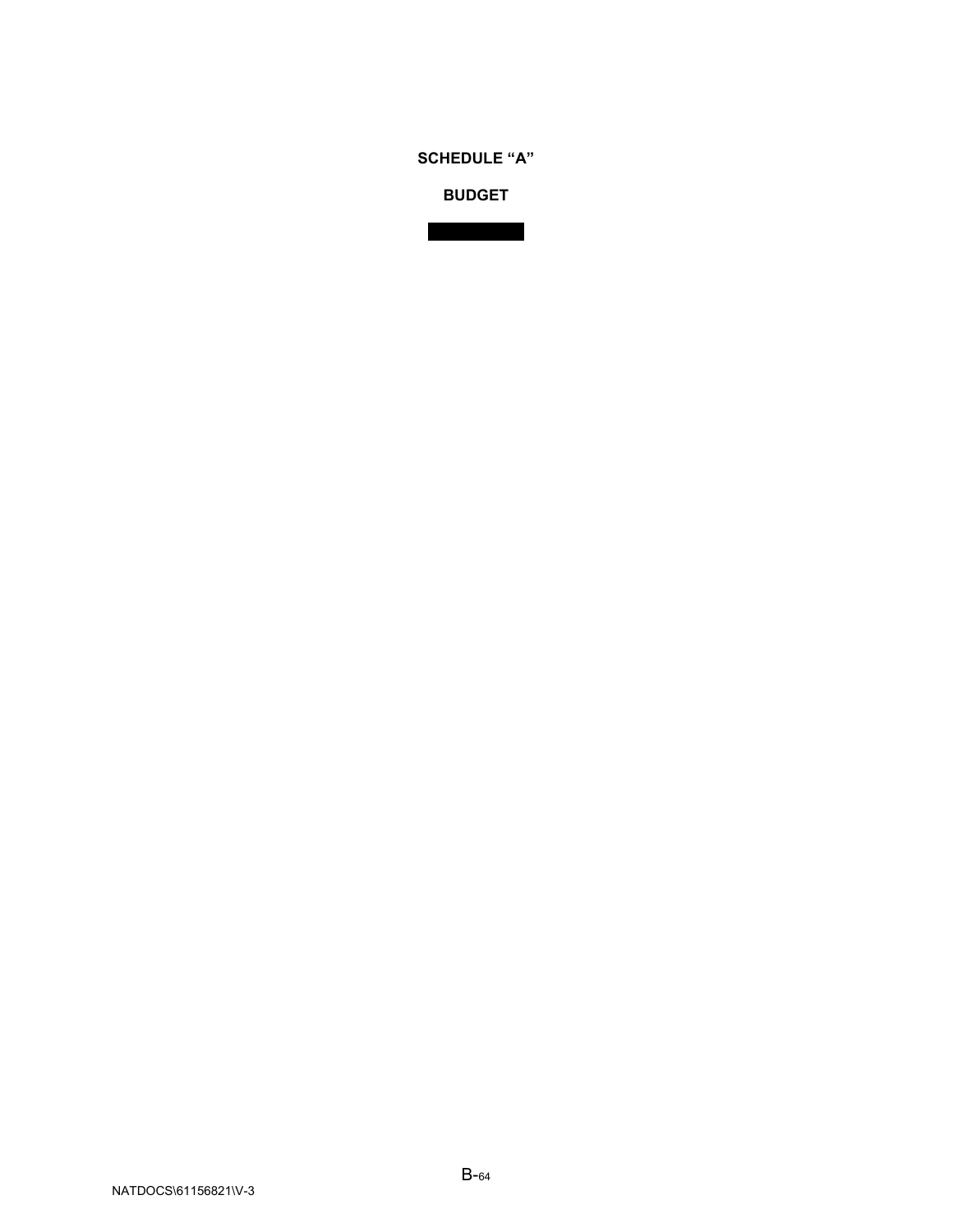**SCHEDULE "A"**

**BUDGET**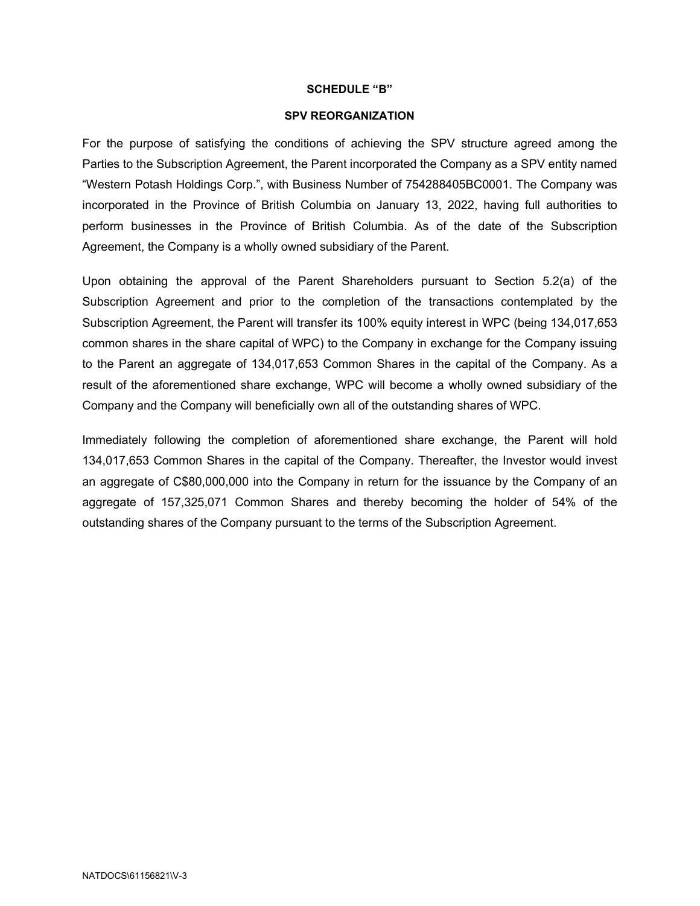**SCHEDULE "B"**

**SPV REORGANIZATION**

For the purpose of satisfying the conditions of achieving the SPV structure agreed among the Parties to the Subscription Agreement, the Parent incorporated the Company as a SPV entity named "Western Potash Holdings Corp.", with Business Number of 754288405BC0001. The Company was incorporated in the Province of British Columbia on January 13, 2022, having full authorities to perform businesses in the Province of British Columbia. As of the date of the Subscription Agreement, the Company is a wholly owned subsidiary of the Parent.

Upon obtaining the approval of the Parent Shareholders pursuant to Section 5.2(a) of the Subscription Agreement and prior to the completion of the transactions contemplated by the Subscription Agreement, the Parent will transfer its 100% equity interest in WPC (being 134,017,653 common shares in the share capital of WPC) to the Company in exchange for the Company issuing to the Parent an aggregate of 134,017,653 Common Shares in the capital of the Company. As a result of the aforementioned share exchange, WPC will become a wholly owned subsidiary of the Company and the Company will beneficially own all of the outstanding shares of WPC.

Immediately following the completion of aforementioned share exchange, the Parent will hold 134,017,653 Common Shares in the capital of the Company. Thereafter, the Investor would invest an aggregate of C$80,000,000 into the Company in return for the issuance by the Company of an aggregate of 157,325,071 Common Shares and thereby becoming the holder of 54% of the outstanding shares of the Company pursuant to the terms of the Subscription Agreement.